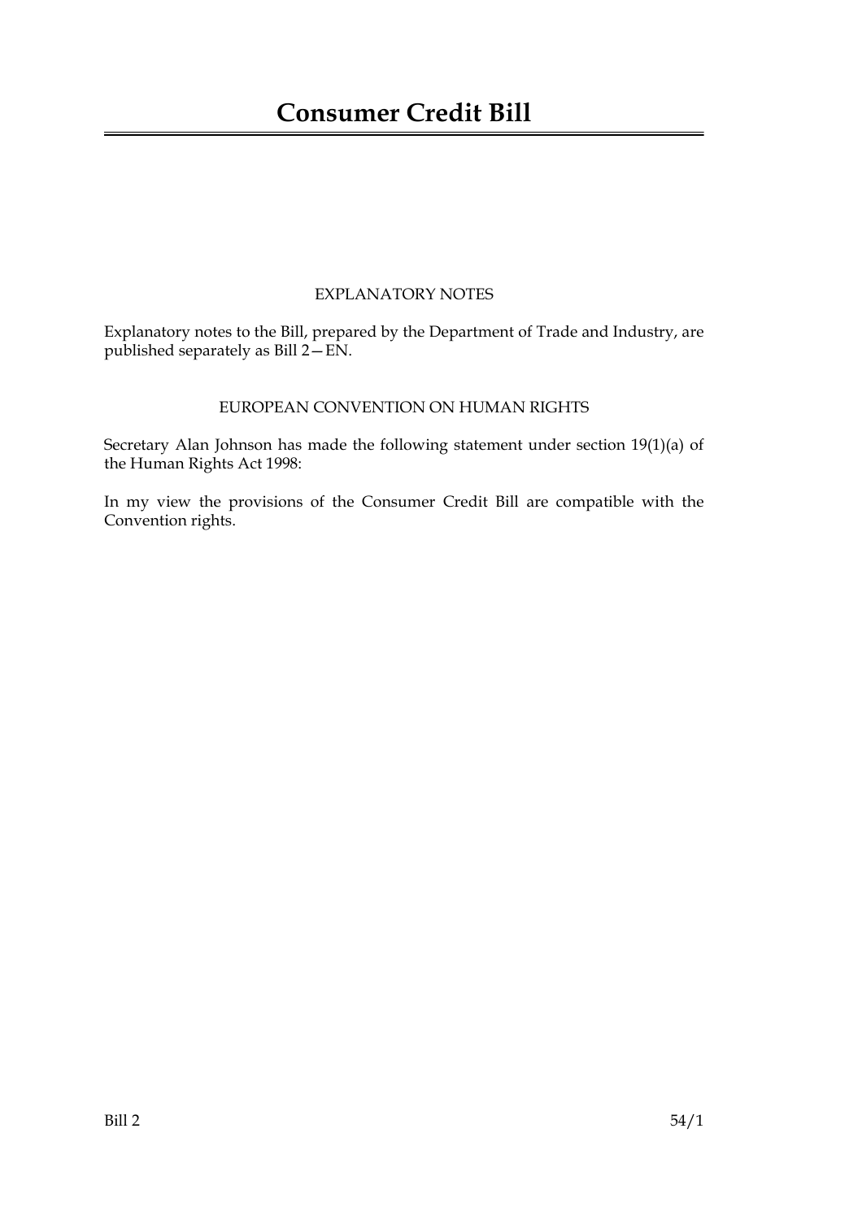# Consumer Credit Bill

EXPLANATORY NOTES

Explanatory notes to the Bill, prepared by the Department of Trade and Industry, are published separately as Bill 2—EN.

EUROPEAN CONVENTION ON HUMAN RIGHTS

Secretary Alan Johnson has made the following statement under section 19(1)(a) of the Human Rights Act 1998:

In my view the provisions of the Consumer Credit Bill are compatible with the Convention rights.

Bill 2 54/1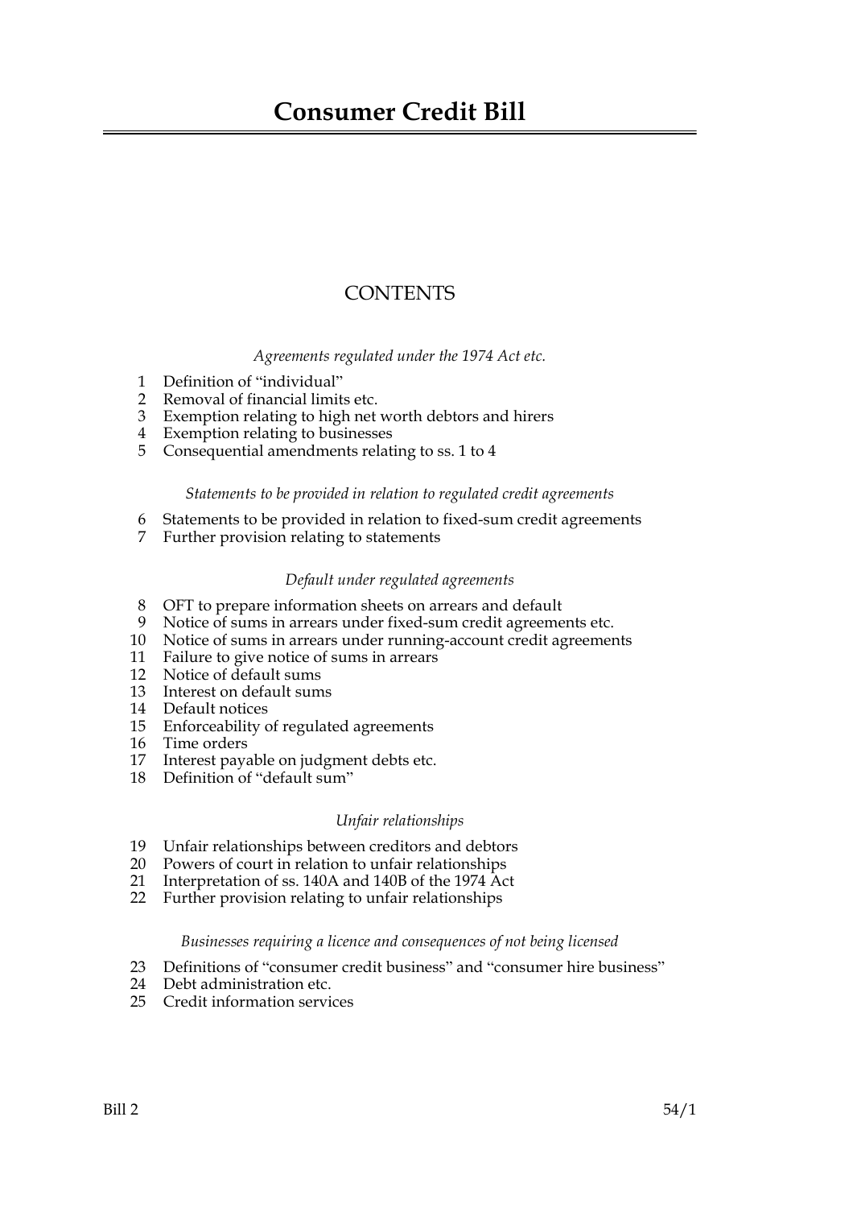# Consumer Credit Bill

## CONTENTS

*Agreements regulated under the 1974 Act etc.*

1 Definition of "individual"
2 Removal of financial limits etc.
3 Exemption relating to high net worth debtors and hirers
4 Exemption relating to businesses
5 Consequential amendments relating to ss. 1 to 4

*Statements to be provided in relation to regulated credit agreements*

6 Statements to be provided in relation to fixed-sum credit agreements
7 Further provision relating to statements

*Default under regulated agreements*

8 OFT to prepare information sheets on arrears and default
9 Notice of sums in arrears under fixed-sum credit agreements etc.
10 Notice of sums in arrears under running-account credit agreements
11 Failure to give notice of sums in arrears
12 Notice of default sums
13 Interest on default sums
14 Default notices
15 Enforceability of regulated agreements
16 Time orders
17 Interest payable on judgment debts etc.
18 Definition of "default sum"

*Unfair relationships*

19 Unfair relationships between creditors and debtors
20 Powers of court in relation to unfair relationships
21 Interpretation of ss. 140A and 140B of the 1974 Act
22 Further provision relating to unfair relationships

*Businesses requiring a licence and consequences of not being licensed*

23 Definitions of "consumer credit business" and "consumer hire business"
24 Debt administration etc.
25 Credit information services

Bill 2 54/1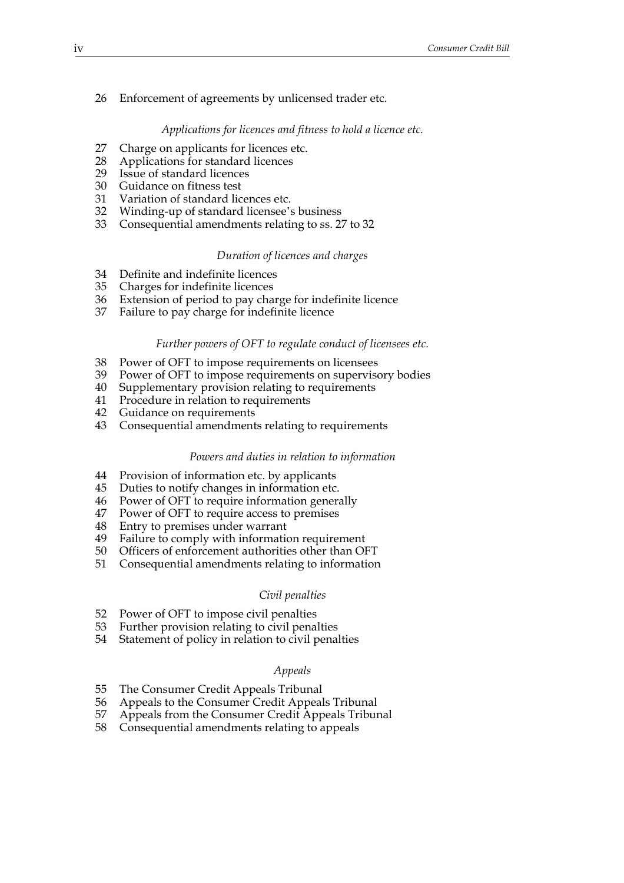26 Enforcement of agreements by unlicensed trader etc.

*Applications for licences and fitness to hold a licence etc.*

27 Charge on applicants for licences etc.
28 Applications for standard licences
29 Issue of standard licences
30 Guidance on fitness test
31 Variation of standard licences etc.
32 Winding-up of standard licensee's business
33 Consequential amendments relating to ss. 27 to 32

*Duration of licences and charges*

34 Definite and indefinite licences
35 Charges for indefinite licences
36 Extension of period to pay charge for indefinite licence
37 Failure to pay charge for indefinite licence

*Further powers of OFT to regulate conduct of licensees etc.*

38 Power of OFT to impose requirements on licensees
39 Power of OFT to impose requirements on supervisory bodies
40 Supplementary provision relating to requirements
41 Procedure in relation to requirements
42 Guidance on requirements
43 Consequential amendments relating to requirements

*Powers and duties in relation to information*

44 Provision of information etc. by applicants
45 Duties to notify changes in information etc.
46 Power of OFT to require information generally
47 Power of OFT to require access to premises
48 Entry to premises under warrant
49 Failure to comply with information requirement
50 Officers of enforcement authorities other than OFT
51 Consequential amendments relating to information

*Civil penalties*

52 Power of OFT to impose civil penalties
53 Further provision relating to civil penalties
54 Statement of policy in relation to civil penalties

*Appeals*

55 The Consumer Credit Appeals Tribunal
56 Appeals to the Consumer Credit Appeals Tribunal
57 Appeals from the Consumer Credit Appeals Tribunal
58 Consequential amendments relating to appeals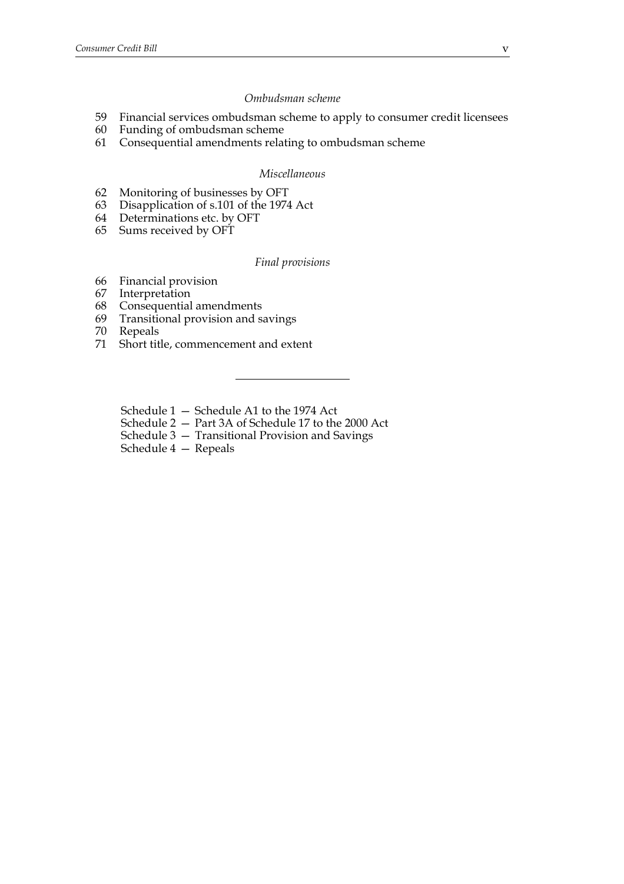*Ombudsman scheme*

59 Financial services ombudsman scheme to apply to consumer credit licensees
60 Funding of ombudsman scheme
61 Consequential amendments relating to ombudsman scheme

*Miscellaneous*

62 Monitoring of businesses by OFT
63 Disapplication of s.101 of the 1974 Act
64 Determinations etc. by OFT
65 Sums received by OFT

*Final provisions*

66 Financial provision
67 Interpretation
68 Consequential amendments
69 Transitional provision and savings
70 Repeals
71 Short title, commencement and extent

---

Schedule 1 — Schedule A1 to the 1974 Act
Schedule 2 — Part 3A of Schedule 17 to the 2000 Act
Schedule 3 — Transitional Provision and Savings
Schedule 4 — Repeals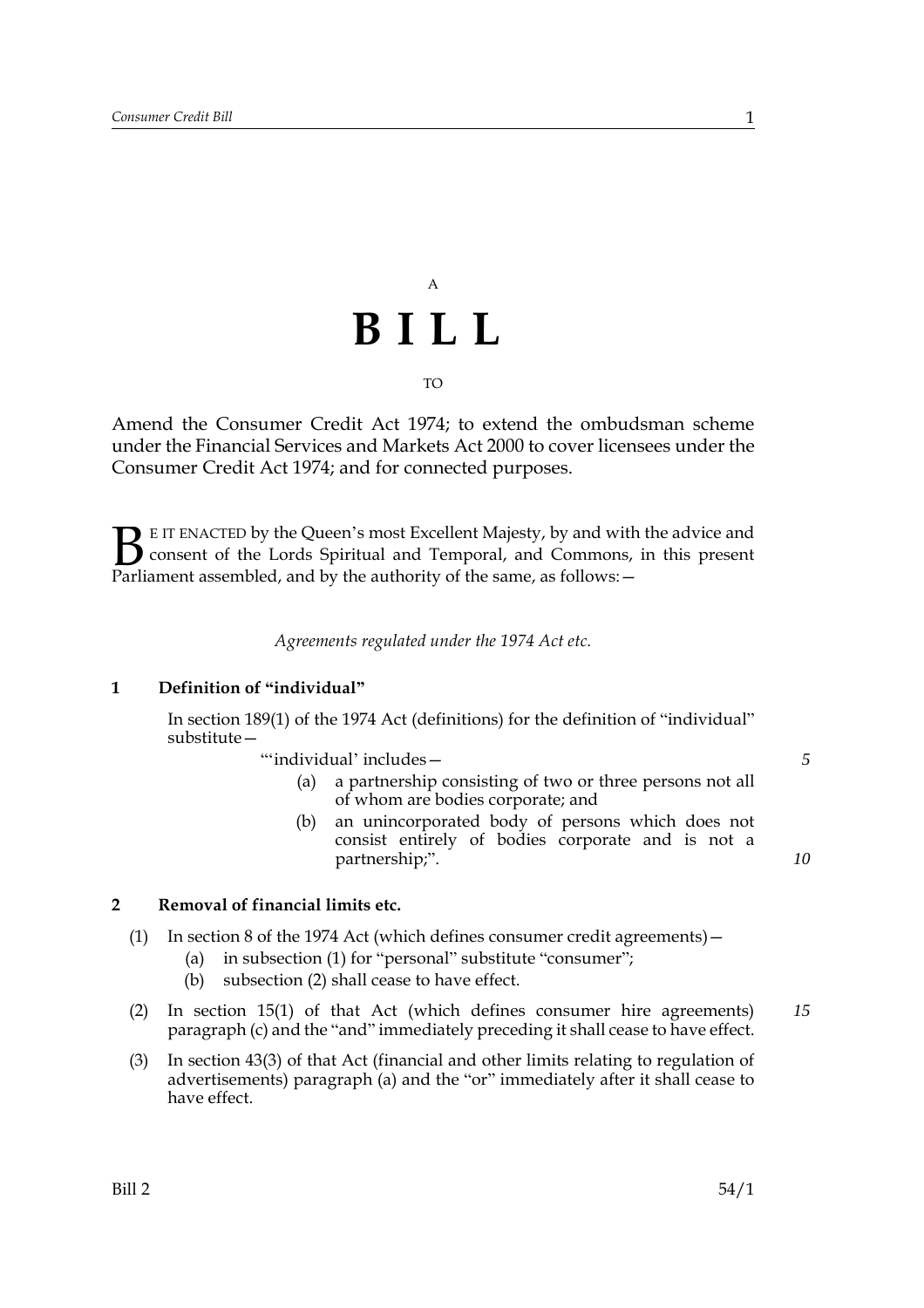A

# B I L L

TO

Amend the Consumer Credit Act 1974; to extend the ombudsman scheme under the Financial Services and Markets Act 2000 to cover licensees under the Consumer Credit Act 1974; and for connected purposes.

BE IT ENACTED by the Queen's most Excellent Majesty, by and with the advice and consent of the Lords Spiritual and Temporal, and Commons, in this present Parliament assembled, and by the authority of the same, as follows:—

*Agreements regulated under the 1974 Act etc.*

### 1 Definition of "individual"

In section 189(1) of the 1974 Act (definitions) for the definition of "individual" substitute—

"'individual' includes—

(a) a partnership consisting of two or three persons not all of whom are bodies corporate; and

(b) an unincorporated body of persons which does not consist entirely of bodies corporate and is not a partnership;".

### 2 Removal of financial limits etc.

(1) In section 8 of the 1974 Act (which defines consumer credit agreements)—

(a) in subsection (1) for "personal" substitute "consumer";

(b) subsection (2) shall cease to have effect.

(2) In section 15(1) of that Act (which defines consumer hire agreements) paragraph (c) and the "and" immediately preceding it shall cease to have effect.

(3) In section 43(3) of that Act (financial and other limits relating to regulation of advertisements) paragraph (a) and the "or" immediately after it shall cease to have effect.

Bill 2 54/1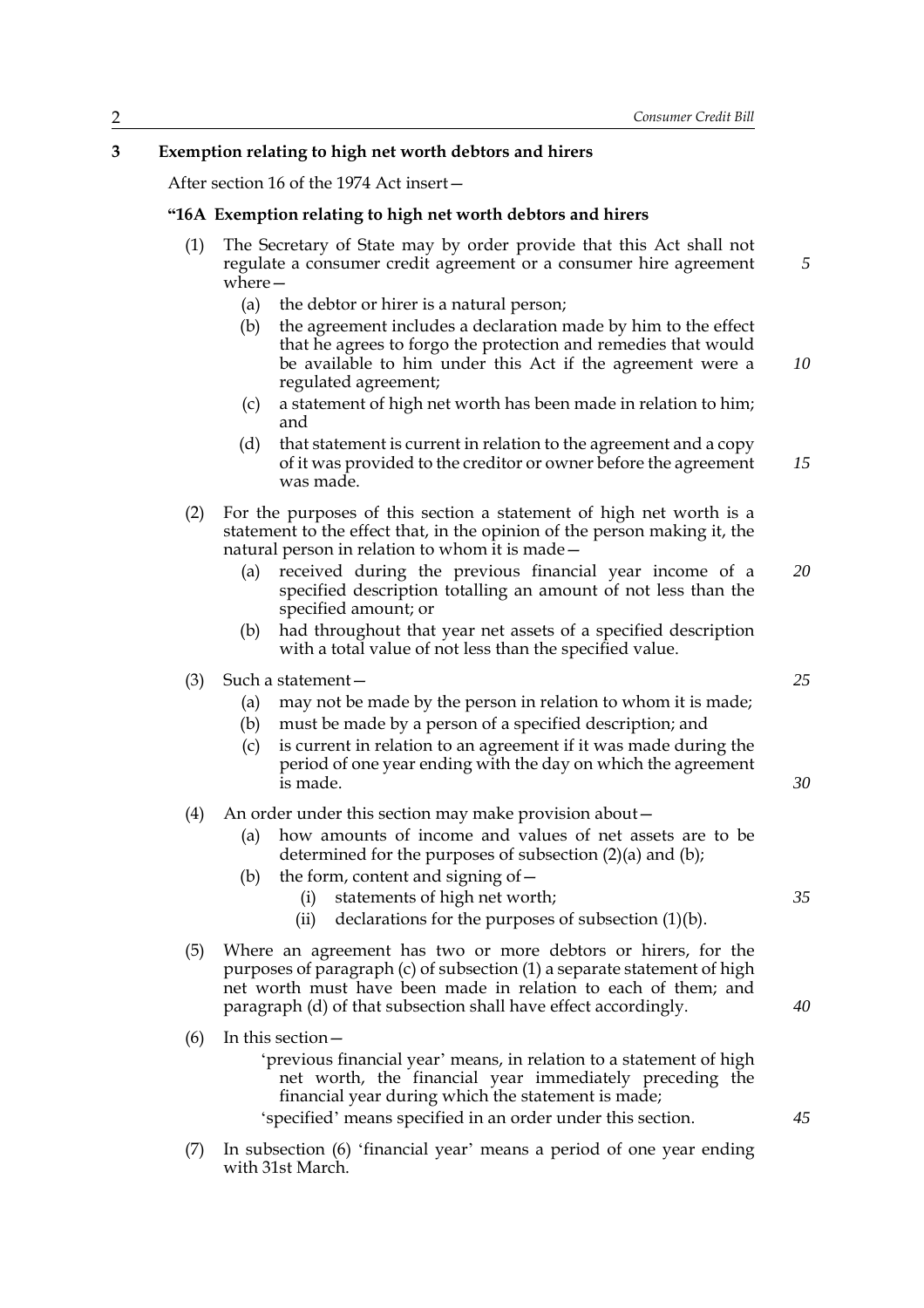## 3 Exemption relating to high net worth debtors and hirers

After section 16 of the 1974 Act insert—

### "16A Exemption relating to high net worth debtors and hirers

(1) The Secretary of State may by order provide that this Act shall not regulate a consumer credit agreement or a consumer hire agreement where—

  (a) the debtor or hirer is a natural person;

  (b) the agreement includes a declaration made by him to the effect that he agrees to forgo the protection and remedies that would be available to him under this Act if the agreement were a regulated agreement;

  (c) a statement of high net worth has been made in relation to him; and

  (d) that statement is current in relation to the agreement and a copy of it was provided to the creditor or owner before the agreement was made.

(2) For the purposes of this section a statement of high net worth is a statement to the effect that, in the opinion of the person making it, the natural person in relation to whom it is made—

  (a) received during the previous financial year income of a specified description totalling an amount of not less than the specified amount; or

  (b) had throughout that year net assets of a specified description with a total value of not less than the specified value.

(3) Such a statement—

  (a) may not be made by the person in relation to whom it is made;

  (b) must be made by a person of a specified description; and

  (c) is current in relation to an agreement if it was made during the period of one year ending with the day on which the agreement is made.

(4) An order under this section may make provision about—

  (a) how amounts of income and values of net assets are to be determined for the purposes of subsection (2)(a) and (b);

  (b) the form, content and signing of—

    (i) statements of high net worth;

    (ii) declarations for the purposes of subsection (1)(b).

(5) Where an agreement has two or more debtors or hirers, for the purposes of paragraph (c) of subsection (1) a separate statement of high net worth must have been made in relation to each of them; and paragraph (d) of that subsection shall have effect accordingly.

(6) In this section—

  'previous financial year' means, in relation to a statement of high net worth, the financial year immediately preceding the financial year during which the statement is made;

  'specified' means specified in an order under this section.

(7) In subsection (6) 'financial year' means a period of one year ending with 31st March.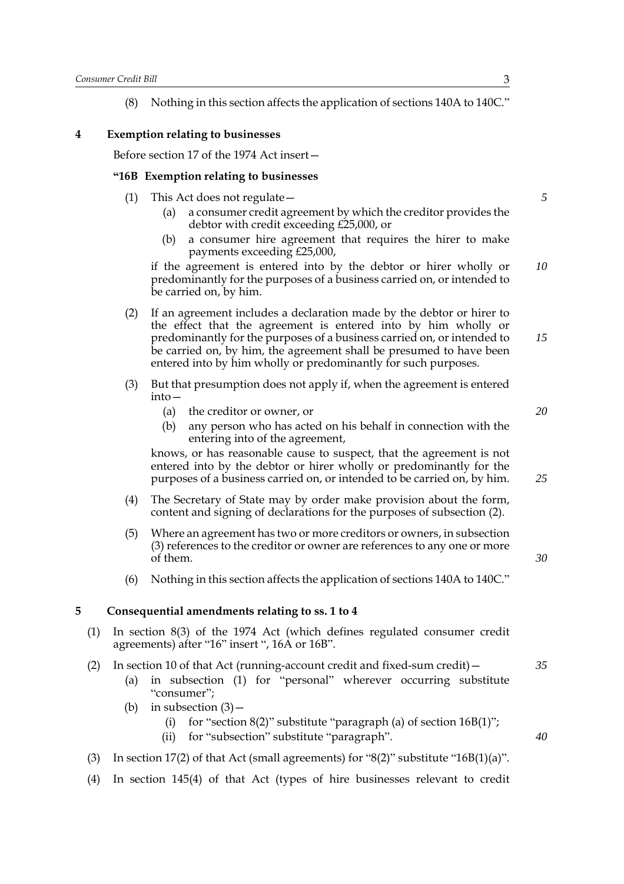(8) Nothing in this section affects the application of sections 140A to 140C."

**4 Exemption relating to businesses**

Before section 17 of the 1974 Act insert—

**"16B Exemption relating to businesses**

(1) This Act does not regulate—

(a) a consumer credit agreement by which the creditor provides the debtor with credit exceeding £25,000, or

(b) a consumer hire agreement that requires the hirer to make payments exceeding £25,000,

if the agreement is entered into by the debtor or hirer wholly or predominantly for the purposes of a business carried on, or intended to be carried on, by him.

(2) If an agreement includes a declaration made by the debtor or hirer to the effect that the agreement is entered into by him wholly or predominantly for the purposes of a business carried on, or intended to be carried on, by him, the agreement shall be presumed to have been entered into by him wholly or predominantly for such purposes.

(3) But that presumption does not apply if, when the agreement is entered into—

(a) the creditor or owner, or

(b) any person who has acted on his behalf in connection with the entering into of the agreement,

knows, or has reasonable cause to suspect, that the agreement is not entered into by the debtor or hirer wholly or predominantly for the purposes of a business carried on, or intended to be carried on, by him.

(4) The Secretary of State may by order make provision about the form, content and signing of declarations for the purposes of subsection (2).

(5) Where an agreement has two or more creditors or owners, in subsection (3) references to the creditor or owner are references to any one or more of them.

(6) Nothing in this section affects the application of sections 140A to 140C."

**5 Consequential amendments relating to ss. 1 to 4**

(1) In section 8(3) of the 1974 Act (which defines regulated consumer credit agreements) after "16" insert ", 16A or 16B".

(2) In section 10 of that Act (running-account credit and fixed-sum credit)—

(a) in subsection (1) for "personal" wherever occurring substitute "consumer";

(b) in subsection (3)—

(i) for "section 8(2)" substitute "paragraph (a) of section 16B(1)";

(ii) for "subsection" substitute "paragraph".

(3) In section 17(2) of that Act (small agreements) for "8(2)" substitute "16B(1)(a)".

(4) In section 145(4) of that Act (types of hire businesses relevant to credit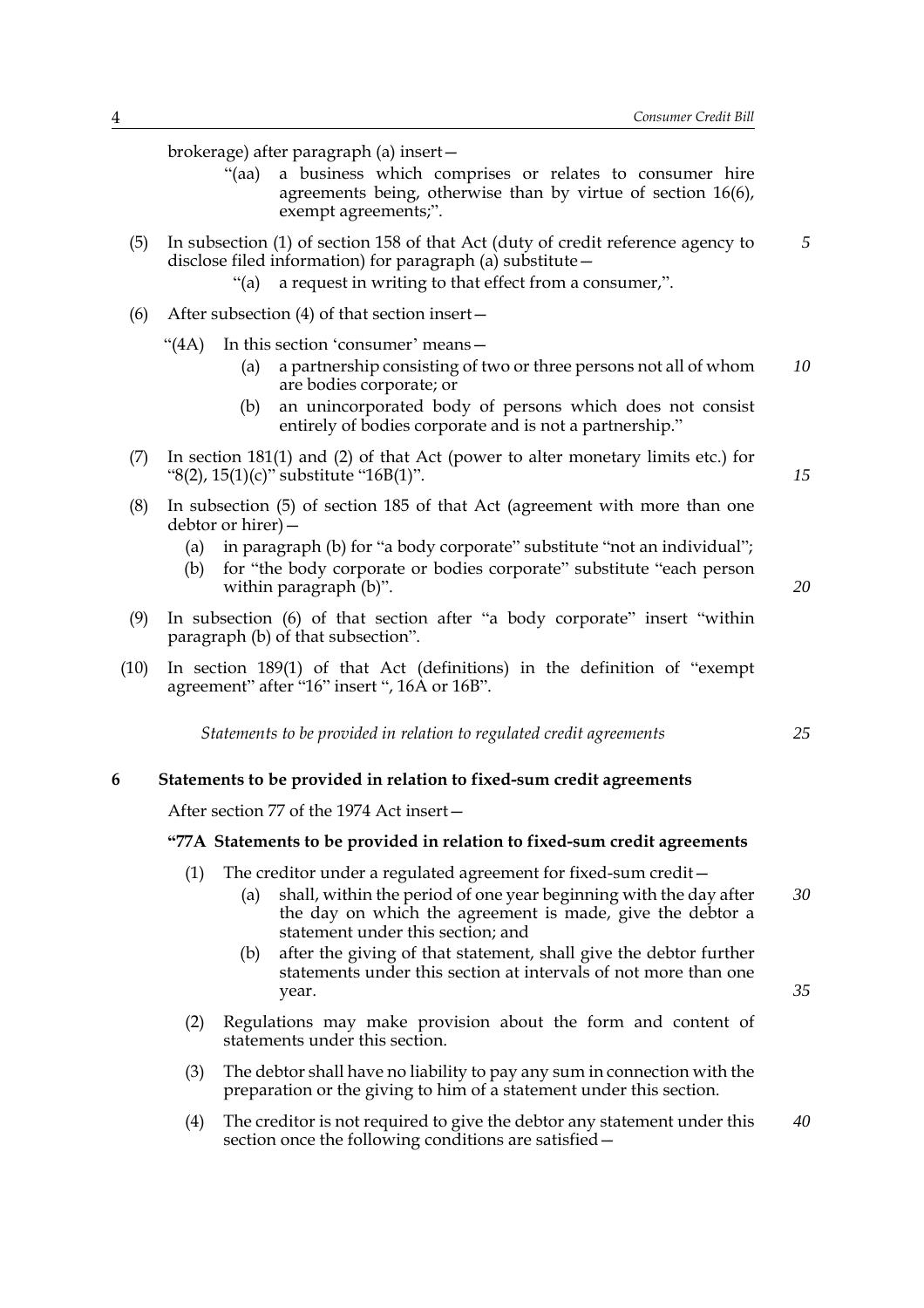brokerage) after paragraph (a) insert—

> "(aa) a business which comprises or relates to consumer hire agreements being, otherwise than by virtue of section 16(6), exempt agreements;".

(5) In subsection (1) of section 158 of that Act (duty of credit reference agency to disclose filed information) for paragraph (a) substitute—

> "(a) a request in writing to that effect from a consumer,".

(6) After subsection (4) of that section insert—

> "(4A) In this section 'consumer' means—
>
> (a) a partnership consisting of two or three persons not all of whom are bodies corporate; or
>
> (b) an unincorporated body of persons which does not consist entirely of bodies corporate and is not a partnership."

(7) In section 181(1) and (2) of that Act (power to alter monetary limits etc.) for "8(2), 15(1)(c)" substitute "16B(1)".

(8) In subsection (5) of section 185 of that Act (agreement with more than one debtor or hirer)—

(a) in paragraph (b) for "a body corporate" substitute "not an individual";

(b) for "the body corporate or bodies corporate" substitute "each person within paragraph (b)".

(9) In subsection (6) of that section after "a body corporate" insert "within paragraph (b) of that subsection".

(10) In section 189(1) of that Act (definitions) in the definition of "exempt agreement" after "16" insert ", 16A or 16B".

*Statements to be provided in relation to regulated credit agreements*

### 6 Statements to be provided in relation to fixed-sum credit agreements

After section 77 of the 1974 Act insert—

#### "77A Statements to be provided in relation to fixed-sum credit agreements

(1) The creditor under a regulated agreement for fixed-sum credit—

(a) shall, within the period of one year beginning with the day after the day on which the agreement is made, give the debtor a statement under this section; and

(b) after the giving of that statement, shall give the debtor further statements under this section at intervals of not more than one year.

(2) Regulations may make provision about the form and content of statements under this section.

(3) The debtor shall have no liability to pay any sum in connection with the preparation or the giving to him of a statement under this section.

(4) The creditor is not required to give the debtor any statement under this section once the following conditions are satisfied—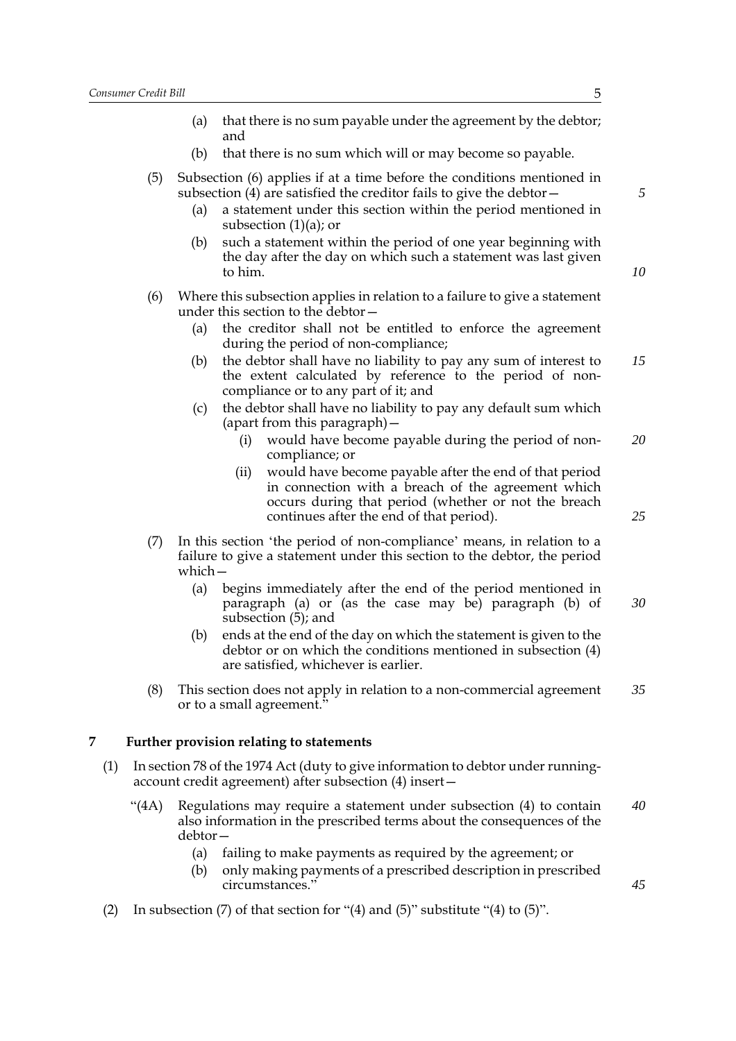(a) that there is no sum payable under the agreement by the debtor; and

(b) that there is no sum which will or may become so payable.

(5) Subsection (6) applies if at a time before the conditions mentioned in subsection (4) are satisfied the creditor fails to give the debtor—

(a) a statement under this section within the period mentioned in subsection (1)(a); or

(b) such a statement within the period of one year beginning with the day after the day on which such a statement was last given to him.

(6) Where this subsection applies in relation to a failure to give a statement under this section to the debtor—

(a) the creditor shall not be entitled to enforce the agreement during the period of non-compliance;

(b) the debtor shall have no liability to pay any sum of interest to the extent calculated by reference to the period of non-compliance or to any part of it; and

(c) the debtor shall have no liability to pay any default sum which (apart from this paragraph)—

(i) would have become payable during the period of non-compliance; or

(ii) would have become payable after the end of that period in connection with a breach of the agreement which occurs during that period (whether or not the breach continues after the end of that period).

(7) In this section 'the period of non-compliance' means, in relation to a failure to give a statement under this section to the debtor, the period which—

(a) begins immediately after the end of the period mentioned in paragraph (a) or (as the case may be) paragraph (b) of subsection (5); and

(b) ends at the end of the day on which the statement is given to the debtor or on which the conditions mentioned in subsection (4) are satisfied, whichever is earlier.

(8) This section does not apply in relation to a non-commercial agreement or to a small agreement."

**7 Further provision relating to statements**

(1) In section 78 of the 1974 Act (duty to give information to debtor under running-account credit agreement) after subsection (4) insert—

"(4A) Regulations may require a statement under subsection (4) to contain also information in the prescribed terms about the consequences of the debtor—

(a) failing to make payments as required by the agreement; or

(b) only making payments of a prescribed description in prescribed circumstances."

(2) In subsection (7) of that section for "(4) and (5)" substitute "(4) to (5)".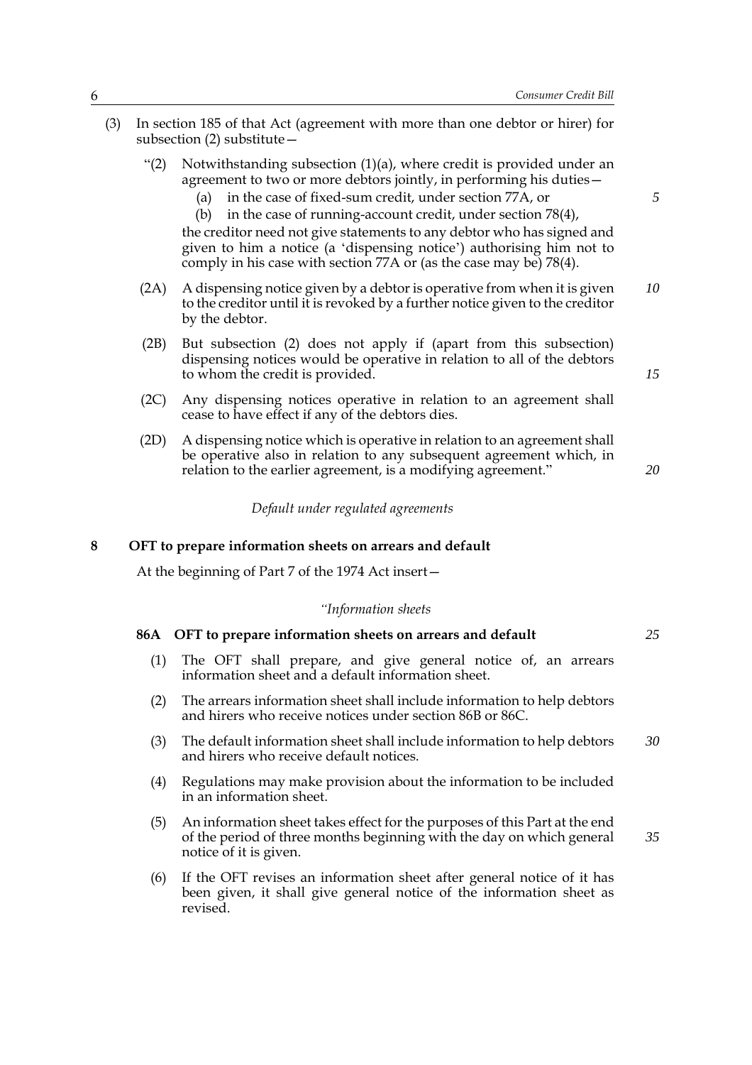(3) In section 185 of that Act (agreement with more than one debtor or hirer) for subsection (2) substitute—

"(2) Notwithstanding subsection (1)(a), where credit is provided under an agreement to two or more debtors jointly, in performing his duties—

(a) in the case of fixed-sum credit, under section 77A, or

(b) in the case of running-account credit, under section 78(4),

the creditor need not give statements to any debtor who has signed and given to him a notice (a 'dispensing notice') authorising him not to comply in his case with section 77A or (as the case may be) 78(4).

(2A) A dispensing notice given by a debtor is operative from when it is given to the creditor until it is revoked by a further notice given to the creditor by the debtor.

(2B) But subsection (2) does not apply if (apart from this subsection) dispensing notices would be operative in relation to all of the debtors to whom the credit is provided.

(2C) Any dispensing notices operative in relation to an agreement shall cease to have effect if any of the debtors dies.

(2D) A dispensing notice which is operative in relation to an agreement shall be operative also in relation to any subsequent agreement which, in relation to the earlier agreement, is a modifying agreement."

*Default under regulated agreements*

## 8 OFT to prepare information sheets on arrears and default

At the beginning of Part 7 of the 1974 Act insert—

*"Information sheets*

### 86A OFT to prepare information sheets on arrears and default

(1) The OFT shall prepare, and give general notice of, an arrears information sheet and a default information sheet.

(2) The arrears information sheet shall include information to help debtors and hirers who receive notices under section 86B or 86C.

(3) The default information sheet shall include information to help debtors and hirers who receive default notices.

(4) Regulations may make provision about the information to be included in an information sheet.

(5) An information sheet takes effect for the purposes of this Part at the end of the period of three months beginning with the day on which general notice of it is given.

(6) If the OFT revises an information sheet after general notice of it has been given, it shall give general notice of the information sheet as revised.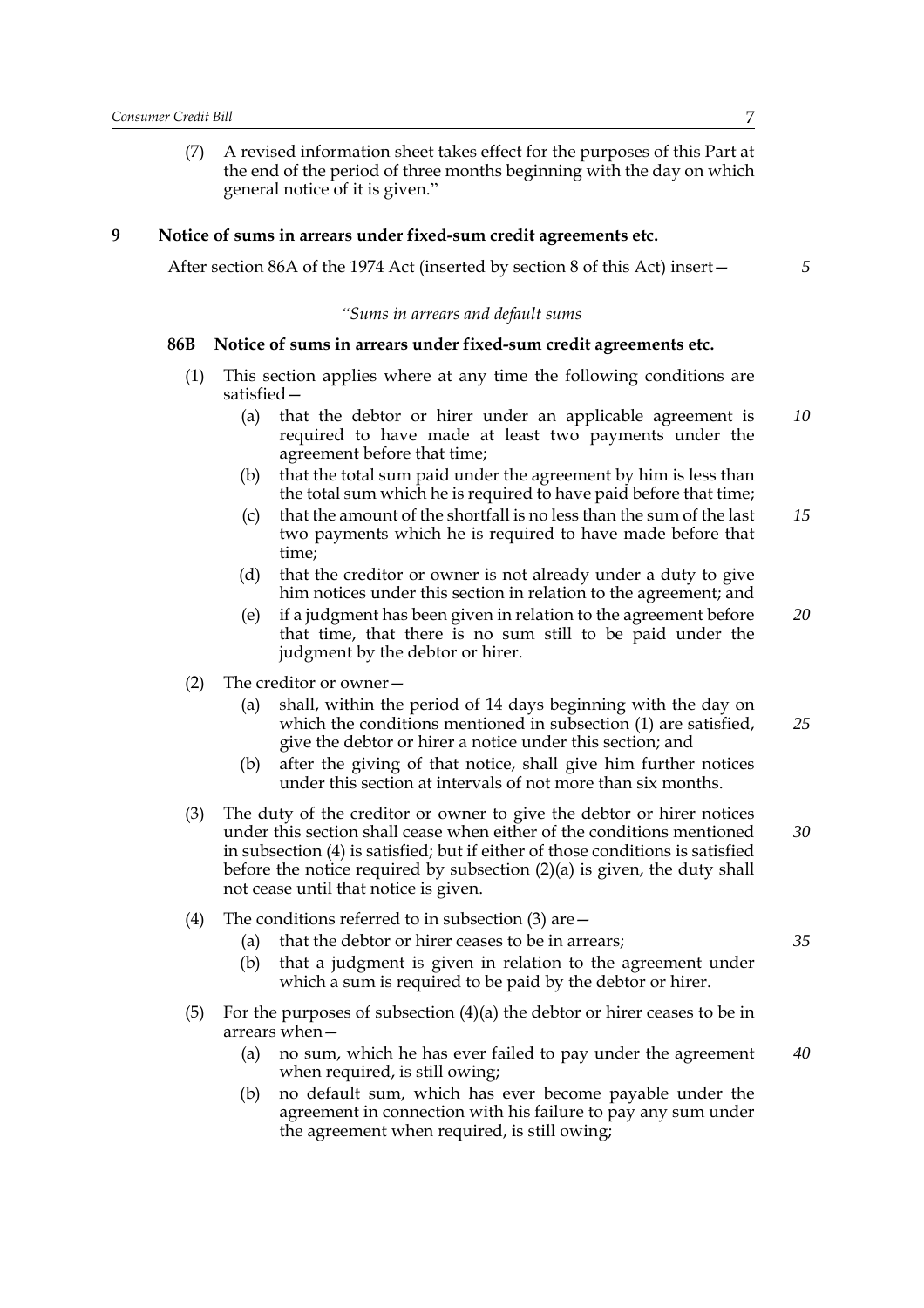(7) A revised information sheet takes effect for the purposes of this Part at the end of the period of three months beginning with the day on which general notice of it is given."

### 9 Notice of sums in arrears under fixed-sum credit agreements etc.

After section 86A of the 1974 Act (inserted by section 8 of this Act) insert—

*"Sums in arrears and default sums*

#### 86B Notice of sums in arrears under fixed-sum credit agreements etc.

(1) This section applies where at any time the following conditions are satisfied—

  (a) that the debtor or hirer under an applicable agreement is required to have made at least two payments under the agreement before that time;

  (b) that the total sum paid under the agreement by him is less than the total sum which he is required to have paid before that time;

  (c) that the amount of the shortfall is no less than the sum of the last two payments which he is required to have made before that time;

  (d) that the creditor or owner is not already under a duty to give him notices under this section in relation to the agreement; and

  (e) if a judgment has been given in relation to the agreement before that time, that there is no sum still to be paid under the judgment by the debtor or hirer.

(2) The creditor or owner—

  (a) shall, within the period of 14 days beginning with the day on which the conditions mentioned in subsection (1) are satisfied, give the debtor or hirer a notice under this section; and

  (b) after the giving of that notice, shall give him further notices under this section at intervals of not more than six months.

(3) The duty of the creditor or owner to give the debtor or hirer notices under this section shall cease when either of the conditions mentioned in subsection (4) is satisfied; but if either of those conditions is satisfied before the notice required by subsection (2)(a) is given, the duty shall not cease until that notice is given.

(4) The conditions referred to in subsection (3) are—

  (a) that the debtor or hirer ceases to be in arrears;

  (b) that a judgment is given in relation to the agreement under which a sum is required to be paid by the debtor or hirer.

(5) For the purposes of subsection (4)(a) the debtor or hirer ceases to be in arrears when—

  (a) no sum, which he has ever failed to pay under the agreement when required, is still owing;

  (b) no default sum, which has ever become payable under the agreement in connection with his failure to pay any sum under the agreement when required, is still owing;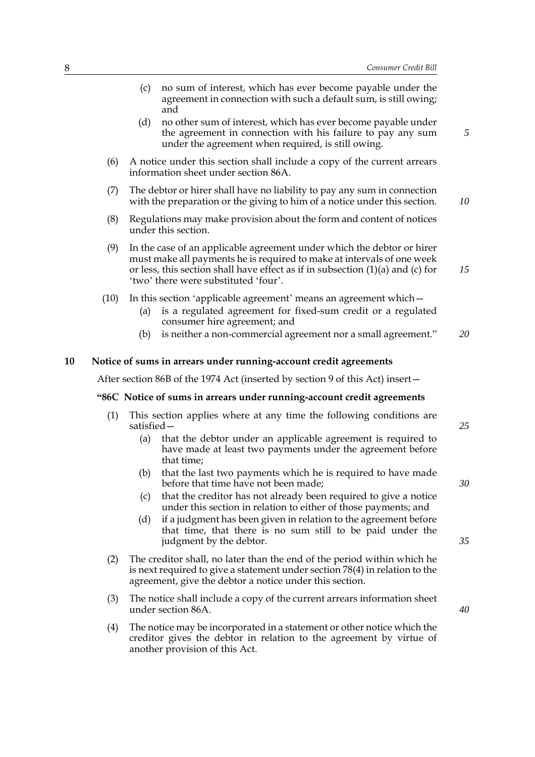(c) no sum of interest, which has ever become payable under the agreement in connection with such a default sum, is still owing; and

(d) no other sum of interest, which has ever become payable under the agreement in connection with his failure to pay any sum under the agreement when required, is still owing.

(6) A notice under this section shall include a copy of the current arrears information sheet under section 86A.

(7) The debtor or hirer shall have no liability to pay any sum in connection with the preparation or the giving to him of a notice under this section.

(8) Regulations may make provision about the form and content of notices under this section.

(9) In the case of an applicable agreement under which the debtor or hirer must make all payments he is required to make at intervals of one week or less, this section shall have effect as if in subsection (1)(a) and (c) for 'two' there were substituted 'four'.

(10) In this section 'applicable agreement' means an agreement which—

(a) is a regulated agreement for fixed-sum credit or a regulated consumer hire agreement; and

(b) is neither a non-commercial agreement nor a small agreement."

## 10 Notice of sums in arrears under running-account credit agreements

After section 86B of the 1974 Act (inserted by section 9 of this Act) insert—

### "86C Notice of sums in arrears under running-account credit agreements

(1) This section applies where at any time the following conditions are satisfied—

(a) that the debtor under an applicable agreement is required to have made at least two payments under the agreement before that time;

(b) that the last two payments which he is required to have made before that time have not been made;

(c) that the creditor has not already been required to give a notice under this section in relation to either of those payments; and

(d) if a judgment has been given in relation to the agreement before that time, that there is no sum still to be paid under the judgment by the debtor.

(2) The creditor shall, no later than the end of the period within which he is next required to give a statement under section 78(4) in relation to the agreement, give the debtor a notice under this section.

(3) The notice shall include a copy of the current arrears information sheet under section 86A.

(4) The notice may be incorporated in a statement or other notice which the creditor gives the debtor in relation to the agreement by virtue of another provision of this Act.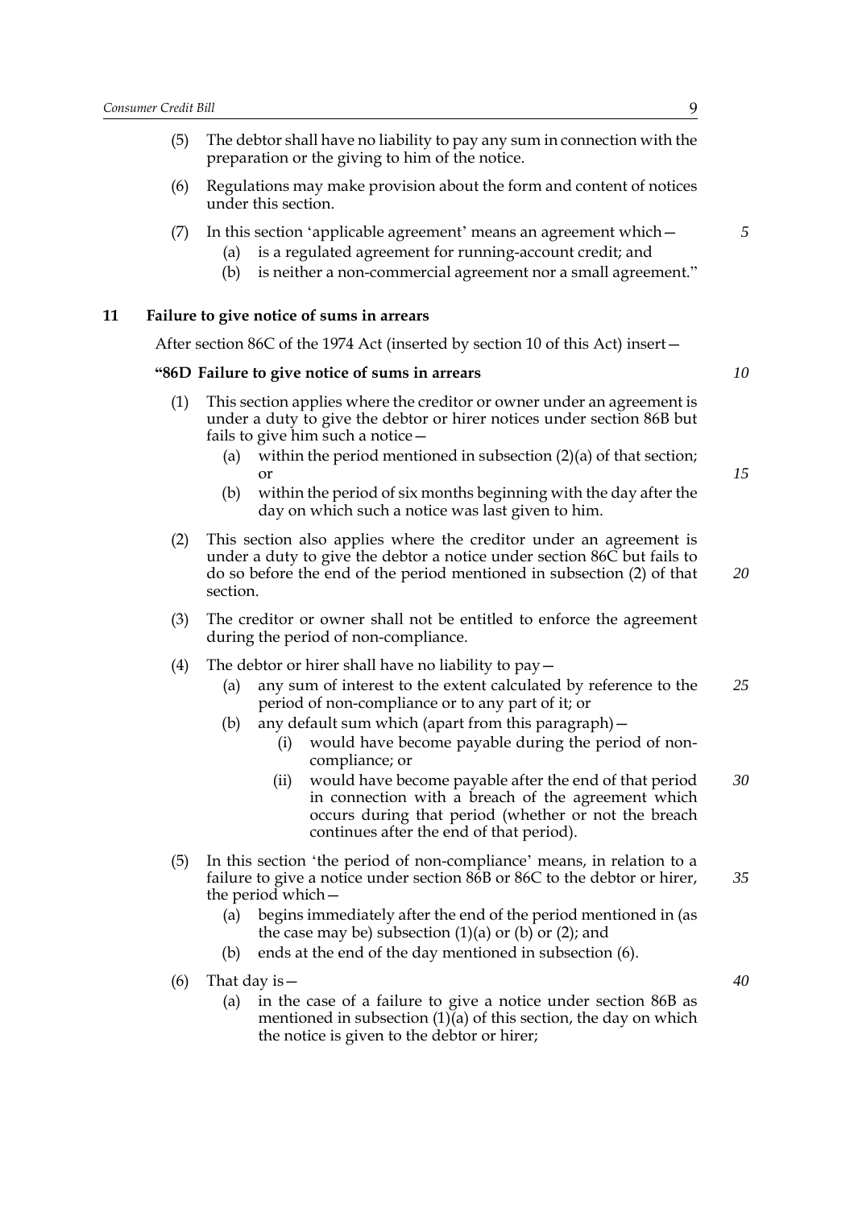(5) The debtor shall have no liability to pay any sum in connection with the preparation or the giving to him of the notice.

(6) Regulations may make provision about the form and content of notices under this section.

(7) In this section 'applicable agreement' means an agreement which—

   (a) is a regulated agreement for running-account credit; and

   (b) is neither a non-commercial agreement nor a small agreement."

### 11 Failure to give notice of sums in arrears

After section 86C of the 1974 Act (inserted by section 10 of this Act) insert—

**"86D Failure to give notice of sums in arrears**

(1) This section applies where the creditor or owner under an agreement is under a duty to give the debtor or hirer notices under section 86B but fails to give him such a notice—

   (a) within the period mentioned in subsection (2)(a) of that section; or

   (b) within the period of six months beginning with the day after the day on which such a notice was last given to him.

(2) This section also applies where the creditor under an agreement is under a duty to give the debtor a notice under section 86C but fails to do so before the end of the period mentioned in subsection (2) of that section.

(3) The creditor or owner shall not be entitled to enforce the agreement during the period of non-compliance.

(4) The debtor or hirer shall have no liability to pay—

   (a) any sum of interest to the extent calculated by reference to the period of non-compliance or to any part of it; or

   (b) any default sum which (apart from this paragraph)—

      (i) would have become payable during the period of non-compliance; or

      (ii) would have become payable after the end of that period in connection with a breach of the agreement which occurs during that period (whether or not the breach continues after the end of that period).

(5) In this section 'the period of non-compliance' means, in relation to a failure to give a notice under section 86B or 86C to the debtor or hirer, the period which—

   (a) begins immediately after the end of the period mentioned in (as the case may be) subsection (1)(a) or (b) or (2); and

   (b) ends at the end of the day mentioned in subsection (6).

(6) That day is—

   (a) in the case of a failure to give a notice under section 86B as mentioned in subsection (1)(a) of this section, the day on which the notice is given to the debtor or hirer;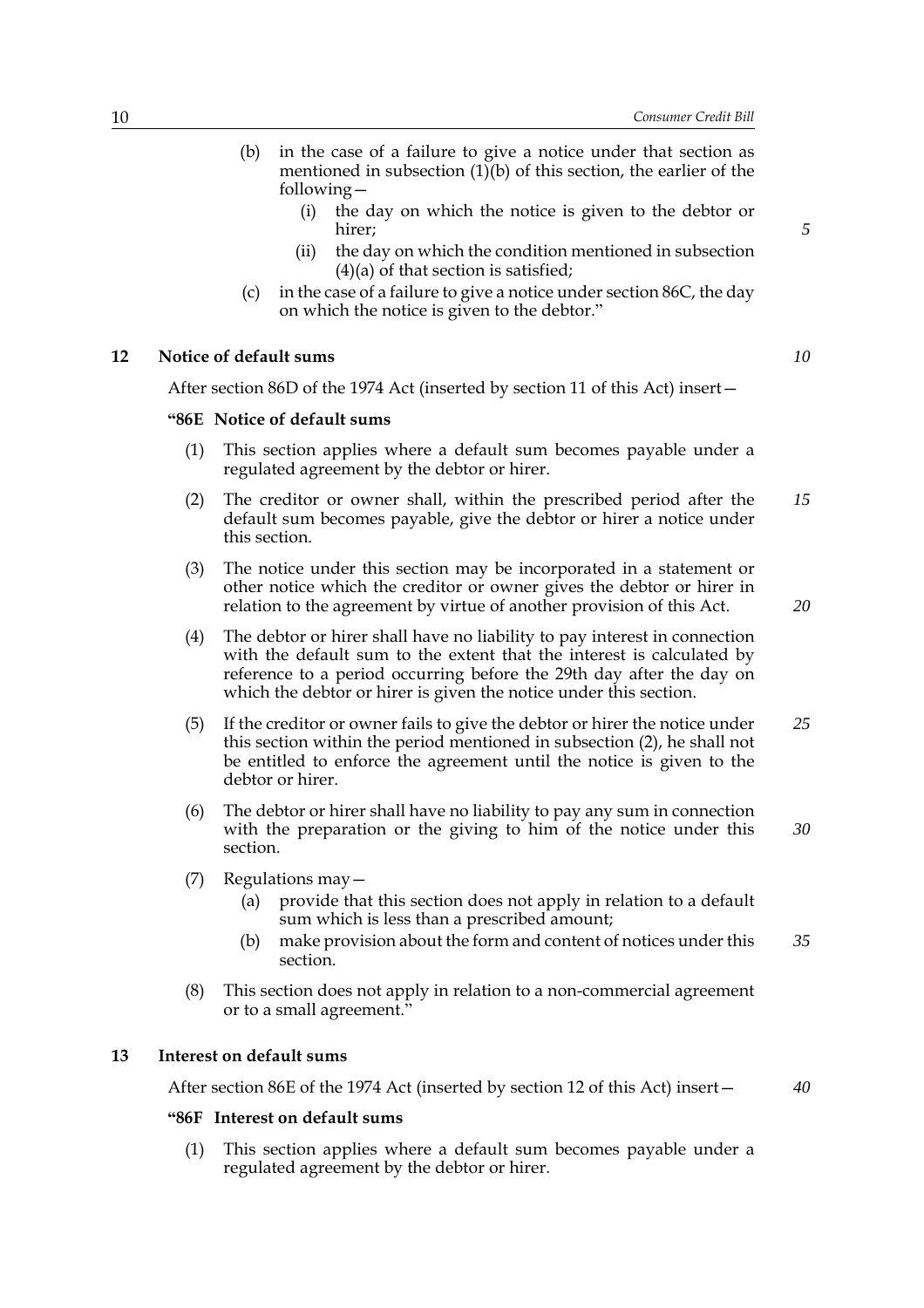(b) in the case of a failure to give a notice under that section as mentioned in subsection (1)(b) of this section, the earlier of the following—

  (i) the day on which the notice is given to the debtor or hirer;

  (ii) the day on which the condition mentioned in subsection (4)(a) of that section is satisfied;

(c) in the case of a failure to give a notice under section 86C, the day on which the notice is given to the debtor."

## 12 Notice of default sums

After section 86D of the 1974 Act (inserted by section 11 of this Act) insert—

### "86E Notice of default sums

(1) This section applies where a default sum becomes payable under a regulated agreement by the debtor or hirer.

(2) The creditor or owner shall, within the prescribed period after the default sum becomes payable, give the debtor or hirer a notice under this section.

(3) The notice under this section may be incorporated in a statement or other notice which the creditor or owner gives the debtor or hirer in relation to the agreement by virtue of another provision of this Act.

(4) The debtor or hirer shall have no liability to pay interest in connection with the default sum to the extent that the interest is calculated by reference to a period occurring before the 29th day after the day on which the debtor or hirer is given the notice under this section.

(5) If the creditor or owner fails to give the debtor or hirer the notice under this section within the period mentioned in subsection (2), he shall not be entitled to enforce the agreement until the notice is given to the debtor or hirer.

(6) The debtor or hirer shall have no liability to pay any sum in connection with the preparation or the giving to him of the notice under this section.

(7) Regulations may—

  (a) provide that this section does not apply in relation to a default sum which is less than a prescribed amount;

  (b) make provision about the form and content of notices under this section.

(8) This section does not apply in relation to a non-commercial agreement or to a small agreement."

## 13 Interest on default sums

After section 86E of the 1974 Act (inserted by section 12 of this Act) insert—

### "86F Interest on default sums

(1) This section applies where a default sum becomes payable under a regulated agreement by the debtor or hirer.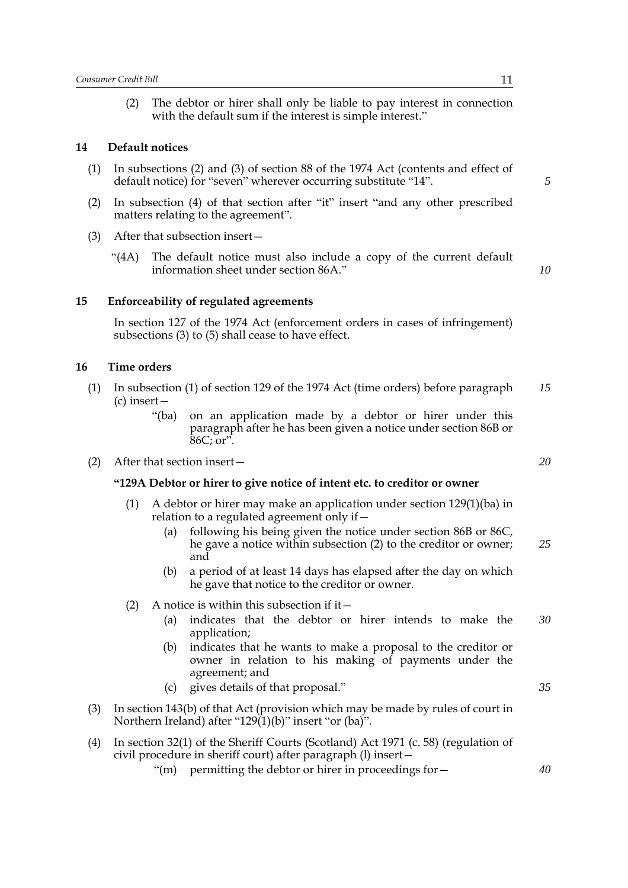(2) The debtor or hirer shall only be liable to pay interest in connection with the default sum if the interest is simple interest."

### 14 Default notices

(1) In subsections (2) and (3) of section 88 of the 1974 Act (contents and effect of default notice) for "seven" wherever occurring substitute "14".

(2) In subsection (4) of that section after "it" insert "and any other prescribed matters relating to the agreement".

(3) After that subsection insert—

"(4A) The default notice must also include a copy of the current default information sheet under section 86A."

### 15 Enforceability of regulated agreements

In section 127 of the 1974 Act (enforcement orders in cases of infringement) subsections (3) to (5) shall cease to have effect.

### 16 Time orders

(1) In subsection (1) of section 129 of the 1974 Act (time orders) before paragraph (c) insert—

"(ba) on an application made by a debtor or hirer under this paragraph after he has been given a notice under section 86B or 86C; or".

(2) After that section insert—

**"129A Debtor or hirer to give notice of intent etc. to creditor or owner**

(1) A debtor or hirer may make an application under section 129(1)(ba) in relation to a regulated agreement only if—

(a) following his being given the notice under section 86B or 86C, he gave a notice within subsection (2) to the creditor or owner; and

(b) a period of at least 14 days has elapsed after the day on which he gave that notice to the creditor or owner.

(2) A notice is within this subsection if it—

(a) indicates that the debtor or hirer intends to make the application;

(b) indicates that he wants to make a proposal to the creditor or owner in relation to his making of payments under the agreement; and

(c) gives details of that proposal."

(3) In section 143(b) of that Act (provision which may be made by rules of court in Northern Ireland) after "129(1)(b)" insert "or (ba)".

(4) In section 32(1) of the Sheriff Courts (Scotland) Act 1971 (c. 58) (regulation of civil procedure in sheriff court) after paragraph (l) insert—

"(m) permitting the debtor or hirer in proceedings for—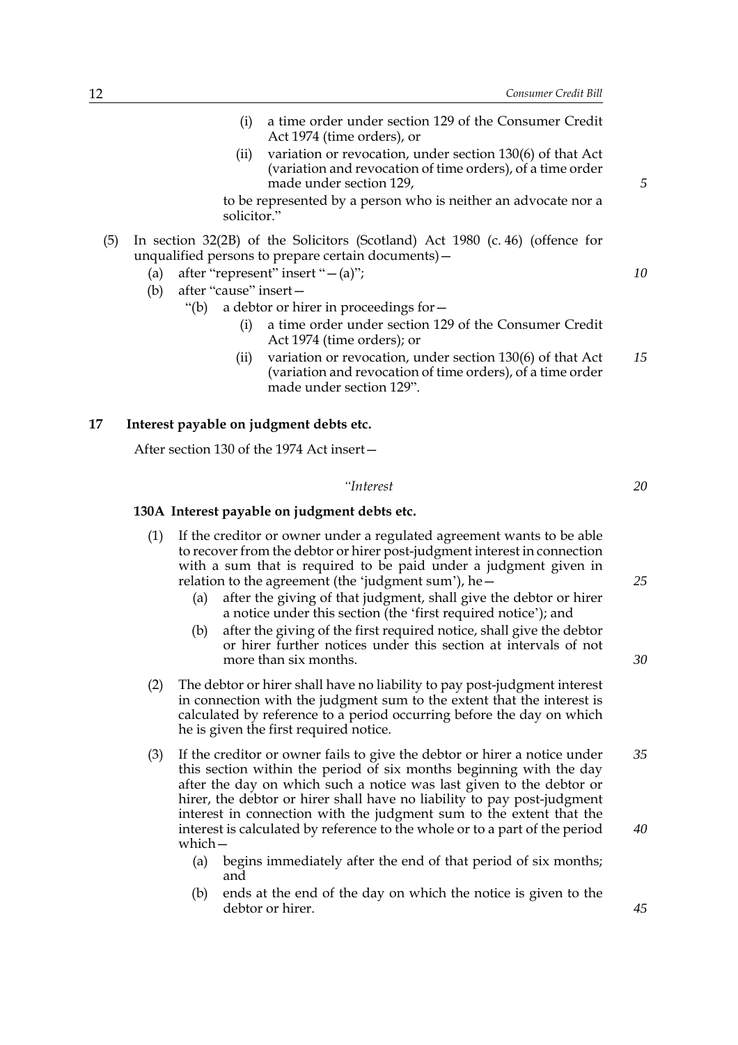(i) a time order under section 129 of the Consumer Credit Act 1974 (time orders), or

(ii) variation or revocation, under section 130(6) of that Act (variation and revocation of time orders), of a time order made under section 129,

to be represented by a person who is neither an advocate nor a solicitor."

(5) In section 32(2B) of the Solicitors (Scotland) Act 1980 (c. 46) (offence for unqualified persons to prepare certain documents)—

(a) after "represent" insert "—(a)";

(b) after "cause" insert—

"(b) a debtor or hirer in proceedings for—

(i) a time order under section 129 of the Consumer Credit Act 1974 (time orders); or

(ii) variation or revocation, under section 130(6) of that Act (variation and revocation of time orders), of a time order made under section 129".

**17 Interest payable on judgment debts etc.**

After section 130 of the 1974 Act insert—

*"Interest*

**130A Interest payable on judgment debts etc.**

(1) If the creditor or owner under a regulated agreement wants to be able to recover from the debtor or hirer post-judgment interest in connection with a sum that is required to be paid under a judgment given in relation to the agreement (the 'judgment sum'), he—

(a) after the giving of that judgment, shall give the debtor or hirer a notice under this section (the 'first required notice'); and

(b) after the giving of the first required notice, shall give the debtor or hirer further notices under this section at intervals of not more than six months.

(2) The debtor or hirer shall have no liability to pay post-judgment interest in connection with the judgment sum to the extent that the interest is calculated by reference to a period occurring before the day on which he is given the first required notice.

(3) If the creditor or owner fails to give the debtor or hirer a notice under this section within the period of six months beginning with the day after the day on which such a notice was last given to the debtor or hirer, the debtor or hirer shall have no liability to pay post-judgment interest in connection with the judgment sum to the extent that the interest is calculated by reference to the whole or to a part of the period which—

(a) begins immediately after the end of that period of six months; and

(b) ends at the end of the day on which the notice is given to the debtor or hirer.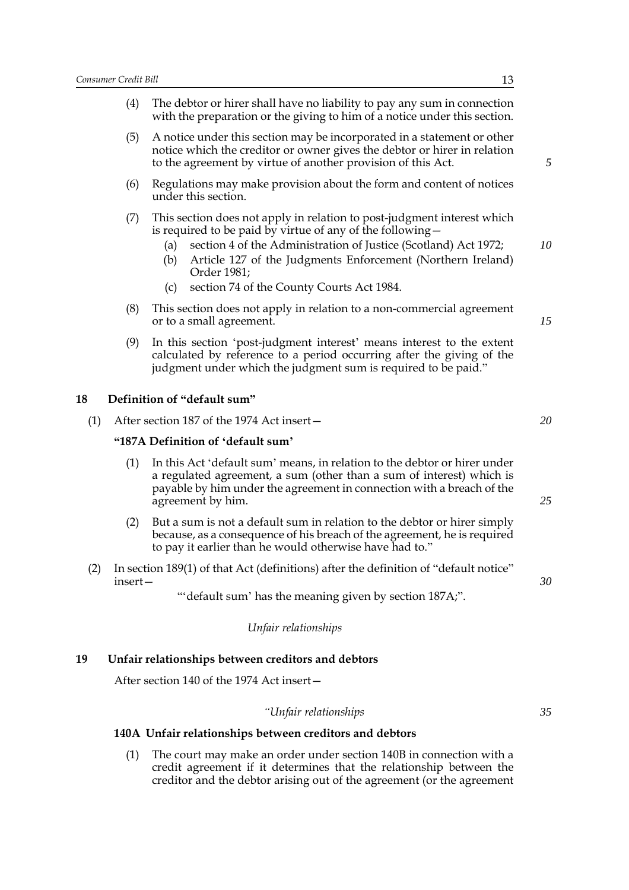(4) The debtor or hirer shall have no liability to pay any sum in connection with the preparation or the giving to him of a notice under this section.

(5) A notice under this section may be incorporated in a statement or other notice which the creditor or owner gives the debtor or hirer in relation to the agreement by virtue of another provision of this Act.

(6) Regulations may make provision about the form and content of notices under this section.

(7) This section does not apply in relation to post-judgment interest which is required to be paid by virtue of any of the following—

   (a) section 4 of the Administration of Justice (Scotland) Act 1972;

   (b) Article 127 of the Judgments Enforcement (Northern Ireland) Order 1981;

   (c) section 74 of the County Courts Act 1984.

(8) This section does not apply in relation to a non-commercial agreement or to a small agreement.

(9) In this section 'post-judgment interest' means interest to the extent calculated by reference to a period occurring after the giving of the judgment under which the judgment sum is required to be paid."

## 18 Definition of "default sum"

(1) After section 187 of the 1974 Act insert—

**"187A Definition of 'default sum'**

(1) In this Act 'default sum' means, in relation to the debtor or hirer under a regulated agreement, a sum (other than a sum of interest) which is payable by him under the agreement in connection with a breach of the agreement by him.

(2) But a sum is not a default sum in relation to the debtor or hirer simply because, as a consequence of his breach of the agreement, he is required to pay it earlier than he would otherwise have had to."

(2) In section 189(1) of that Act (definitions) after the definition of "default notice" insert—

"'default sum' has the meaning given by section 187A;".

*Unfair relationships*

## 19 Unfair relationships between creditors and debtors

After section 140 of the 1974 Act insert—

*"Unfair relationships*

**140A Unfair relationships between creditors and debtors**

(1) The court may make an order under section 140B in connection with a credit agreement if it determines that the relationship between the creditor and the debtor arising out of the agreement (or the agreement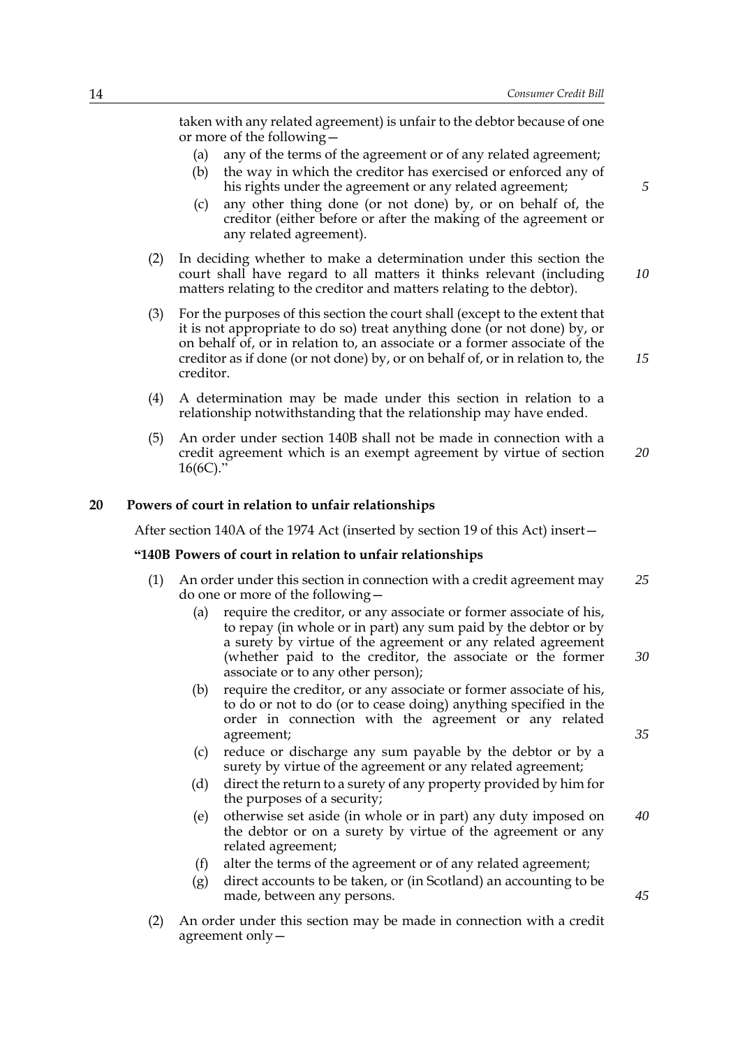taken with any related agreement) is unfair to the debtor because of one or more of the following—

(a) any of the terms of the agreement or of any related agreement;

(b) the way in which the creditor has exercised or enforced any of his rights under the agreement or any related agreement;

(c) any other thing done (or not done) by, or on behalf of, the creditor (either before or after the making of the agreement or any related agreement).

(2) In deciding whether to make a determination under this section the court shall have regard to all matters it thinks relevant (including matters relating to the creditor and matters relating to the debtor).

(3) For the purposes of this section the court shall (except to the extent that it is not appropriate to do so) treat anything done (or not done) by, or on behalf of, or in relation to, an associate or a former associate of the creditor as if done (or not done) by, or on behalf of, or in relation to, the creditor.

(4) A determination may be made under this section in relation to a relationship notwithstanding that the relationship may have ended.

(5) An order under section 140B shall not be made in connection with a credit agreement which is an exempt agreement by virtue of section 16(6C)."

**20 Powers of court in relation to unfair relationships**

After section 140A of the 1974 Act (inserted by section 19 of this Act) insert—

**"140B Powers of court in relation to unfair relationships**

(1) An order under this section in connection with a credit agreement may do one or more of the following—

(a) require the creditor, or any associate or former associate of his, to repay (in whole or in part) any sum paid by the debtor or by a surety by virtue of the agreement or any related agreement (whether paid to the creditor, the associate or the former associate or to any other person);

(b) require the creditor, or any associate or former associate of his, to do or not to do (or to cease doing) anything specified in the order in connection with the agreement or any related agreement;

(c) reduce or discharge any sum payable by the debtor or by a surety by virtue of the agreement or any related agreement;

(d) direct the return to a surety of any property provided by him for the purposes of a security;

(e) otherwise set aside (in whole or in part) any duty imposed on the debtor or on a surety by virtue of the agreement or any related agreement;

(f) alter the terms of the agreement or of any related agreement;

(g) direct accounts to be taken, or (in Scotland) an accounting to be made, between any persons.

(2) An order under this section may be made in connection with a credit agreement only—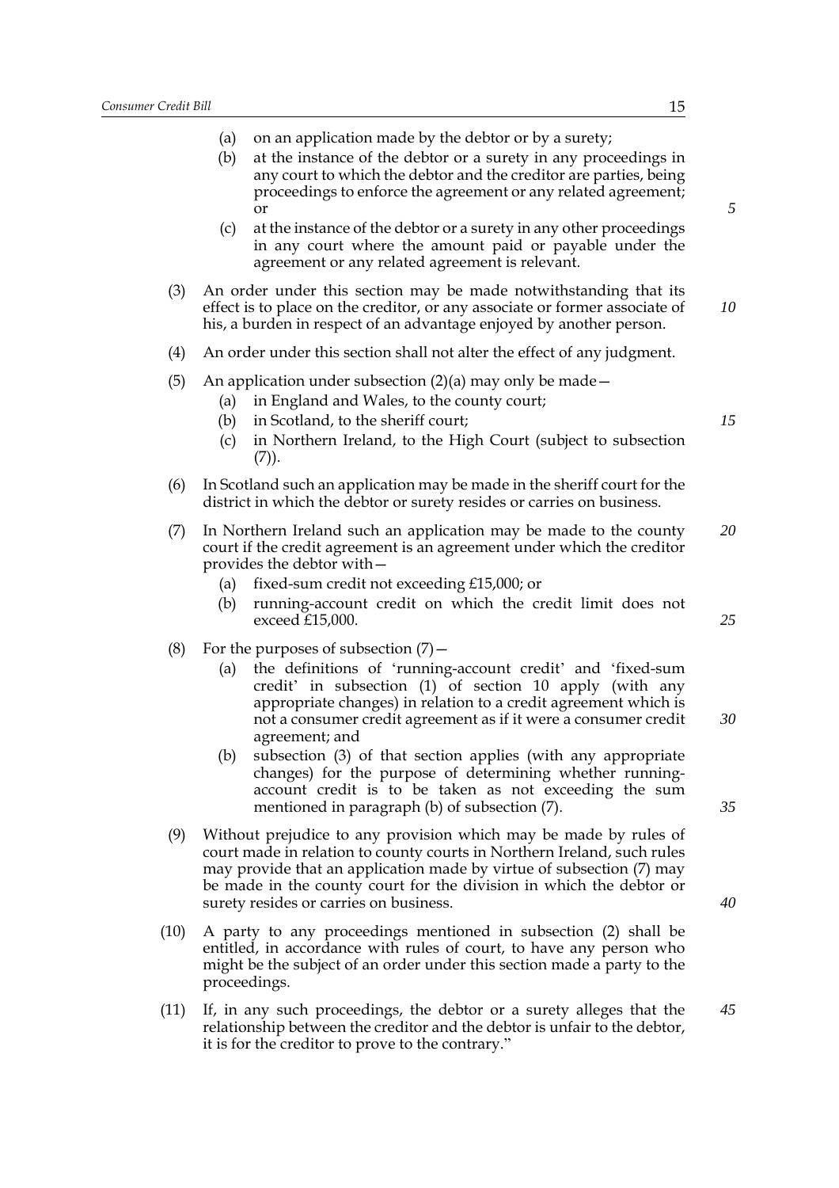(a) on an application made by the debtor or by a surety;

(b) at the instance of the debtor or a surety in any proceedings in any court to which the debtor and the creditor are parties, being proceedings to enforce the agreement or any related agreement; or

(c) at the instance of the debtor or a surety in any other proceedings in any court where the amount paid or payable under the agreement or any related agreement is relevant.

(3) An order under this section may be made notwithstanding that its effect is to place on the creditor, or any associate or former associate of his, a burden in respect of an advantage enjoyed by another person.

(4) An order under this section shall not alter the effect of any judgment.

(5) An application under subsection (2)(a) may only be made—

(a) in England and Wales, to the county court;

(b) in Scotland, to the sheriff court;

(c) in Northern Ireland, to the High Court (subject to subsection (7)).

(6) In Scotland such an application may be made in the sheriff court for the district in which the debtor or surety resides or carries on business.

(7) In Northern Ireland such an application may be made to the county court if the credit agreement is an agreement under which the creditor provides the debtor with—

(a) fixed-sum credit not exceeding £15,000; or

(b) running-account credit on which the credit limit does not exceed £15,000.

(8) For the purposes of subsection (7)—

(a) the definitions of 'running-account credit' and 'fixed-sum credit' in subsection (1) of section 10 apply (with any appropriate changes) in relation to a credit agreement which is not a consumer credit agreement as if it were a consumer credit agreement; and

(b) subsection (3) of that section applies (with any appropriate changes) for the purpose of determining whether running-account credit is to be taken as not exceeding the sum mentioned in paragraph (b) of subsection (7).

(9) Without prejudice to any provision which may be made by rules of court made in relation to county courts in Northern Ireland, such rules may provide that an application made by virtue of subsection (7) may be made in the county court for the division in which the debtor or surety resides or carries on business.

(10) A party to any proceedings mentioned in subsection (2) shall be entitled, in accordance with rules of court, to have any person who might be the subject of an order under this section made a party to the proceedings.

(11) If, in any such proceedings, the debtor or a surety alleges that the relationship between the creditor and the debtor is unfair to the debtor, it is for the creditor to prove to the contrary."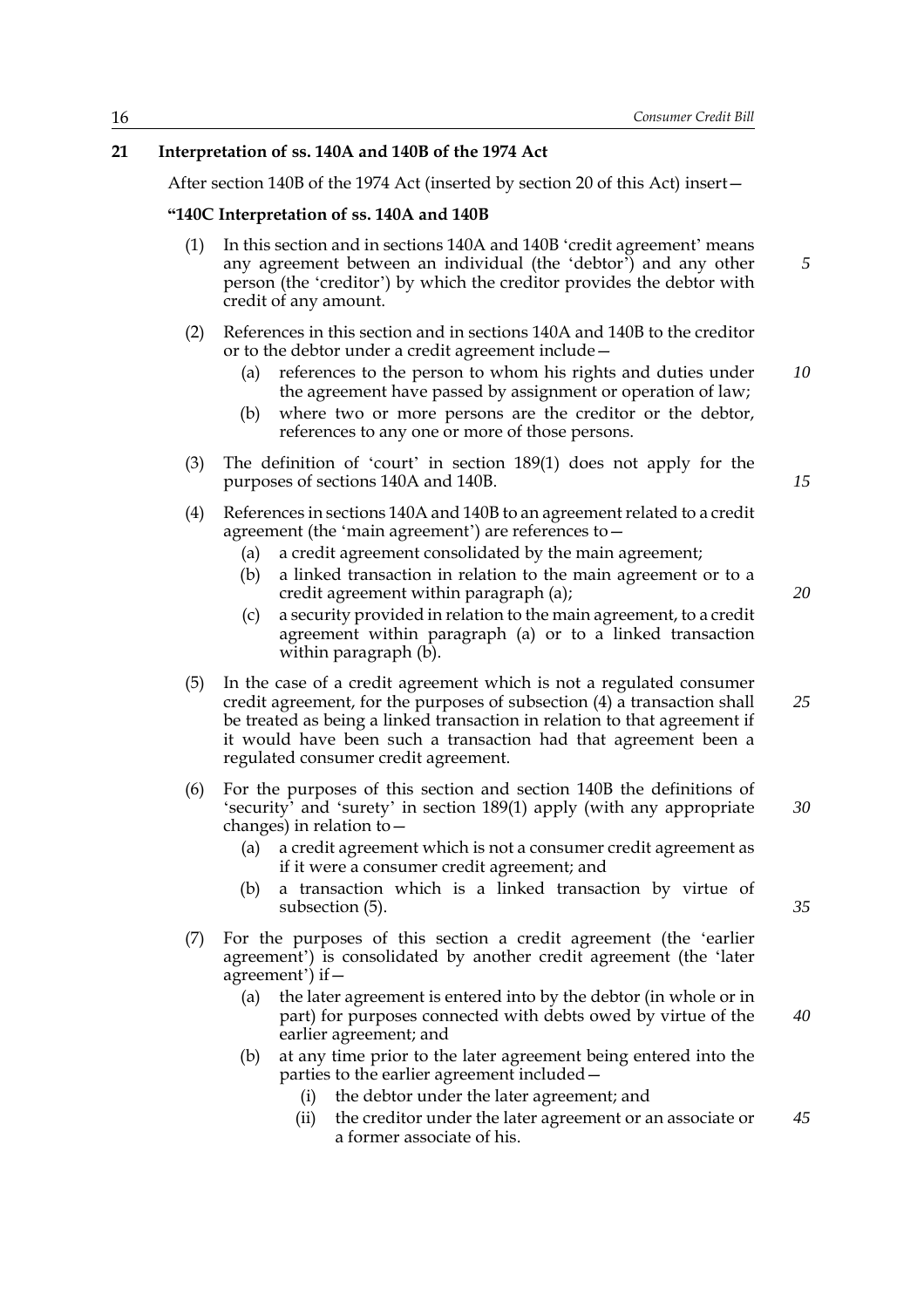## 21 Interpretation of ss. 140A and 140B of the 1974 Act

After section 140B of the 1974 Act (inserted by section 20 of this Act) insert—

**"140C Interpretation of ss. 140A and 140B**

(1) In this section and in sections 140A and 140B 'credit agreement' means any agreement between an individual (the 'debtor') and any other person (the 'creditor') by which the creditor provides the debtor with credit of any amount.

(2) References in this section and in sections 140A and 140B to the creditor or to the debtor under a credit agreement include—

(a) references to the person to whom his rights and duties under the agreement have passed by assignment or operation of law;

(b) where two or more persons are the creditor or the debtor, references to any one or more of those persons.

(3) The definition of 'court' in section 189(1) does not apply for the purposes of sections 140A and 140B.

(4) References in sections 140A and 140B to an agreement related to a credit agreement (the 'main agreement') are references to—

(a) a credit agreement consolidated by the main agreement;

(b) a linked transaction in relation to the main agreement or to a credit agreement within paragraph (a);

(c) a security provided in relation to the main agreement, to a credit agreement within paragraph (a) or to a linked transaction within paragraph (b).

(5) In the case of a credit agreement which is not a regulated consumer credit agreement, for the purposes of subsection (4) a transaction shall be treated as being a linked transaction in relation to that agreement if it would have been such a transaction had that agreement been a regulated consumer credit agreement.

(6) For the purposes of this section and section 140B the definitions of 'security' and 'surety' in section 189(1) apply (with any appropriate changes) in relation to—

(a) a credit agreement which is not a consumer credit agreement as if it were a consumer credit agreement; and

(b) a transaction which is a linked transaction by virtue of subsection (5).

(7) For the purposes of this section a credit agreement (the 'earlier agreement') is consolidated by another credit agreement (the 'later agreement') if—

(a) the later agreement is entered into by the debtor (in whole or in part) for purposes connected with debts owed by virtue of the earlier agreement; and

(b) at any time prior to the later agreement being entered into the parties to the earlier agreement included—

(i) the debtor under the later agreement; and

(ii) the creditor under the later agreement or an associate or a former associate of his.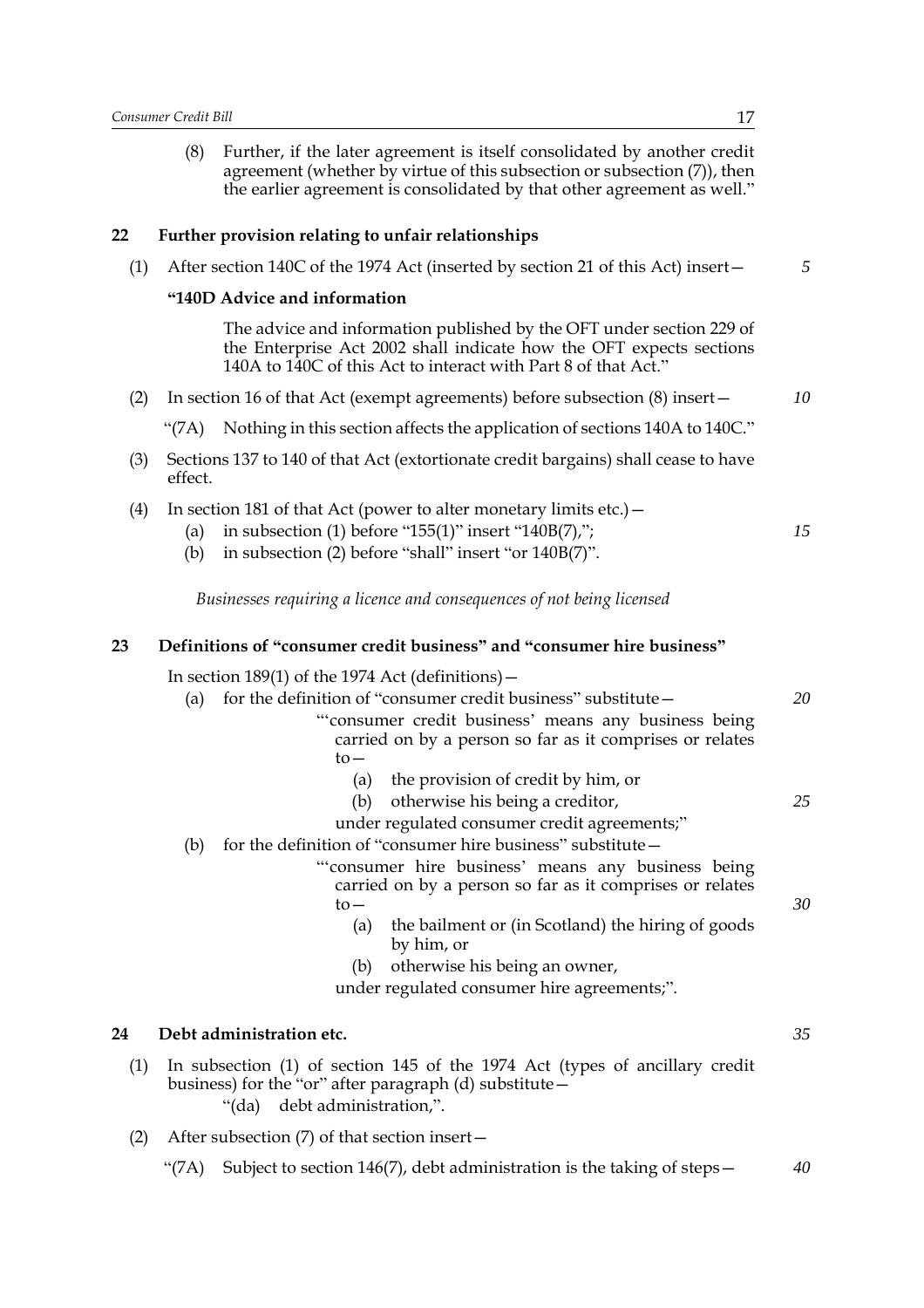(8) Further, if the later agreement is itself consolidated by another credit agreement (whether by virtue of this subsection or subsection (7)), then the earlier agreement is consolidated by that other agreement as well."

## 22 Further provision relating to unfair relationships

(1) After section 140C of the 1974 Act (inserted by section 21 of this Act) insert—

**"140D Advice and information**

The advice and information published by the OFT under section 229 of the Enterprise Act 2002 shall indicate how the OFT expects sections 140A to 140C of this Act to interact with Part 8 of that Act."

(2) In section 16 of that Act (exempt agreements) before subsection (8) insert—

"(7A) Nothing in this section affects the application of sections 140A to 140C."

(3) Sections 137 to 140 of that Act (extortionate credit bargains) shall cease to have effect.

(4) In section 181 of that Act (power to alter monetary limits etc.)—

- (a) in subsection (1) before "155(1)" insert "140B(7),";
- (b) in subsection (2) before "shall" insert "or 140B(7)".

*Businesses requiring a licence and consequences of not being licensed*

## 23 Definitions of "consumer credit business" and "consumer hire business"

In section 189(1) of the 1974 Act (definitions)—

- (a) for the definition of "consumer credit business" substitute—

  "'consumer credit business' means any business being carried on by a person so far as it comprises or relates to—
  - (a) the provision of credit by him, or
  - (b) otherwise his being a creditor,

  under regulated consumer credit agreements;"

- (b) for the definition of "consumer hire business" substitute—

  "'consumer hire business' means any business being carried on by a person so far as it comprises or relates to—
  - (a) the bailment or (in Scotland) the hiring of goods by him, or
  - (b) otherwise his being an owner,

  under regulated consumer hire agreements;".

## 24 Debt administration etc.

(1) In subsection (1) of section 145 of the 1974 Act (types of ancillary credit business) for the "or" after paragraph (d) substitute—

"(da) debt administration,".

(2) After subsection (7) of that section insert—

"(7A) Subject to section 146(7), debt administration is the taking of steps—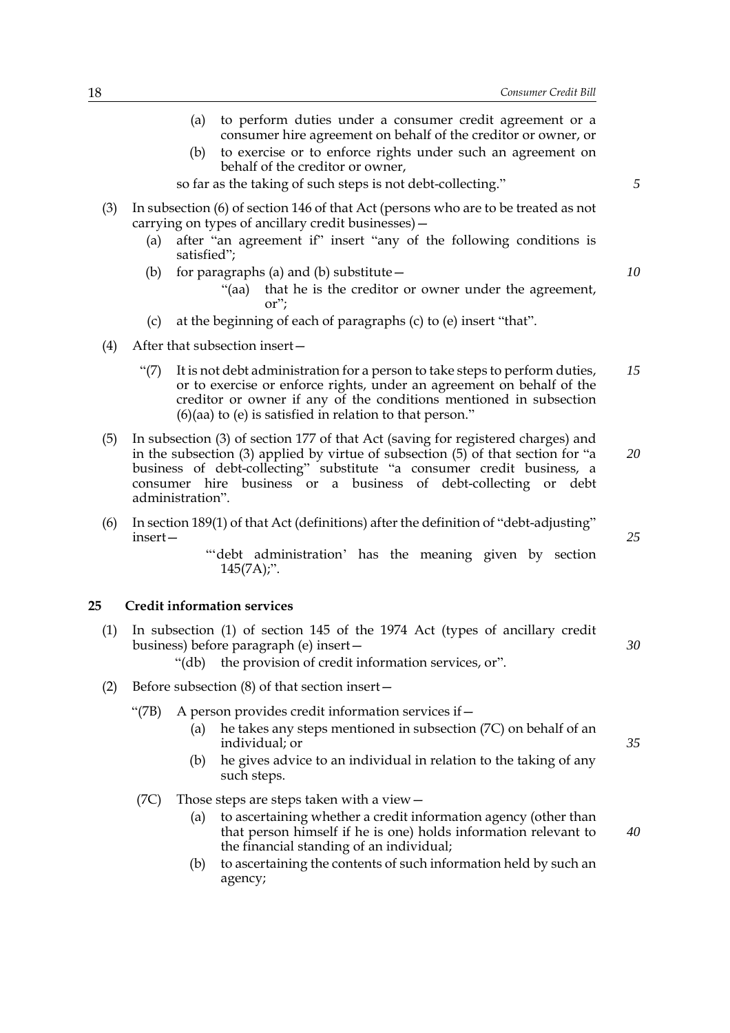(a) to perform duties under a consumer credit agreement or a consumer hire agreement on behalf of the creditor or owner, or

(b) to exercise or to enforce rights under such an agreement on behalf of the creditor or owner,

so far as the taking of such steps is not debt-collecting."

(3) In subsection (6) of section 146 of that Act (persons who are to be treated as not carrying on types of ancillary credit businesses)—

(a) after "an agreement if" insert "any of the following conditions is satisfied";

(b) for paragraphs (a) and (b) substitute—

"(aa) that he is the creditor or owner under the agreement, or";

(c) at the beginning of each of paragraphs (c) to (e) insert "that".

(4) After that subsection insert—

"(7) It is not debt administration for a person to take steps to perform duties, or to exercise or enforce rights, under an agreement on behalf of the creditor or owner if any of the conditions mentioned in subsection (6)(aa) to (e) is satisfied in relation to that person."

(5) In subsection (3) of section 177 of that Act (saving for registered charges) and in the subsection (3) applied by virtue of subsection (5) of that section for "a business of debt-collecting" substitute "a consumer credit business, a consumer hire business or a business of debt-collecting or debt administration".

(6) In section 189(1) of that Act (definitions) after the definition of "debt-adjusting" insert—

"'debt administration' has the meaning given by section 145(7A);".

### 25 Credit information services

(1) In subsection (1) of section 145 of the 1974 Act (types of ancillary credit business) before paragraph (e) insert—

"(db) the provision of credit information services, or".

(2) Before subsection (8) of that section insert—

"(7B) A person provides credit information services if—

(a) he takes any steps mentioned in subsection (7C) on behalf of an individual; or

(b) he gives advice to an individual in relation to the taking of any such steps.

(7C) Those steps are steps taken with a view—

(a) to ascertaining whether a credit information agency (other than that person himself if he is one) holds information relevant to the financial standing of an individual;

(b) to ascertaining the contents of such information held by such an agency;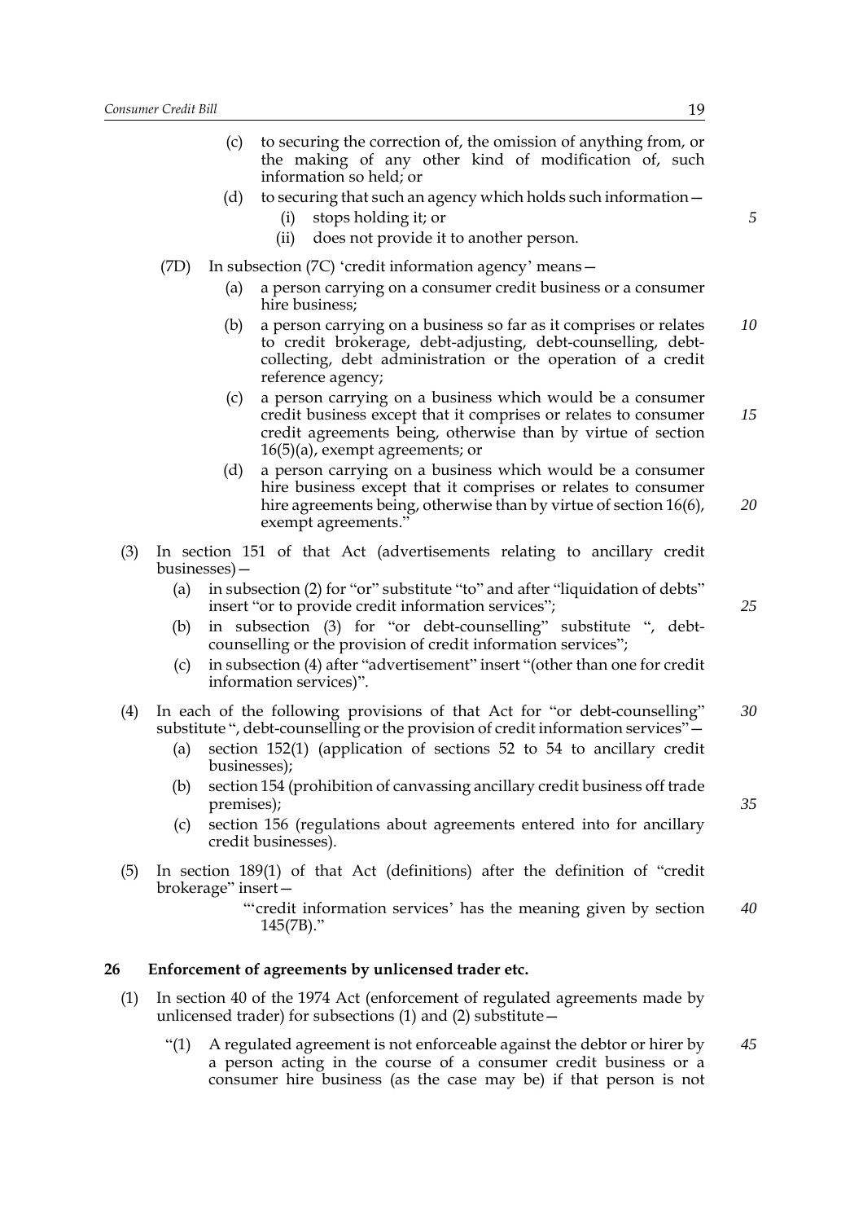(c) to securing the correction of, the omission of anything from, or the making of any other kind of modification of, such information so held; or

(d) to securing that such an agency which holds such information—

(i) stops holding it; or

(ii) does not provide it to another person.

(7D) In subsection (7C) 'credit information agency' means—

(a) a person carrying on a consumer credit business or a consumer hire business;

(b) a person carrying on a business so far as it comprises or relates to credit brokerage, debt-adjusting, debt-counselling, debt-collecting, debt administration or the operation of a credit reference agency;

(c) a person carrying on a business which would be a consumer credit business except that it comprises or relates to consumer credit agreements being, otherwise than by virtue of section 16(5)(a), exempt agreements; or

(d) a person carrying on a business which would be a consumer hire business except that it comprises or relates to consumer hire agreements being, otherwise than by virtue of section 16(6), exempt agreements."

(3) In section 151 of that Act (advertisements relating to ancillary credit businesses)—

(a) in subsection (2) for "or" substitute "to" and after "liquidation of debts" insert "or to provide credit information services";

(b) in subsection (3) for "or debt-counselling" substitute ", debt-counselling or the provision of credit information services";

(c) in subsection (4) after "advertisement" insert "(other than one for credit information services)".

(4) In each of the following provisions of that Act for "or debt-counselling" substitute ", debt-counselling or the provision of credit information services"—

(a) section 152(1) (application of sections 52 to 54 to ancillary credit businesses);

(b) section 154 (prohibition of canvassing ancillary credit business off trade premises);

(c) section 156 (regulations about agreements entered into for ancillary credit businesses).

(5) In section 189(1) of that Act (definitions) after the definition of "credit brokerage" insert—

"'credit information services' has the meaning given by section 145(7B)."

## 26 Enforcement of agreements by unlicensed trader etc.

(1) In section 40 of the 1974 Act (enforcement of regulated agreements made by unlicensed trader) for subsections (1) and (2) substitute—

"(1) A regulated agreement is not enforceable against the debtor or hirer by a person acting in the course of a consumer credit business or a consumer hire business (as the case may be) if that person is not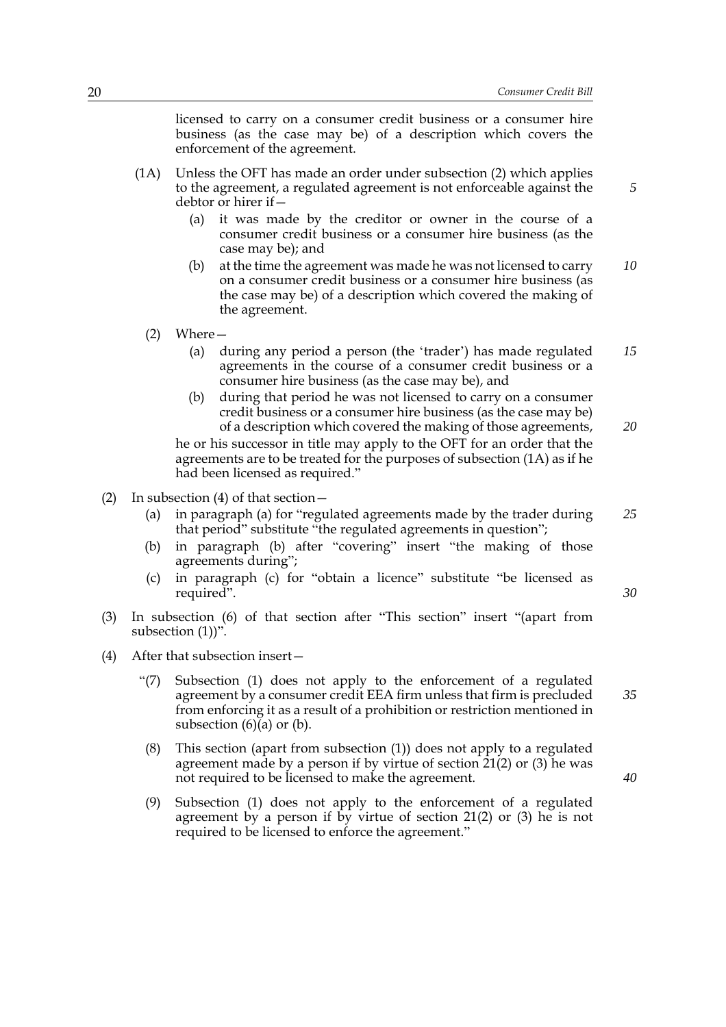licensed to carry on a consumer credit business or a consumer hire business (as the case may be) of a description which covers the enforcement of the agreement.

(1A) Unless the OFT has made an order under subsection (2) which applies to the agreement, a regulated agreement is not enforceable against the debtor or hirer if—

(a) it was made by the creditor or owner in the course of a consumer credit business or a consumer hire business (as the case may be); and

(b) at the time the agreement was made he was not licensed to carry on a consumer credit business or a consumer hire business (as the case may be) of a description which covered the making of the agreement.

(2) Where—

(a) during any period a person (the 'trader') has made regulated agreements in the course of a consumer credit business or a consumer hire business (as the case may be), and

(b) during that period he was not licensed to carry on a consumer credit business or a consumer hire business (as the case may be) of a description which covered the making of those agreements,

he or his successor in title may apply to the OFT for an order that the agreements are to be treated for the purposes of subsection (1A) as if he had been licensed as required."

(2) In subsection (4) of that section—

(a) in paragraph (a) for "regulated agreements made by the trader during that period" substitute "the regulated agreements in question";

(b) in paragraph (b) after "covering" insert "the making of those agreements during";

(c) in paragraph (c) for "obtain a licence" substitute "be licensed as required".

(3) In subsection (6) of that section after "This section" insert "(apart from subsection (1))".

(4) After that subsection insert—

"(7) Subsection (1) does not apply to the enforcement of a regulated agreement by a consumer credit EEA firm unless that firm is precluded from enforcing it as a result of a prohibition or restriction mentioned in subsection (6)(a) or (b).

(8) This section (apart from subsection (1)) does not apply to a regulated agreement made by a person if by virtue of section 21(2) or (3) he was not required to be licensed to make the agreement.

(9) Subsection (1) does not apply to the enforcement of a regulated agreement by a person if by virtue of section 21(2) or (3) he is not required to be licensed to enforce the agreement."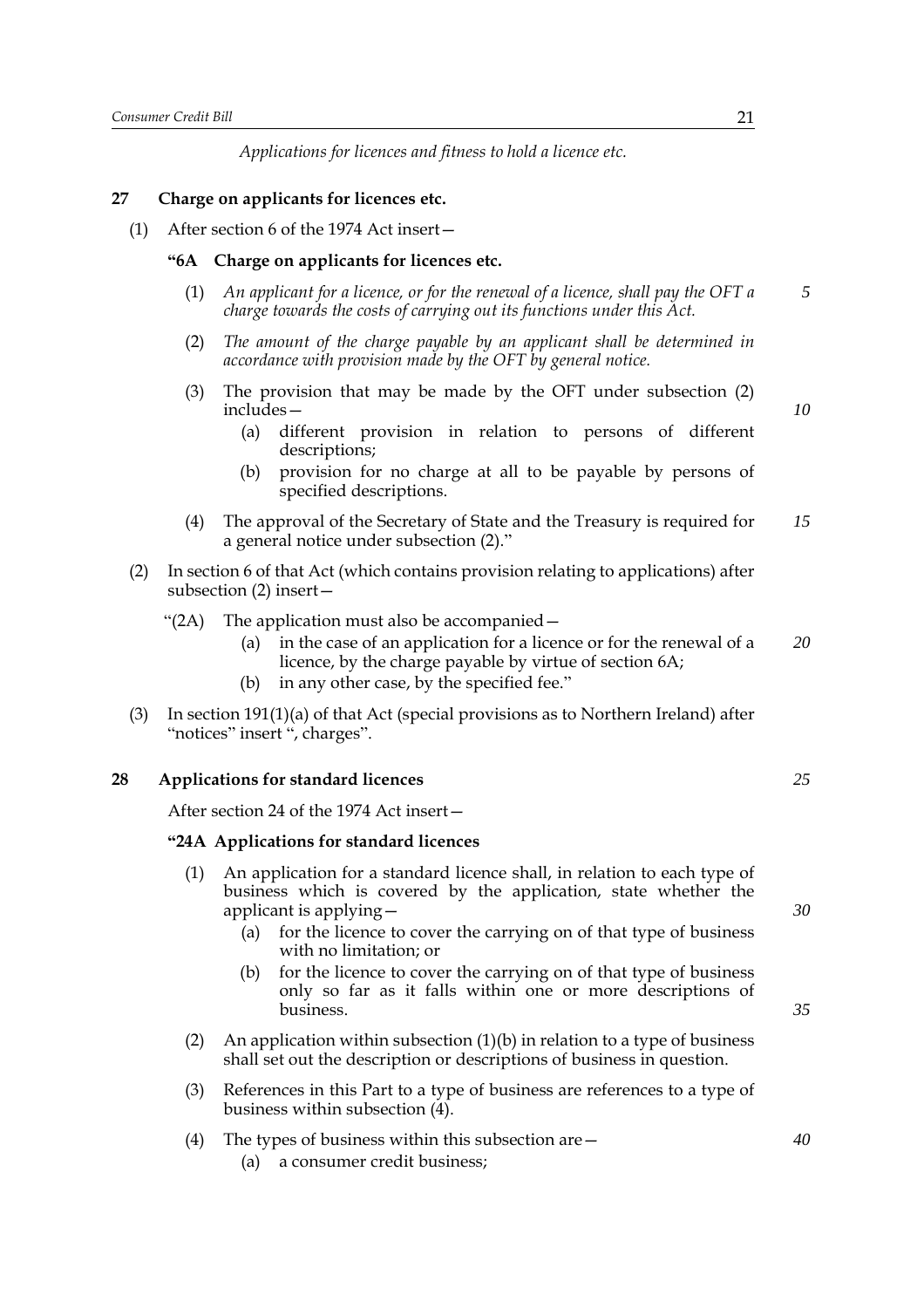*Applications for licences and fitness to hold a licence etc.*

## 27 Charge on applicants for licences etc.

(1) After section 6 of the 1974 Act insert—

**"6A Charge on applicants for licences etc.**

(1) *An applicant for a licence, or for the renewal of a licence, shall pay the OFT a charge towards the costs of carrying out its functions under this Act.*

(2) *The amount of the charge payable by an applicant shall be determined in accordance with provision made by the OFT by general notice.*

(3) The provision that may be made by the OFT under subsection (2) includes—

(a) different provision in relation to persons of different descriptions;

(b) provision for no charge at all to be payable by persons of specified descriptions.

(4) The approval of the Secretary of State and the Treasury is required for a general notice under subsection (2)."

(2) In section 6 of that Act (which contains provision relating to applications) after subsection (2) insert—

"(2A) The application must also be accompanied—

(a) in the case of an application for a licence or for the renewal of a licence, by the charge payable by virtue of section 6A;

(b) in any other case, by the specified fee."

(3) In section 191(1)(a) of that Act (special provisions as to Northern Ireland) after "notices" insert ", charges".

## 28 Applications for standard licences

After section 24 of the 1974 Act insert—

**"24A Applications for standard licences**

(1) An application for a standard licence shall, in relation to each type of business which is covered by the application, state whether the applicant is applying—

(a) for the licence to cover the carrying on of that type of business with no limitation; or

(b) for the licence to cover the carrying on of that type of business only so far as it falls within one or more descriptions of business.

(2) An application within subsection (1)(b) in relation to a type of business shall set out the description or descriptions of business in question.

(3) References in this Part to a type of business are references to a type of business within subsection (4).

(4) The types of business within this subsection are—

(a) a consumer credit business;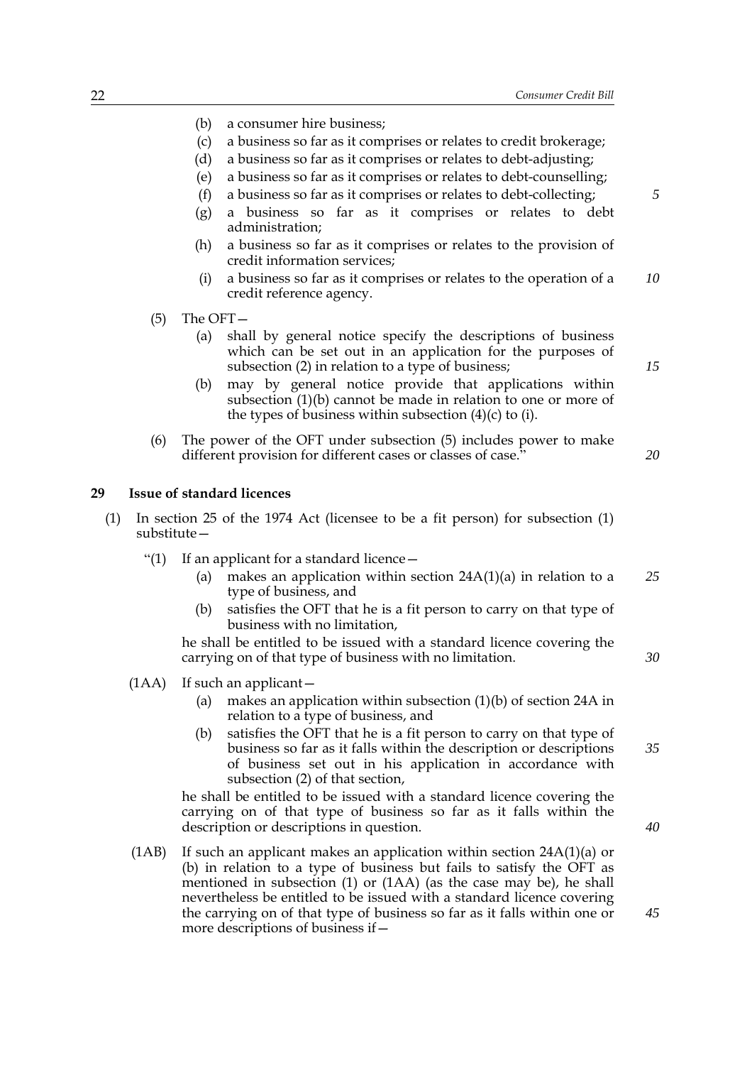(b) a consumer hire business;

(c) a business so far as it comprises or relates to credit brokerage;

(d) a business so far as it comprises or relates to debt-adjusting;

(e) a business so far as it comprises or relates to debt-counselling;

(f) a business so far as it comprises or relates to debt-collecting;

(g) a business so far as it comprises or relates to debt administration;

(h) a business so far as it comprises or relates to the provision of credit information services;

(i) a business so far as it comprises or relates to the operation of a credit reference agency.

(5) The OFT—

(a) shall by general notice specify the descriptions of business which can be set out in an application for the purposes of subsection (2) in relation to a type of business;

(b) may by general notice provide that applications within subsection (1)(b) cannot be made in relation to one or more of the types of business within subsection (4)(c) to (i).

(6) The power of the OFT under subsection (5) includes power to make different provision for different cases or classes of case."

### 29 Issue of standard licences

(1) In section 25 of the 1974 Act (licensee to be a fit person) for subsection (1) substitute—

"(1) If an applicant for a standard licence—

(a) makes an application within section 24A(1)(a) in relation to a type of business, and

(b) satisfies the OFT that he is a fit person to carry on that type of business with no limitation,

he shall be entitled to be issued with a standard licence covering the carrying on of that type of business with no limitation.

(1AA) If such an applicant—

(a) makes an application within subsection (1)(b) of section 24A in relation to a type of business, and

(b) satisfies the OFT that he is a fit person to carry on that type of business so far as it falls within the description or descriptions of business set out in his application in accordance with subsection (2) of that section,

he shall be entitled to be issued with a standard licence covering the carrying on of that type of business so far as it falls within the description or descriptions in question.

(1AB) If such an applicant makes an application within section 24A(1)(a) or (b) in relation to a type of business but fails to satisfy the OFT as mentioned in subsection (1) or (1AA) (as the case may be), he shall nevertheless be entitled to be issued with a standard licence covering the carrying on of that type of business so far as it falls within one or more descriptions of business if—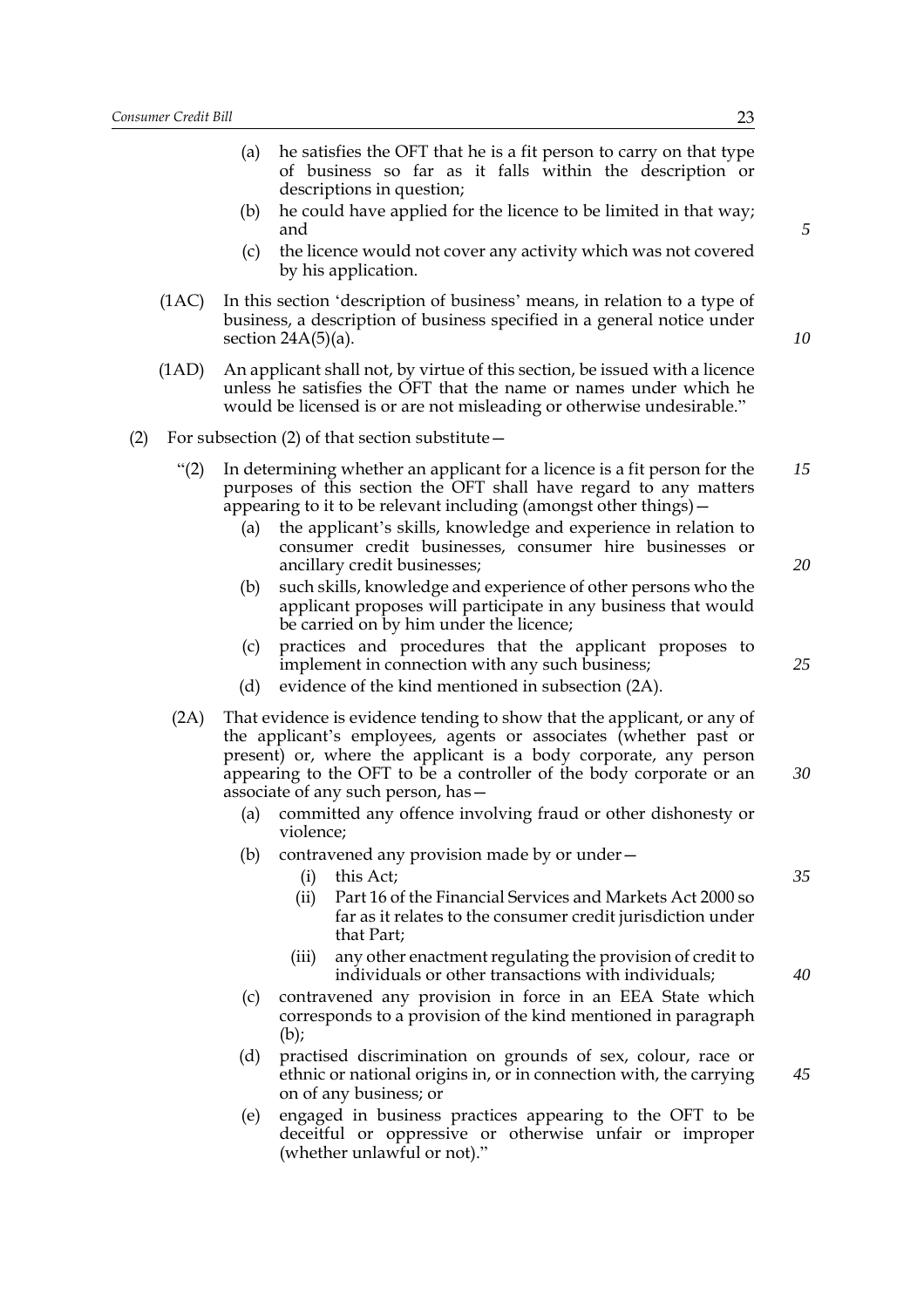(a) he satisfies the OFT that he is a fit person to carry on that type of business so far as it falls within the description or descriptions in question;

(b) he could have applied for the licence to be limited in that way; and

(c) the licence would not cover any activity which was not covered by his application.

(1AC) In this section 'description of business' means, in relation to a type of business, a description of business specified in a general notice under section 24A(5)(a).

(1AD) An applicant shall not, by virtue of this section, be issued with a licence unless he satisfies the OFT that the name or names under which he would be licensed is or are not misleading or otherwise undesirable."

(2) For subsection (2) of that section substitute—

"(2) In determining whether an applicant for a licence is a fit person for the purposes of this section the OFT shall have regard to any matters appearing to it to be relevant including (amongst other things)—

(a) the applicant's skills, knowledge and experience in relation to consumer credit businesses, consumer hire businesses or ancillary credit businesses;

(b) such skills, knowledge and experience of other persons who the applicant proposes will participate in any business that would be carried on by him under the licence;

(c) practices and procedures that the applicant proposes to implement in connection with any such business;

(d) evidence of the kind mentioned in subsection (2A).

(2A) That evidence is evidence tending to show that the applicant, or any of the applicant's employees, agents or associates (whether past or present) or, where the applicant is a body corporate, any person appearing to the OFT to be a controller of the body corporate or an associate of any such person, has—

(a) committed any offence involving fraud or other dishonesty or violence;

(b) contravened any provision made by or under—

(i) this Act;

(ii) Part 16 of the Financial Services and Markets Act 2000 so far as it relates to the consumer credit jurisdiction under that Part;

(iii) any other enactment regulating the provision of credit to individuals or other transactions with individuals;

(c) contravened any provision in force in an EEA State which corresponds to a provision of the kind mentioned in paragraph (b);

(d) practised discrimination on grounds of sex, colour, race or ethnic or national origins in, or in connection with, the carrying on of any business; or

(e) engaged in business practices appearing to the OFT to be deceitful or oppressive or otherwise unfair or improper (whether unlawful or not)."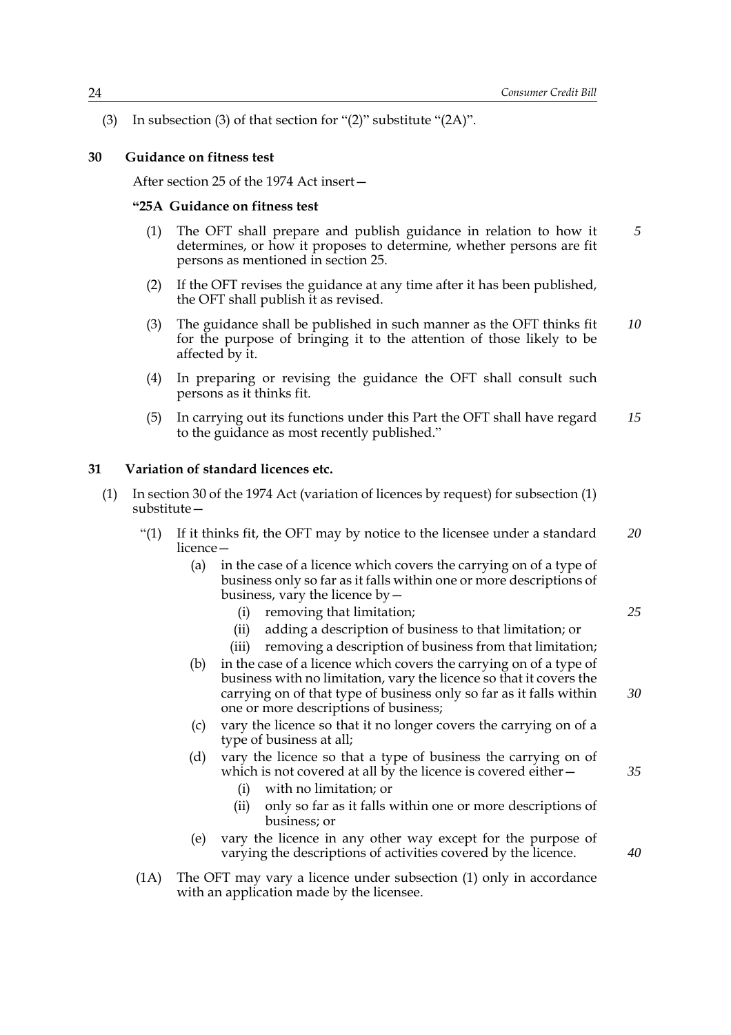(3) In subsection (3) of that section for "(2)" substitute "(2A)".

**30 Guidance on fitness test**

After section 25 of the 1974 Act insert—

**"25A Guidance on fitness test**

(1) The OFT shall prepare and publish guidance in relation to how it determines, or how it proposes to determine, whether persons are fit persons as mentioned in section 25.

(2) If the OFT revises the guidance at any time after it has been published, the OFT shall publish it as revised.

(3) The guidance shall be published in such manner as the OFT thinks fit for the purpose of bringing it to the attention of those likely to be affected by it.

(4) In preparing or revising the guidance the OFT shall consult such persons as it thinks fit.

(5) In carrying out its functions under this Part the OFT shall have regard to the guidance as most recently published."

**31 Variation of standard licences etc.**

(1) In section 30 of the 1974 Act (variation of licences by request) for subsection (1) substitute—

"(1) If it thinks fit, the OFT may by notice to the licensee under a standard licence—

(a) in the case of a licence which covers the carrying on of a type of business only so far as it falls within one or more descriptions of business, vary the licence by—

(i) removing that limitation;

(ii) adding a description of business to that limitation; or

(iii) removing a description of business from that limitation;

(b) in the case of a licence which covers the carrying on of a type of business with no limitation, vary the licence so that it covers the carrying on of that type of business only so far as it falls within one or more descriptions of business;

(c) vary the licence so that it no longer covers the carrying on of a type of business at all;

(d) vary the licence so that a type of business the carrying on of which is not covered at all by the licence is covered either—

(i) with no limitation; or

(ii) only so far as it falls within one or more descriptions of business; or

(e) vary the licence in any other way except for the purpose of varying the descriptions of activities covered by the licence.

(1A) The OFT may vary a licence under subsection (1) only in accordance with an application made by the licensee.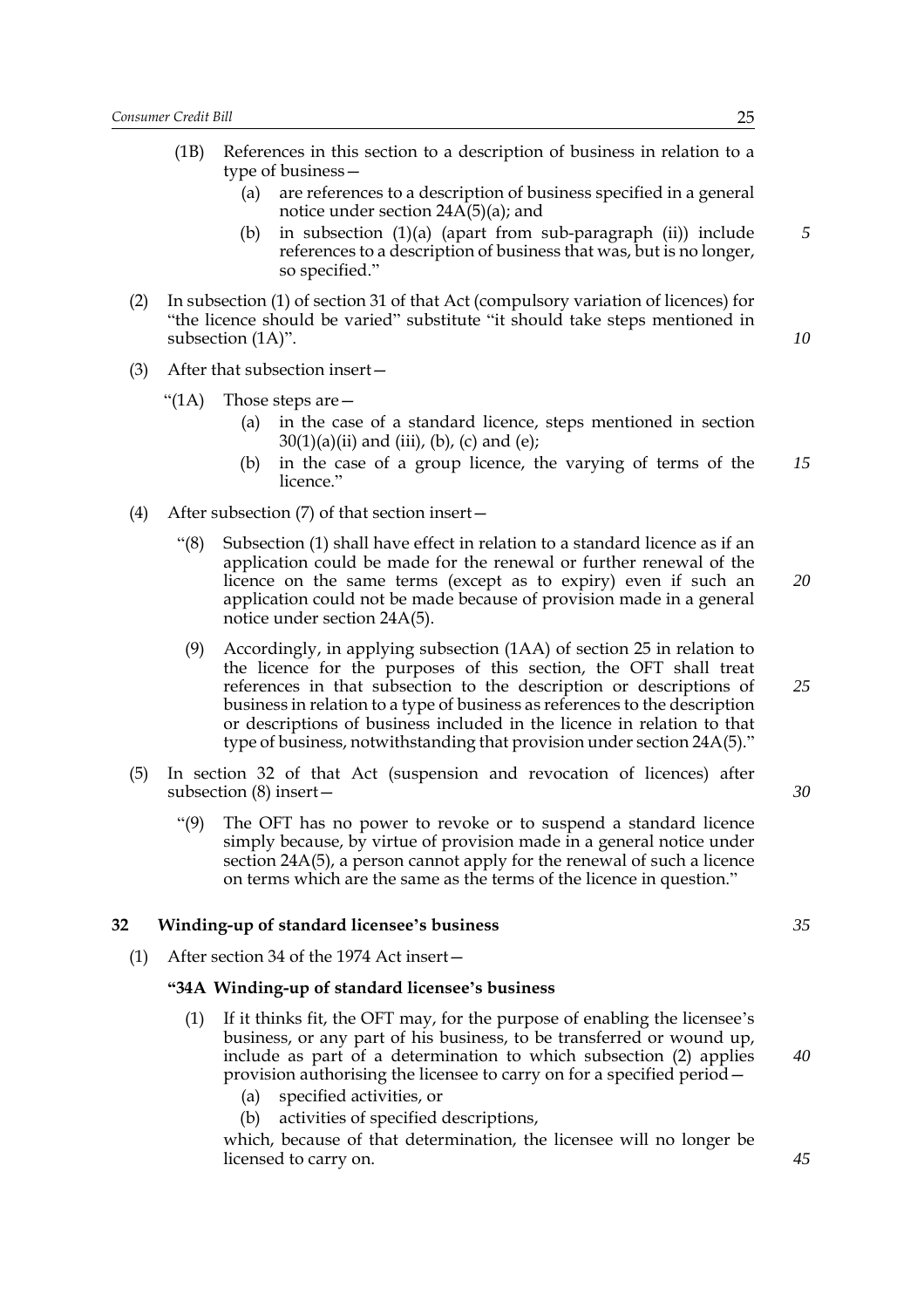(1B) References in this section to a description of business in relation to a type of business—

(a) are references to a description of business specified in a general notice under section 24A(5)(a); and

(b) in subsection (1)(a) (apart from sub-paragraph (ii)) include references to a description of business that was, but is no longer, so specified."

(2) In subsection (1) of section 31 of that Act (compulsory variation of licences) for "the licence should be varied" substitute "it should take steps mentioned in subsection (1A)".

(3) After that subsection insert—

"(1A) Those steps are—

(a) in the case of a standard licence, steps mentioned in section 30(1)(a)(ii) and (iii), (b), (c) and (e);

(b) in the case of a group licence, the varying of terms of the licence."

(4) After subsection (7) of that section insert—

"(8) Subsection (1) shall have effect in relation to a standard licence as if an application could be made for the renewal or further renewal of the licence on the same terms (except as to expiry) even if such an application could not be made because of provision made in a general notice under section 24A(5).

(9) Accordingly, in applying subsection (1AA) of section 25 in relation to the licence for the purposes of this section, the OFT shall treat references in that subsection to the description or descriptions of business in relation to a type of business as references to the description or descriptions of business included in the licence in relation to that type of business, notwithstanding that provision under section 24A(5)."

(5) In section 32 of that Act (suspension and revocation of licences) after subsection (8) insert—

"(9) The OFT has no power to revoke or to suspend a standard licence simply because, by virtue of provision made in a general notice under section 24A(5), a person cannot apply for the renewal of such a licence on terms which are the same as the terms of the licence in question."

### 32 Winding-up of standard licensee's business

(1) After section 34 of the 1974 Act insert—

**"34A Winding-up of standard licensee's business**

(1) If it thinks fit, the OFT may, for the purpose of enabling the licensee's business, or any part of his business, to be transferred or wound up, include as part of a determination to which subsection (2) applies provision authorising the licensee to carry on for a specified period—

(a) specified activities, or

(b) activities of specified descriptions,

which, because of that determination, the licensee will no longer be licensed to carry on.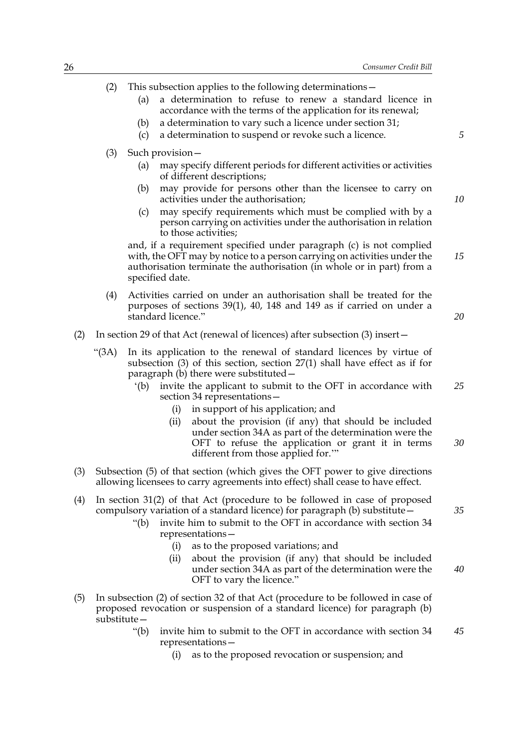(2) This subsection applies to the following determinations—

(a) a determination to refuse to renew a standard licence in accordance with the terms of the application for its renewal;

(b) a determination to vary such a licence under section 31;

(c) a determination to suspend or revoke such a licence.

(3) Such provision—

(a) may specify different periods for different activities or activities of different descriptions;

(b) may provide for persons other than the licensee to carry on activities under the authorisation;

(c) may specify requirements which must be complied with by a person carrying on activities under the authorisation in relation to those activities;

and, if a requirement specified under paragraph (c) is not complied with, the OFT may by notice to a person carrying on activities under the authorisation terminate the authorisation (in whole or in part) from a specified date.

(4) Activities carried on under an authorisation shall be treated for the purposes of sections 39(1), 40, 148 and 149 as if carried on under a standard licence."

(2) In section 29 of that Act (renewal of licences) after subsection (3) insert—

"(3A) In its application to the renewal of standard licences by virtue of subsection (3) of this section, section 27(1) shall have effect as if for paragraph (b) there were substituted—

'(b) invite the applicant to submit to the OFT in accordance with section 34 representations—

(i) in support of his application; and

(ii) about the provision (if any) that should be included under section 34A as part of the determination were the OFT to refuse the application or grant it in terms different from those applied for.'"

(3) Subsection (5) of that section (which gives the OFT power to give directions allowing licensees to carry agreements into effect) shall cease to have effect.

(4) In section 31(2) of that Act (procedure to be followed in case of proposed compulsory variation of a standard licence) for paragraph (b) substitute—

"(b) invite him to submit to the OFT in accordance with section 34 representations—

(i) as to the proposed variations; and

(ii) about the provision (if any) that should be included under section 34A as part of the determination were the OFT to vary the licence."

(5) In subsection (2) of section 32 of that Act (procedure to be followed in case of proposed revocation or suspension of a standard licence) for paragraph (b) substitute—

"(b) invite him to submit to the OFT in accordance with section 34 representations—

(i) as to the proposed revocation or suspension; and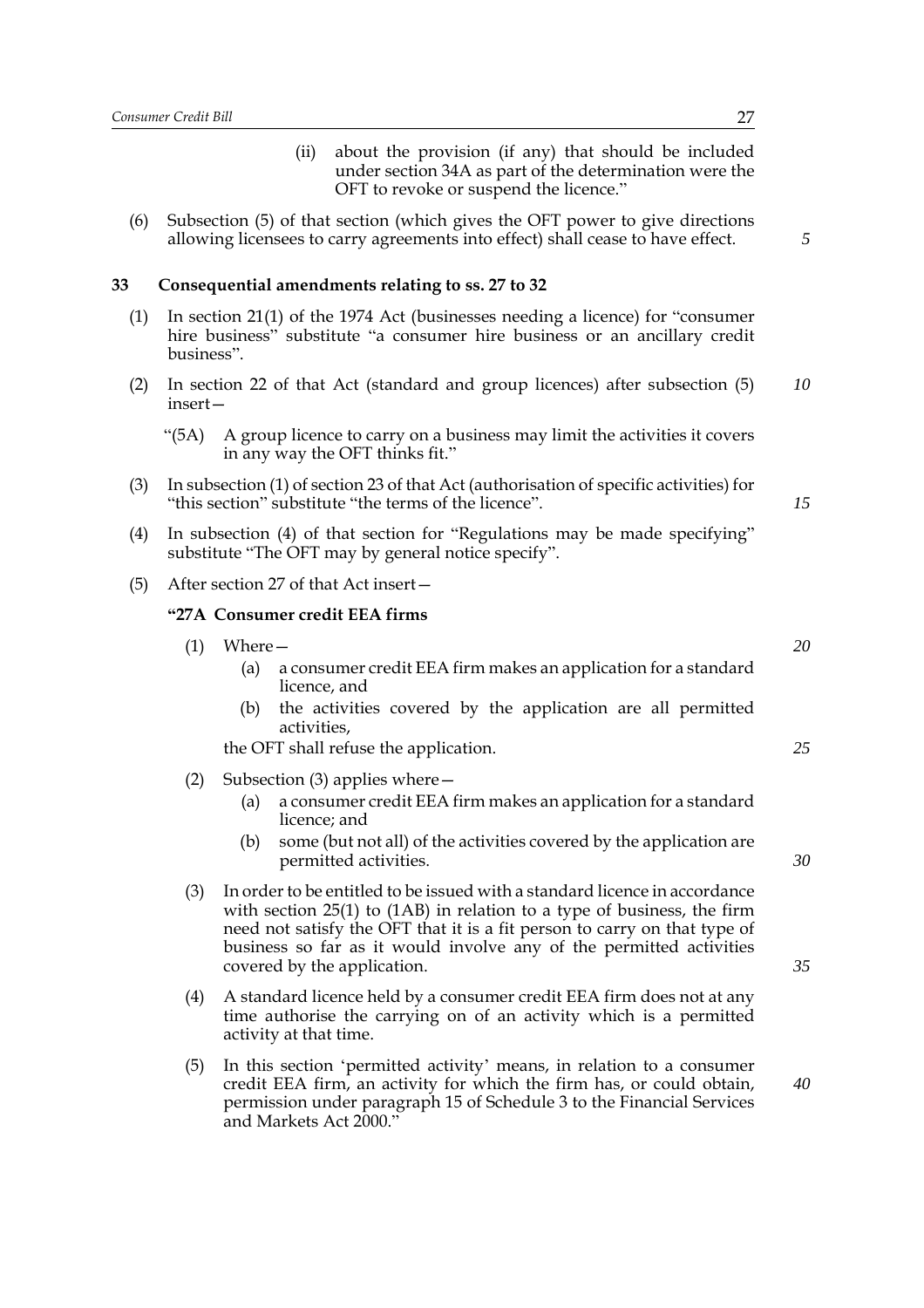(ii) about the provision (if any) that should be included under section 34A as part of the determination were the OFT to revoke or suspend the licence."

(6) Subsection (5) of that section (which gives the OFT power to give directions allowing licensees to carry agreements into effect) shall cease to have effect.

**33 Consequential amendments relating to ss. 27 to 32**

(1) In section 21(1) of the 1974 Act (businesses needing a licence) for "consumer hire business" substitute "a consumer hire business or an ancillary credit business".

(2) In section 22 of that Act (standard and group licences) after subsection (5) insert—

"(5A) A group licence to carry on a business may limit the activities it covers in any way the OFT thinks fit."

(3) In subsection (1) of section 23 of that Act (authorisation of specific activities) for "this section" substitute "the terms of the licence".

(4) In subsection (4) of that section for "Regulations may be made specifying" substitute "The OFT may by general notice specify".

(5) After section 27 of that Act insert—

**"27A Consumer credit EEA firms**

(1) Where—

(a) a consumer credit EEA firm makes an application for a standard licence, and

(b) the activities covered by the application are all permitted activities,

the OFT shall refuse the application.

(2) Subsection (3) applies where—

(a) a consumer credit EEA firm makes an application for a standard licence; and

(b) some (but not all) of the activities covered by the application are permitted activities.

(3) In order to be entitled to be issued with a standard licence in accordance with section 25(1) to (1AB) in relation to a type of business, the firm need not satisfy the OFT that it is a fit person to carry on that type of business so far as it would involve any of the permitted activities covered by the application.

(4) A standard licence held by a consumer credit EEA firm does not at any time authorise the carrying on of an activity which is a permitted activity at that time.

(5) In this section 'permitted activity' means, in relation to a consumer credit EEA firm, an activity for which the firm has, or could obtain, permission under paragraph 15 of Schedule 3 to the Financial Services and Markets Act 2000."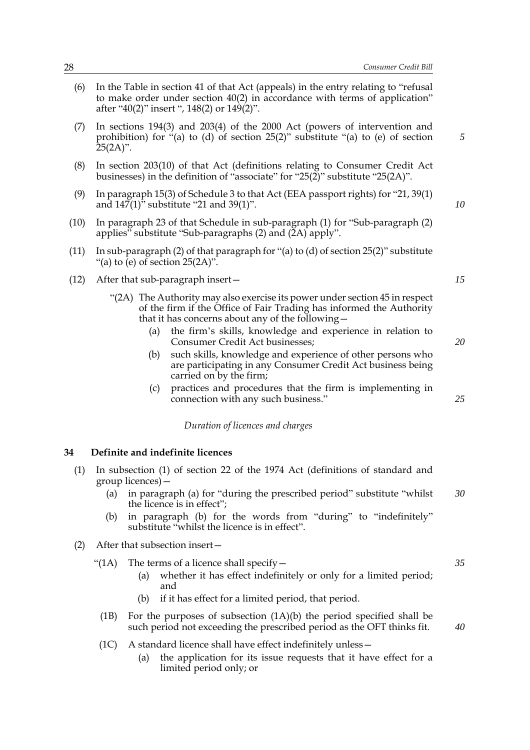(6) In the Table in section 41 of that Act (appeals) in the entry relating to "refusal to make order under section 40(2) in accordance with terms of application" after "40(2)" insert ", 148(2) or 149(2)".

(7) In sections 194(3) and 203(4) of the 2000 Act (powers of intervention and prohibition) for "(a) to (d) of section 25(2)" substitute "(a) to (e) of section 25(2A)".

(8) In section 203(10) of that Act (definitions relating to Consumer Credit Act businesses) in the definition of "associate" for "25(2)" substitute "25(2A)".

(9) In paragraph 15(3) of Schedule 3 to that Act (EEA passport rights) for "21, 39(1) and 147(1)" substitute "21 and 39(1)".

(10) In paragraph 23 of that Schedule in sub-paragraph (1) for "Sub-paragraph (2) applies" substitute "Sub-paragraphs (2) and (2A) apply".

(11) In sub-paragraph (2) of that paragraph for "(a) to (d) of section 25(2)" substitute "(a) to (e) of section 25(2A)".

(12) After that sub-paragraph insert—

"(2A) The Authority may also exercise its power under section 45 in respect of the firm if the Office of Fair Trading has informed the Authority that it has concerns about any of the following—

(a) the firm's skills, knowledge and experience in relation to Consumer Credit Act businesses;

(b) such skills, knowledge and experience of other persons who are participating in any Consumer Credit Act business being carried on by the firm;

(c) practices and procedures that the firm is implementing in connection with any such business."

*Duration of licences and charges*

### 34 Definite and indefinite licences

(1) In subsection (1) of section 22 of the 1974 Act (definitions of standard and group licences)—

(a) in paragraph (a) for "during the prescribed period" substitute "whilst the licence is in effect";

(b) in paragraph (b) for the words from "during" to "indefinitely" substitute "whilst the licence is in effect".

(2) After that subsection insert—

"(1A) The terms of a licence shall specify—

(a) whether it has effect indefinitely or only for a limited period; and

(b) if it has effect for a limited period, that period.

(1B) For the purposes of subsection (1A)(b) the period specified shall be such period not exceeding the prescribed period as the OFT thinks fit.

(1C) A standard licence shall have effect indefinitely unless—

(a) the application for its issue requests that it have effect for a limited period only; or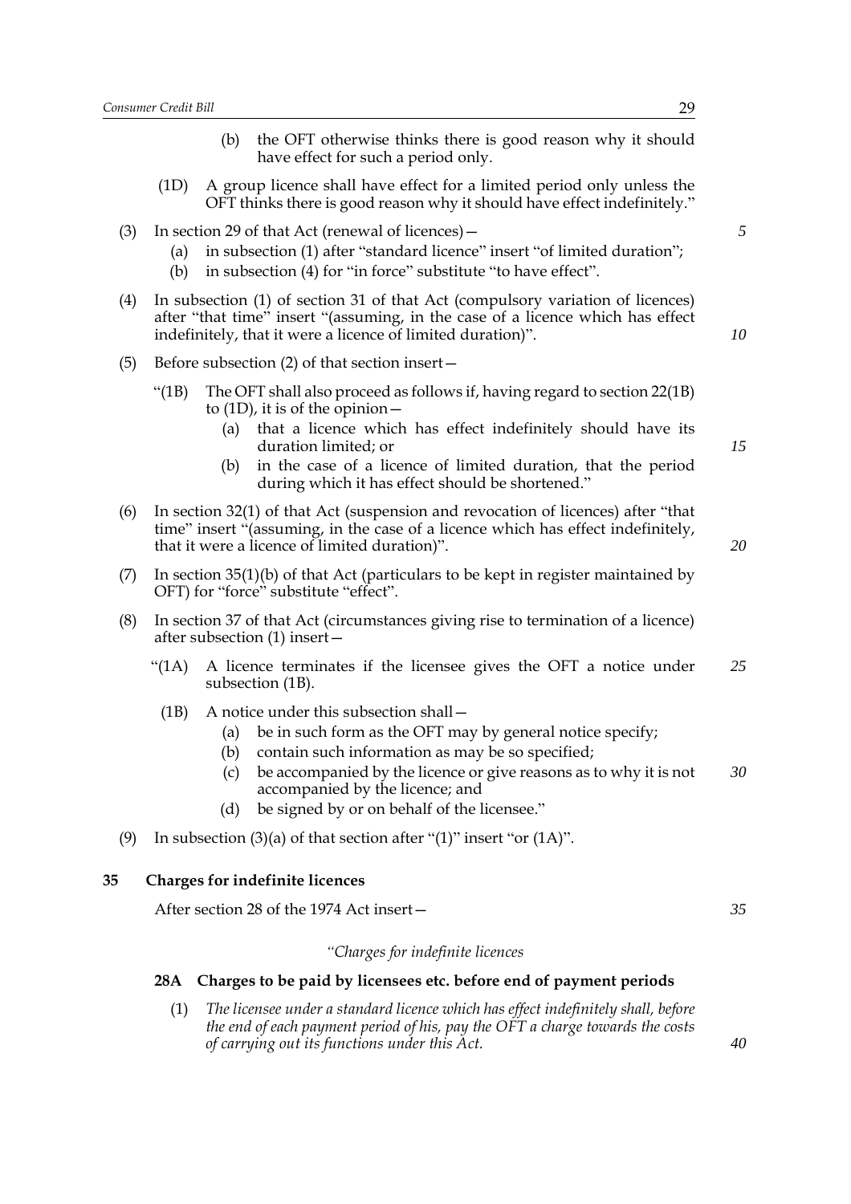(b) the OFT otherwise thinks there is good reason why it should have effect for such a period only.

(1D) A group licence shall have effect for a limited period only unless the OFT thinks there is good reason why it should have effect indefinitely."

(3) In section 29 of that Act (renewal of licences)—

(a) in subsection (1) after "standard licence" insert "of limited duration";

(b) in subsection (4) for "in force" substitute "to have effect".

(4) In subsection (1) of section 31 of that Act (compulsory variation of licences) after "that time" insert "(assuming, in the case of a licence which has effect indefinitely, that it were a licence of limited duration)".

(5) Before subsection (2) of that section insert—

"(1B) The OFT shall also proceed as follows if, having regard to section 22(1B) to (1D), it is of the opinion—

(a) that a licence which has effect indefinitely should have its duration limited; or

(b) in the case of a licence of limited duration, that the period during which it has effect should be shortened."

(6) In section 32(1) of that Act (suspension and revocation of licences) after "that time" insert "(assuming, in the case of a licence which has effect indefinitely, that it were a licence of limited duration)".

(7) In section 35(1)(b) of that Act (particulars to be kept in register maintained by OFT) for "force" substitute "effect".

(8) In section 37 of that Act (circumstances giving rise to termination of a licence) after subsection (1) insert—

"(1A) A licence terminates if the licensee gives the OFT a notice under subsection (1B).

(1B) A notice under this subsection shall—

(a) be in such form as the OFT may by general notice specify;

(b) contain such information as may be so specified;

(c) be accompanied by the licence or give reasons as to why it is not accompanied by the licence; and

(d) be signed by or on behalf of the licensee."

(9) In subsection (3)(a) of that section after "(1)" insert "or (1A)".

**35 Charges for indefinite licences**

After section 28 of the 1974 Act insert—

*"Charges for indefinite licences*

**28A Charges to be paid by licensees etc. before end of payment periods**

(1) *The licensee under a standard licence which has effect indefinitely shall, before the end of each payment period of his, pay the OFT a charge towards the costs of carrying out its functions under this Act.*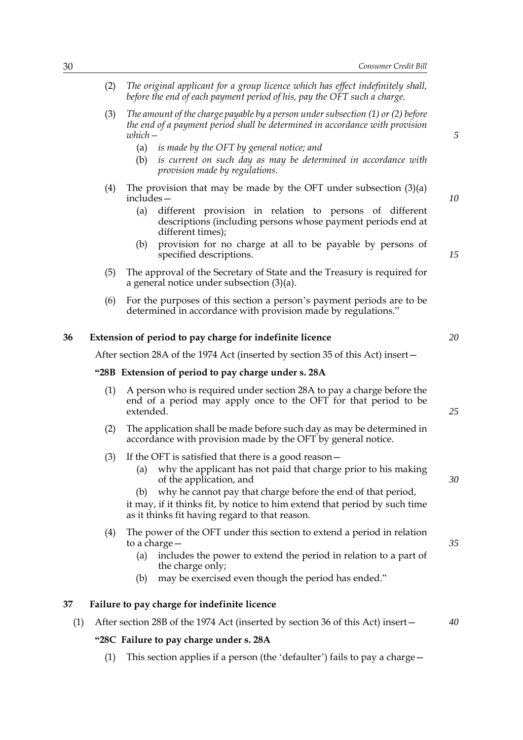(2) *The original applicant for a group licence which has effect indefinitely shall, before the end of each payment period of his, pay the OFT such a charge.*

(3) *The amount of the charge payable by a person under subsection (1) or (2) before the end of a payment period shall be determined in accordance with provision which—*

(a) *is made by the OFT by general notice; and*

(b) *is current on such day as may be determined in accordance with provision made by regulations.*

(4) The provision that may be made by the OFT under subsection (3)(a) includes—

(a) different provision in relation to persons of different descriptions (including persons whose payment periods end at different times);

(b) provision for no charge at all to be payable by persons of specified descriptions.

(5) The approval of the Secretary of State and the Treasury is required for a general notice under subsection (3)(a).

(6) For the purposes of this section a person's payment periods are to be determined in accordance with provision made by regulations."

## 36 Extension of period to pay charge for indefinite licence

After section 28A of the 1974 Act (inserted by section 35 of this Act) insert—

### "28B Extension of period to pay charge under s. 28A

(1) A person who is required under section 28A to pay a charge before the end of a period may apply once to the OFT for that period to be extended.

(2) The application shall be made before such day as may be determined in accordance with provision made by the OFT by general notice.

(3) If the OFT is satisfied that there is a good reason—

(a) why the applicant has not paid that charge prior to his making of the application, and

(b) why he cannot pay that charge before the end of that period,

it may, if it thinks fit, by notice to him extend that period by such time as it thinks fit having regard to that reason.

(4) The power of the OFT under this section to extend a period in relation to a charge—

(a) includes the power to extend the period in relation to a part of the charge only;

(b) may be exercised even though the period has ended."

## 37 Failure to pay charge for indefinite licence

(1) After section 28B of the 1974 Act (inserted by section 36 of this Act) insert—

### "28C Failure to pay charge under s. 28A

(1) This section applies if a person (the 'defaulter') fails to pay a charge—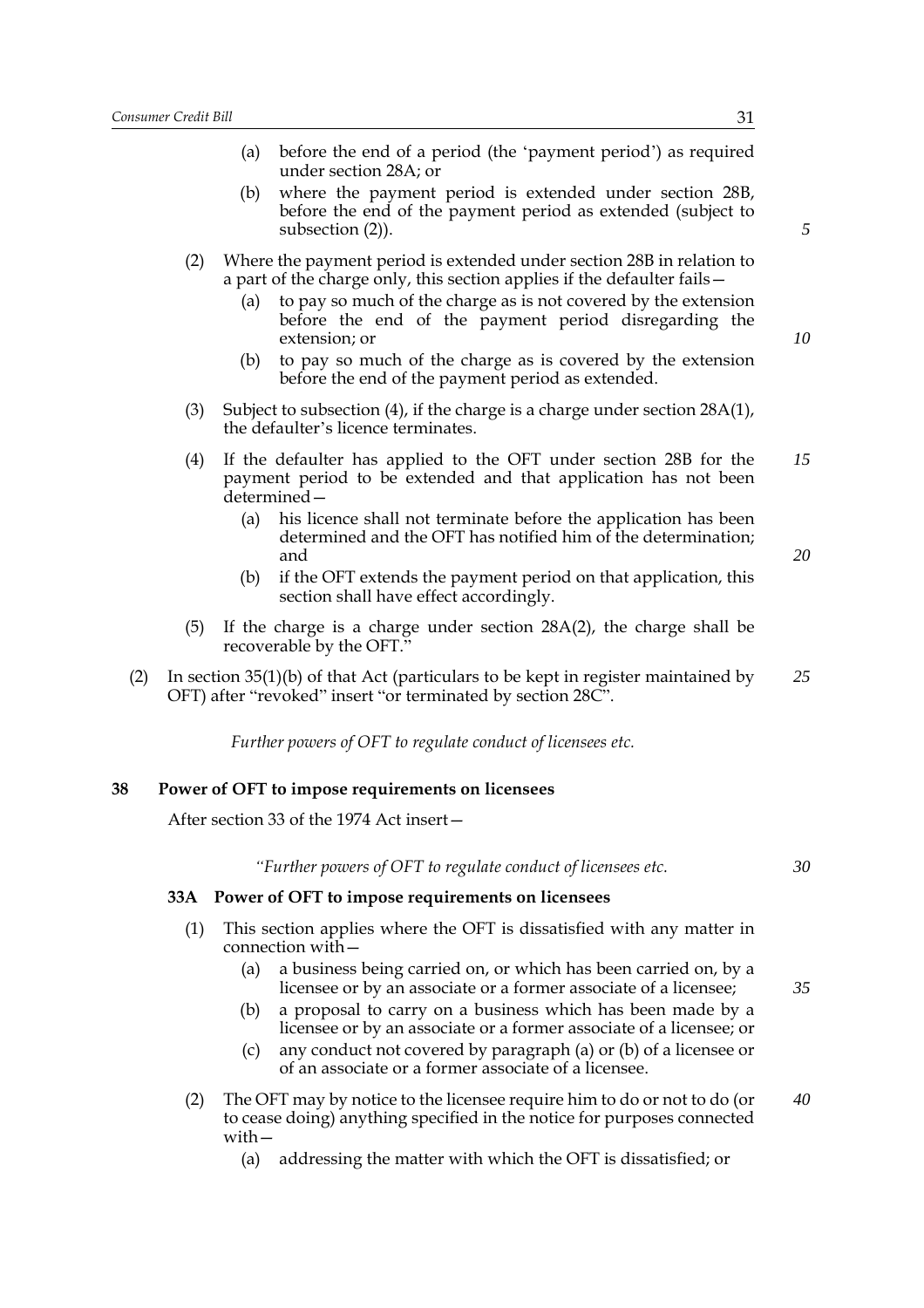(a) before the end of a period (the 'payment period') as required under section 28A; or

(b) where the payment period is extended under section 28B, before the end of the payment period as extended (subject to subsection (2)).

(2) Where the payment period is extended under section 28B in relation to a part of the charge only, this section applies if the defaulter fails—

(a) to pay so much of the charge as is not covered by the extension before the end of the payment period disregarding the extension; or

(b) to pay so much of the charge as is covered by the extension before the end of the payment period as extended.

(3) Subject to subsection (4), if the charge is a charge under section 28A(1), the defaulter's licence terminates.

(4) If the defaulter has applied to the OFT under section 28B for the payment period to be extended and that application has not been determined—

(a) his licence shall not terminate before the application has been determined and the OFT has notified him of the determination; and

(b) if the OFT extends the payment period on that application, this section shall have effect accordingly.

(5) If the charge is a charge under section 28A(2), the charge shall be recoverable by the OFT."

(2) In section 35(1)(b) of that Act (particulars to be kept in register maintained by OFT) after "revoked" insert "or terminated by section 28C".

*Further powers of OFT to regulate conduct of licensees etc.*

**38 Power of OFT to impose requirements on licensees**

After section 33 of the 1974 Act insert—

*"Further powers of OFT to regulate conduct of licensees etc.*

**33A Power of OFT to impose requirements on licensees**

(1) This section applies where the OFT is dissatisfied with any matter in connection with—

(a) a business being carried on, or which has been carried on, by a licensee or by an associate or a former associate of a licensee;

(b) a proposal to carry on a business which has been made by a licensee or by an associate or a former associate of a licensee; or

(c) any conduct not covered by paragraph (a) or (b) of a licensee or of an associate or a former associate of a licensee.

(2) The OFT may by notice to the licensee require him to do or not to do (or to cease doing) anything specified in the notice for purposes connected with—

(a) addressing the matter with which the OFT is dissatisfied; or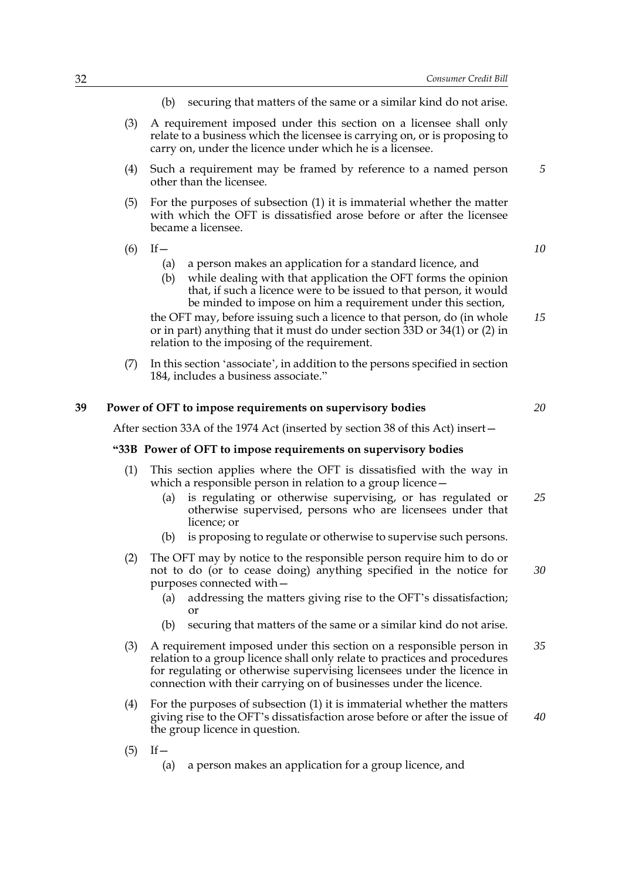(b) securing that matters of the same or a similar kind do not arise.

(3) A requirement imposed under this section on a licensee shall only relate to a business which the licensee is carrying on, or is proposing to carry on, under the licence under which he is a licensee.

(4) Such a requirement may be framed by reference to a named person other than the licensee.

(5) For the purposes of subsection (1) it is immaterial whether the matter with which the OFT is dissatisfied arose before or after the licensee became a licensee.

(6) If—

(a) a person makes an application for a standard licence, and

(b) while dealing with that application the OFT forms the opinion that, if such a licence were to be issued to that person, it would be minded to impose on him a requirement under this section,

the OFT may, before issuing such a licence to that person, do (in whole or in part) anything that it must do under section 33D or 34(1) or (2) in relation to the imposing of the requirement.

(7) In this section 'associate', in addition to the persons specified in section 184, includes a business associate."

## 39 Power of OFT to impose requirements on supervisory bodies

After section 33A of the 1974 Act (inserted by section 38 of this Act) insert—

### "33B Power of OFT to impose requirements on supervisory bodies

(1) This section applies where the OFT is dissatisfied with the way in which a responsible person in relation to a group licence—

(a) is regulating or otherwise supervising, or has regulated or otherwise supervised, persons who are licensees under that licence; or

(b) is proposing to regulate or otherwise to supervise such persons.

(2) The OFT may by notice to the responsible person require him to do or not to do (or to cease doing) anything specified in the notice for purposes connected with—

(a) addressing the matters giving rise to the OFT's dissatisfaction; or

(b) securing that matters of the same or a similar kind do not arise.

(3) A requirement imposed under this section on a responsible person in relation to a group licence shall only relate to practices and procedures for regulating or otherwise supervising licensees under the licence in connection with their carrying on of businesses under the licence.

(4) For the purposes of subsection (1) it is immaterial whether the matters giving rise to the OFT's dissatisfaction arose before or after the issue of the group licence in question.

(5) If—

(a) a person makes an application for a group licence, and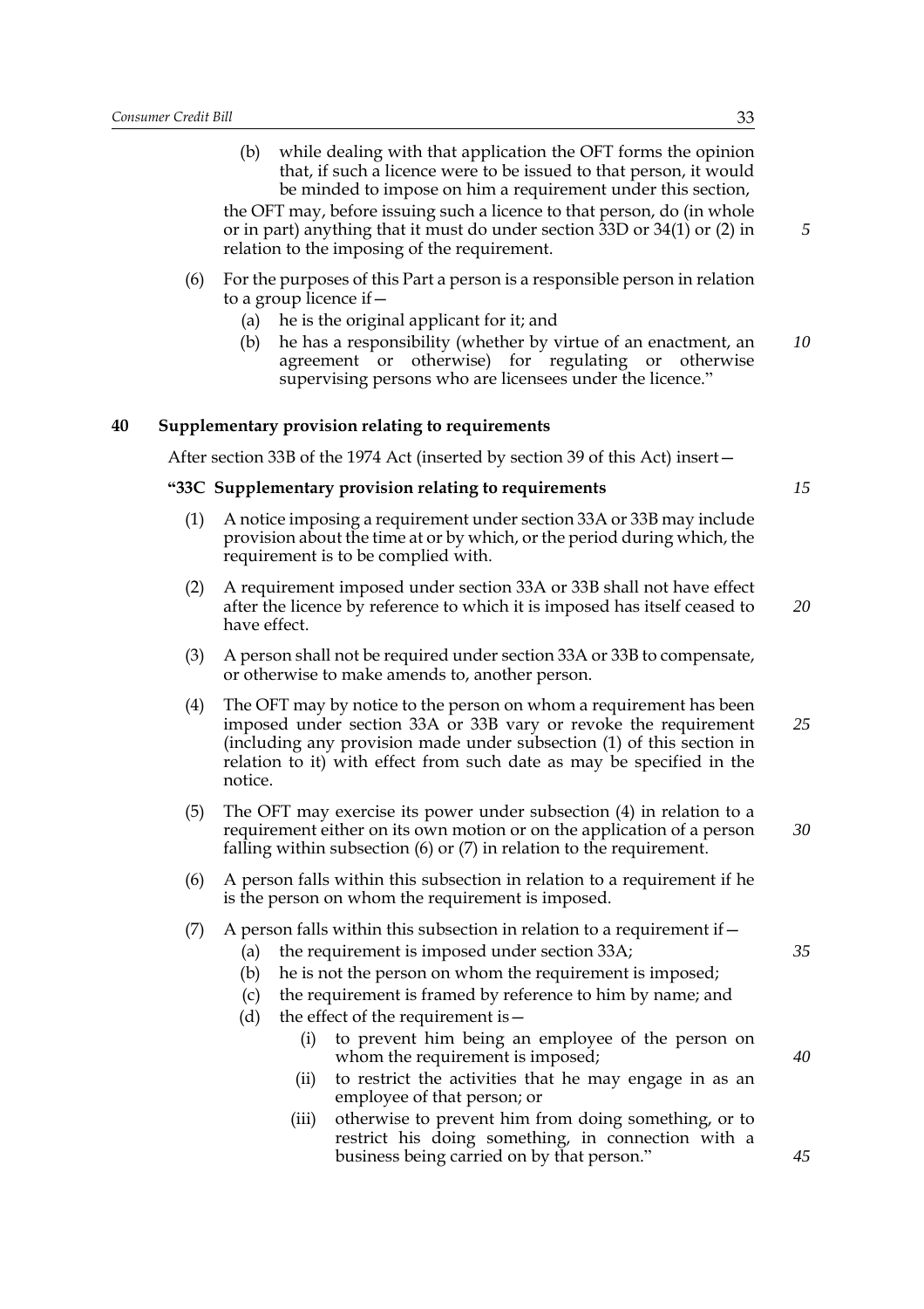(b) while dealing with that application the OFT forms the opinion that, if such a licence were to be issued to that person, it would be minded to impose on him a requirement under this section,

the OFT may, before issuing such a licence to that person, do (in whole or in part) anything that it must do under section 33D or 34(1) or (2) in relation to the imposing of the requirement.

(6) For the purposes of this Part a person is a responsible person in relation to a group licence if—

(a) he is the original applicant for it; and

(b) he has a responsibility (whether by virtue of an enactment, an agreement or otherwise) for regulating or otherwise supervising persons who are licensees under the licence."

## 40 Supplementary provision relating to requirements

After section 33B of the 1974 Act (inserted by section 39 of this Act) insert—

### "33C Supplementary provision relating to requirements

(1) A notice imposing a requirement under section 33A or 33B may include provision about the time at or by which, or the period during which, the requirement is to be complied with.

(2) A requirement imposed under section 33A or 33B shall not have effect after the licence by reference to which it is imposed has itself ceased to have effect.

(3) A person shall not be required under section 33A or 33B to compensate, or otherwise to make amends to, another person.

(4) The OFT may by notice to the person on whom a requirement has been imposed under section 33A or 33B vary or revoke the requirement (including any provision made under subsection (1) of this section in relation to it) with effect from such date as may be specified in the notice.

(5) The OFT may exercise its power under subsection (4) in relation to a requirement either on its own motion or on the application of a person falling within subsection (6) or (7) in relation to the requirement.

(6) A person falls within this subsection in relation to a requirement if he is the person on whom the requirement is imposed.

(7) A person falls within this subsection in relation to a requirement if—

(a) the requirement is imposed under section 33A;

(b) he is not the person on whom the requirement is imposed;

(c) the requirement is framed by reference to him by name; and

(d) the effect of the requirement is—

(i) to prevent him being an employee of the person on whom the requirement is imposed;

(ii) to restrict the activities that he may engage in as an employee of that person; or

(iii) otherwise to prevent him from doing something, or to restrict his doing something, in connection with a business being carried on by that person."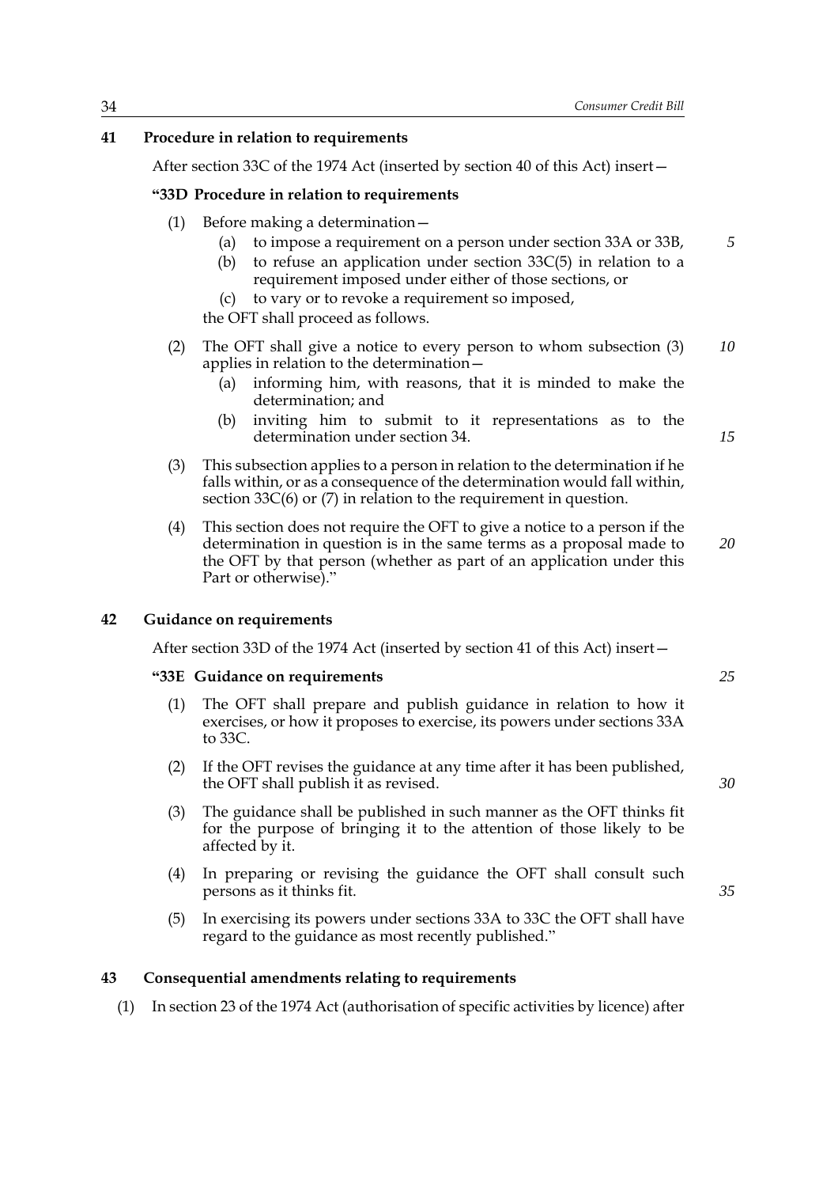## 41 Procedure in relation to requirements

After section 33C of the 1974 Act (inserted by section 40 of this Act) insert—

### "33D Procedure in relation to requirements

(1) Before making a determination—

(a) to impose a requirement on a person under section 33A or 33B,

(b) to refuse an application under section 33C(5) in relation to a requirement imposed under either of those sections, or

(c) to vary or to revoke a requirement so imposed,

the OFT shall proceed as follows.

(2) The OFT shall give a notice to every person to whom subsection (3) applies in relation to the determination—

(a) informing him, with reasons, that it is minded to make the determination; and

(b) inviting him to submit to it representations as to the determination under section 34.

(3) This subsection applies to a person in relation to the determination if he falls within, or as a consequence of the determination would fall within, section 33C(6) or (7) in relation to the requirement in question.

(4) This section does not require the OFT to give a notice to a person if the determination in question is in the same terms as a proposal made to the OFT by that person (whether as part of an application under this Part or otherwise)."

## 42 Guidance on requirements

After section 33D of the 1974 Act (inserted by section 41 of this Act) insert—

### "33E Guidance on requirements

(1) The OFT shall prepare and publish guidance in relation to how it exercises, or how it proposes to exercise, its powers under sections 33A to 33C.

(2) If the OFT revises the guidance at any time after it has been published, the OFT shall publish it as revised.

(3) The guidance shall be published in such manner as the OFT thinks fit for the purpose of bringing it to the attention of those likely to be affected by it.

(4) In preparing or revising the guidance the OFT shall consult such persons as it thinks fit.

(5) In exercising its powers under sections 33A to 33C the OFT shall have regard to the guidance as most recently published."

## 43 Consequential amendments relating to requirements

(1) In section 23 of the 1974 Act (authorisation of specific activities by licence) after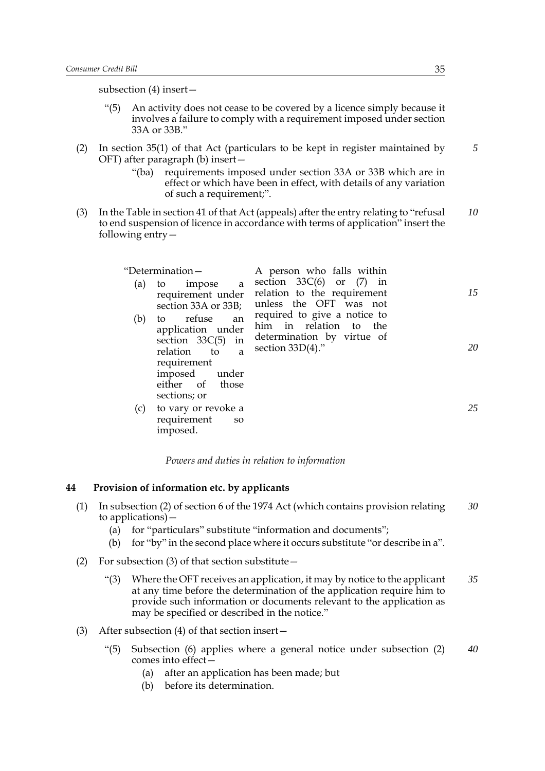subsection (4) insert—

“(5) An activity does not cease to be covered by a licence simply because it involves a failure to comply with a requirement imposed under section 33A or 33B.”

(2) In section 35(1) of that Act (particulars to be kept in register maintained by OFT) after paragraph (b) insert—

“(ba) requirements imposed under section 33A or 33B which are in effect or which have been in effect, with details of any variation of such a requirement;”.

(3) In the Table in section 41 of that Act (appeals) after the entry relating to “refusal to end suspension of licence in accordance with terms of application” insert the following entry—

| | |
|---|---|
| “Determination—<br>(a) to impose a requirement under section 33A or 33B;<br>(b) to refuse an application under section 33C(5) in relation to a requirement imposed under either of those sections; or<br>(c) to vary or revoke a requirement so imposed. | A person who falls within section 33C(6) or (7) in relation to the requirement unless the OFT was not required to give a notice to him in relation to the determination by virtue of section 33D(4).” |

*Powers and duties in relation to information*

## 44 Provision of information etc. by applicants

(1) In subsection (2) of section 6 of the 1974 Act (which contains provision relating to applications)—

(a) for “particulars” substitute “information and documents”;

(b) for “by” in the second place where it occurs substitute “or describe in a”.

(2) For subsection (3) of that section substitute—

“(3) Where the OFT receives an application, it may by notice to the applicant at any time before the determination of the application require him to provide such information or documents relevant to the application as may be specified or described in the notice.”

(3) After subsection (4) of that section insert—

“(5) Subsection (6) applies where a general notice under subsection (2) comes into effect—

(a) after an application has been made; but

(b) before its determination.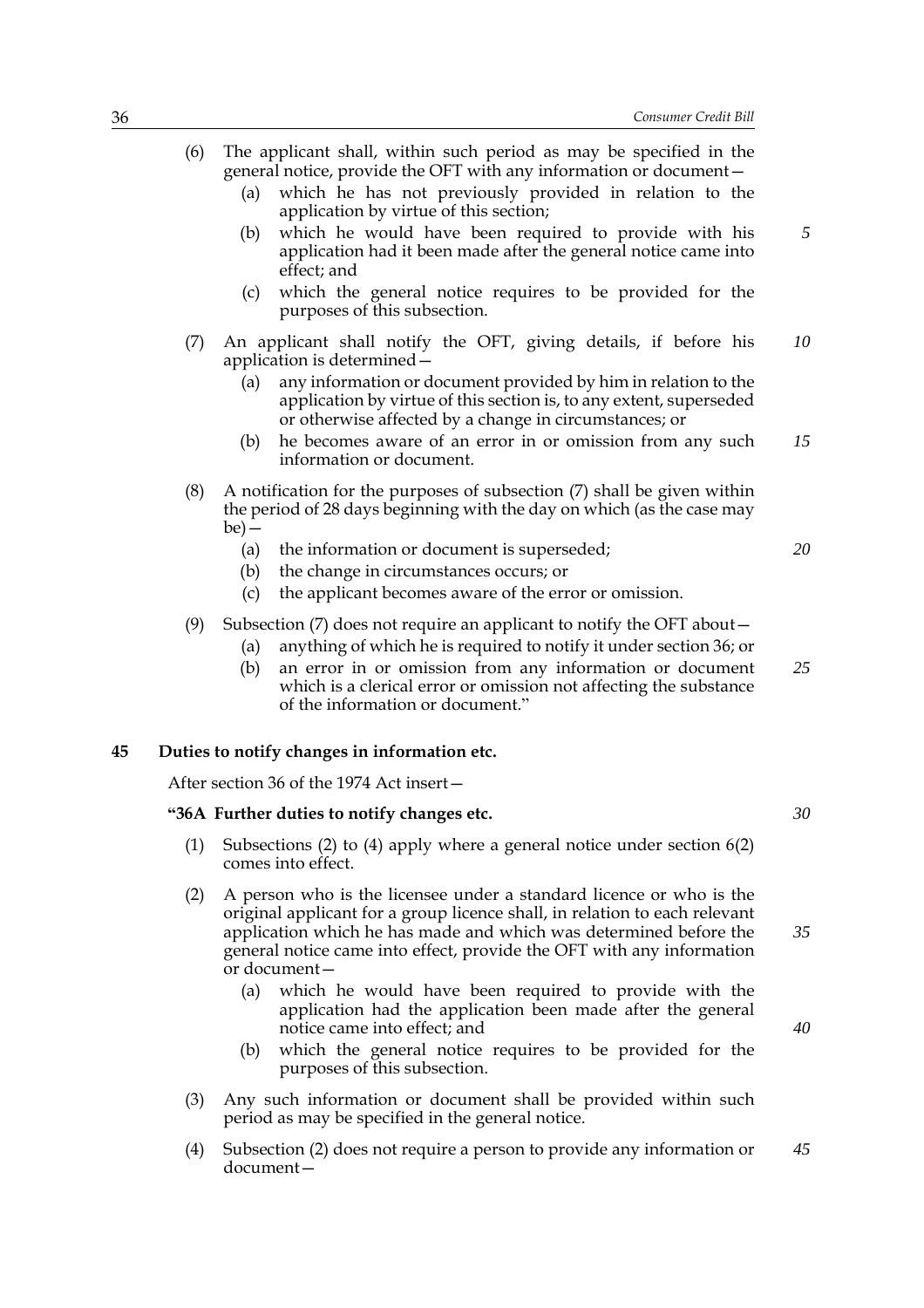(6) The applicant shall, within such period as may be specified in the general notice, provide the OFT with any information or document—

   (a) which he has not previously provided in relation to the application by virtue of this section;

   (b) which he would have been required to provide with his application had it been made after the general notice came into effect; and

   (c) which the general notice requires to be provided for the purposes of this subsection.

(7) An applicant shall notify the OFT, giving details, if before his application is determined—

   (a) any information or document provided by him in relation to the application by virtue of this section is, to any extent, superseded or otherwise affected by a change in circumstances; or

   (b) he becomes aware of an error in or omission from any such information or document.

(8) A notification for the purposes of subsection (7) shall be given within the period of 28 days beginning with the day on which (as the case may be)—

   (a) the information or document is superseded;

   (b) the change in circumstances occurs; or

   (c) the applicant becomes aware of the error or omission.

(9) Subsection (7) does not require an applicant to notify the OFT about—

   (a) anything of which he is required to notify it under section 36; or

   (b) an error in or omission from any information or document which is a clerical error or omission not affecting the substance of the information or document."

## 45 Duties to notify changes in information etc.

After section 36 of the 1974 Act insert—

### "36A Further duties to notify changes etc.

(1) Subsections (2) to (4) apply where a general notice under section 6(2) comes into effect.

(2) A person who is the licensee under a standard licence or who is the original applicant for a group licence shall, in relation to each relevant application which he has made and which was determined before the general notice came into effect, provide the OFT with any information or document—

   (a) which he would have been required to provide with the application had the application been made after the general notice came into effect; and

   (b) which the general notice requires to be provided for the purposes of this subsection.

(3) Any such information or document shall be provided within such period as may be specified in the general notice.

(4) Subsection (2) does not require a person to provide any information or document—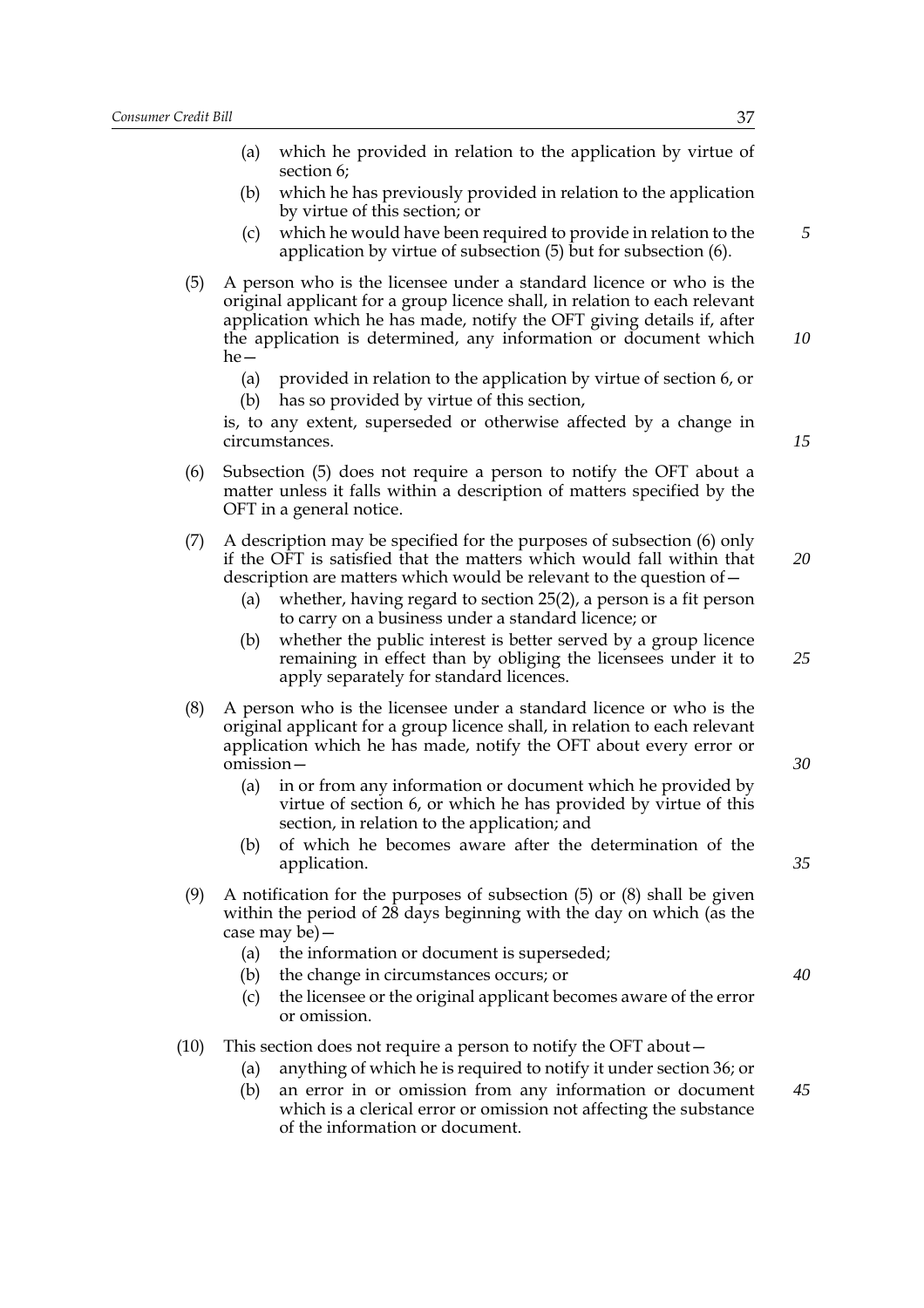(a) which he provided in relation to the application by virtue of section 6;

(b) which he has previously provided in relation to the application by virtue of this section; or

(c) which he would have been required to provide in relation to the application by virtue of subsection (5) but for subsection (6).

(5) A person who is the licensee under a standard licence or who is the original applicant for a group licence shall, in relation to each relevant application which he has made, notify the OFT giving details if, after the application is determined, any information or document which he—

(a) provided in relation to the application by virtue of section 6, or

(b) has so provided by virtue of this section,

is, to any extent, superseded or otherwise affected by a change in circumstances.

(6) Subsection (5) does not require a person to notify the OFT about a matter unless it falls within a description of matters specified by the OFT in a general notice.

(7) A description may be specified for the purposes of subsection (6) only if the OFT is satisfied that the matters which would fall within that description are matters which would be relevant to the question of—

(a) whether, having regard to section 25(2), a person is a fit person to carry on a business under a standard licence; or

(b) whether the public interest is better served by a group licence remaining in effect than by obliging the licensees under it to apply separately for standard licences.

(8) A person who is the licensee under a standard licence or who is the original applicant for a group licence shall, in relation to each relevant application which he has made, notify the OFT about every error or omission—

(a) in or from any information or document which he provided by virtue of section 6, or which he has provided by virtue of this section, in relation to the application; and

(b) of which he becomes aware after the determination of the application.

(9) A notification for the purposes of subsection (5) or (8) shall be given within the period of 28 days beginning with the day on which (as the case may be)—

(a) the information or document is superseded;

(b) the change in circumstances occurs; or

(c) the licensee or the original applicant becomes aware of the error or omission.

(10) This section does not require a person to notify the OFT about—

(a) anything of which he is required to notify it under section 36; or

(b) an error in or omission from any information or document which is a clerical error or omission not affecting the substance of the information or document.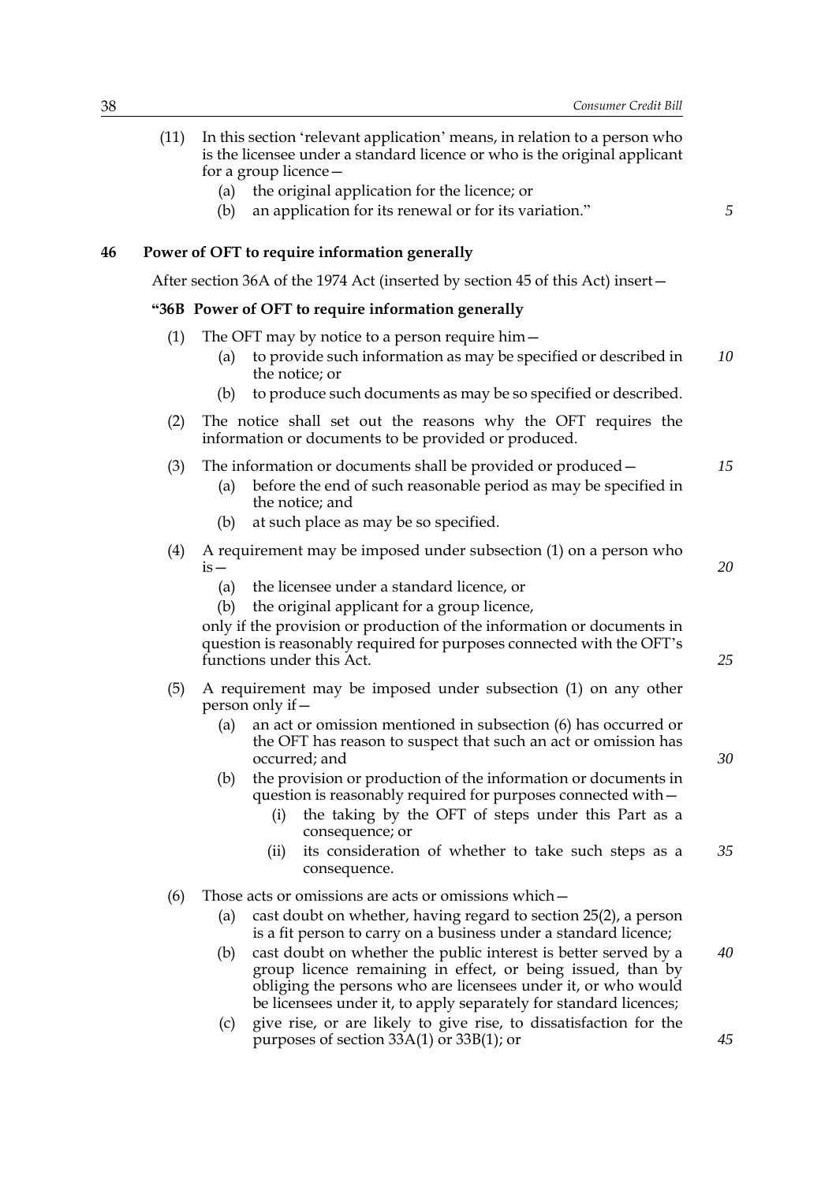(11) In this section 'relevant application' means, in relation to a person who is the licensee under a standard licence or who is the original applicant for a group licence—

  (a) the original application for the licence; or

  (b) an application for its renewal or for its variation."

**46 Power of OFT to require information generally**

After section 36A of the 1974 Act (inserted by section 45 of this Act) insert—

**"36B Power of OFT to require information generally**

(1) The OFT may by notice to a person require him—

  (a) to provide such information as may be specified or described in the notice; or

  (b) to produce such documents as may be so specified or described.

(2) The notice shall set out the reasons why the OFT requires the information or documents to be provided or produced.

(3) The information or documents shall be provided or produced—

  (a) before the end of such reasonable period as may be specified in the notice; and

  (b) at such place as may be so specified.

(4) A requirement may be imposed under subsection (1) on a person who is—

  (a) the licensee under a standard licence, or

  (b) the original applicant for a group licence,

only if the provision or production of the information or documents in question is reasonably required for purposes connected with the OFT's functions under this Act.

(5) A requirement may be imposed under subsection (1) on any other person only if—

  (a) an act or omission mentioned in subsection (6) has occurred or the OFT has reason to suspect that such an act or omission has occurred; and

  (b) the provision or production of the information or documents in question is reasonably required for purposes connected with—

    (i) the taking by the OFT of steps under this Part as a consequence; or

    (ii) its consideration of whether to take such steps as a consequence.

(6) Those acts or omissions are acts or omissions which—

  (a) cast doubt on whether, having regard to section 25(2), a person is a fit person to carry on a business under a standard licence;

  (b) cast doubt on whether the public interest is better served by a group licence remaining in effect, or being issued, than by obliging the persons who are licensees under it, or who would be licensees under it, to apply separately for standard licences;

  (c) give rise, or are likely to give rise, to dissatisfaction for the purposes of section 33A(1) or 33B(1); or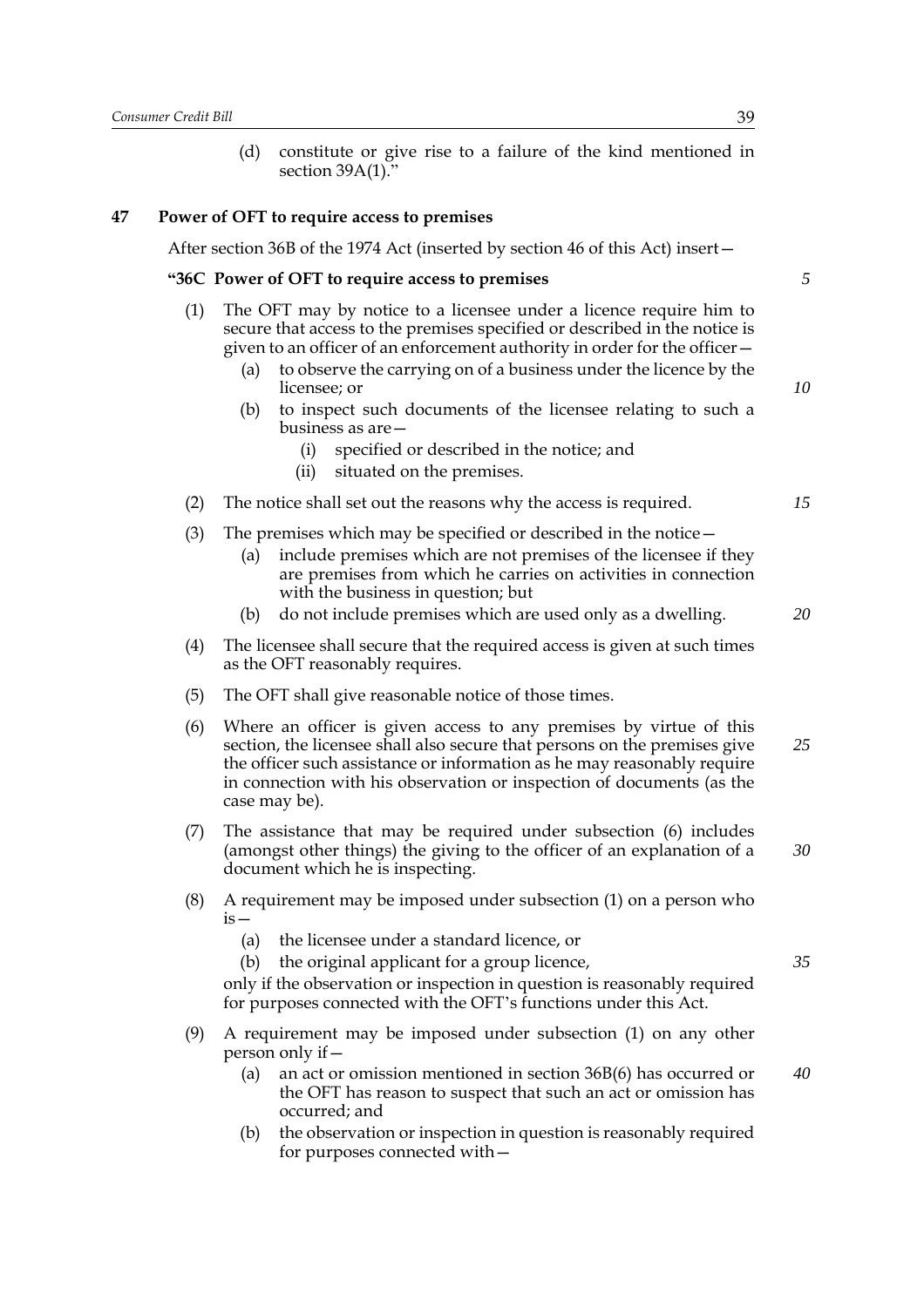(d) constitute or give rise to a failure of the kind mentioned in section 39A(1)."

**47 Power of OFT to require access to premises**

After section 36B of the 1974 Act (inserted by section 46 of this Act) insert—

**"36C Power of OFT to require access to premises**

(1) The OFT may by notice to a licensee under a licence require him to secure that access to the premises specified or described in the notice is given to an officer of an enforcement authority in order for the officer—

(a) to observe the carrying on of a business under the licence by the licensee; or

(b) to inspect such documents of the licensee relating to such a business as are—

(i) specified or described in the notice; and

(ii) situated on the premises.

(2) The notice shall set out the reasons why the access is required.

(3) The premises which may be specified or described in the notice—

(a) include premises which are not premises of the licensee if they are premises from which he carries on activities in connection with the business in question; but

(b) do not include premises which are used only as a dwelling.

(4) The licensee shall secure that the required access is given at such times as the OFT reasonably requires.

(5) The OFT shall give reasonable notice of those times.

(6) Where an officer is given access to any premises by virtue of this section, the licensee shall also secure that persons on the premises give the officer such assistance or information as he may reasonably require in connection with his observation or inspection of documents (as the case may be).

(7) The assistance that may be required under subsection (6) includes (amongst other things) the giving to the officer of an explanation of a document which he is inspecting.

(8) A requirement may be imposed under subsection (1) on a person who is—

(a) the licensee under a standard licence, or

(b) the original applicant for a group licence,

only if the observation or inspection in question is reasonably required for purposes connected with the OFT's functions under this Act.

(9) A requirement may be imposed under subsection (1) on any other person only if—

(a) an act or omission mentioned in section 36B(6) has occurred or the OFT has reason to suspect that such an act or omission has occurred; and

(b) the observation or inspection in question is reasonably required for purposes connected with—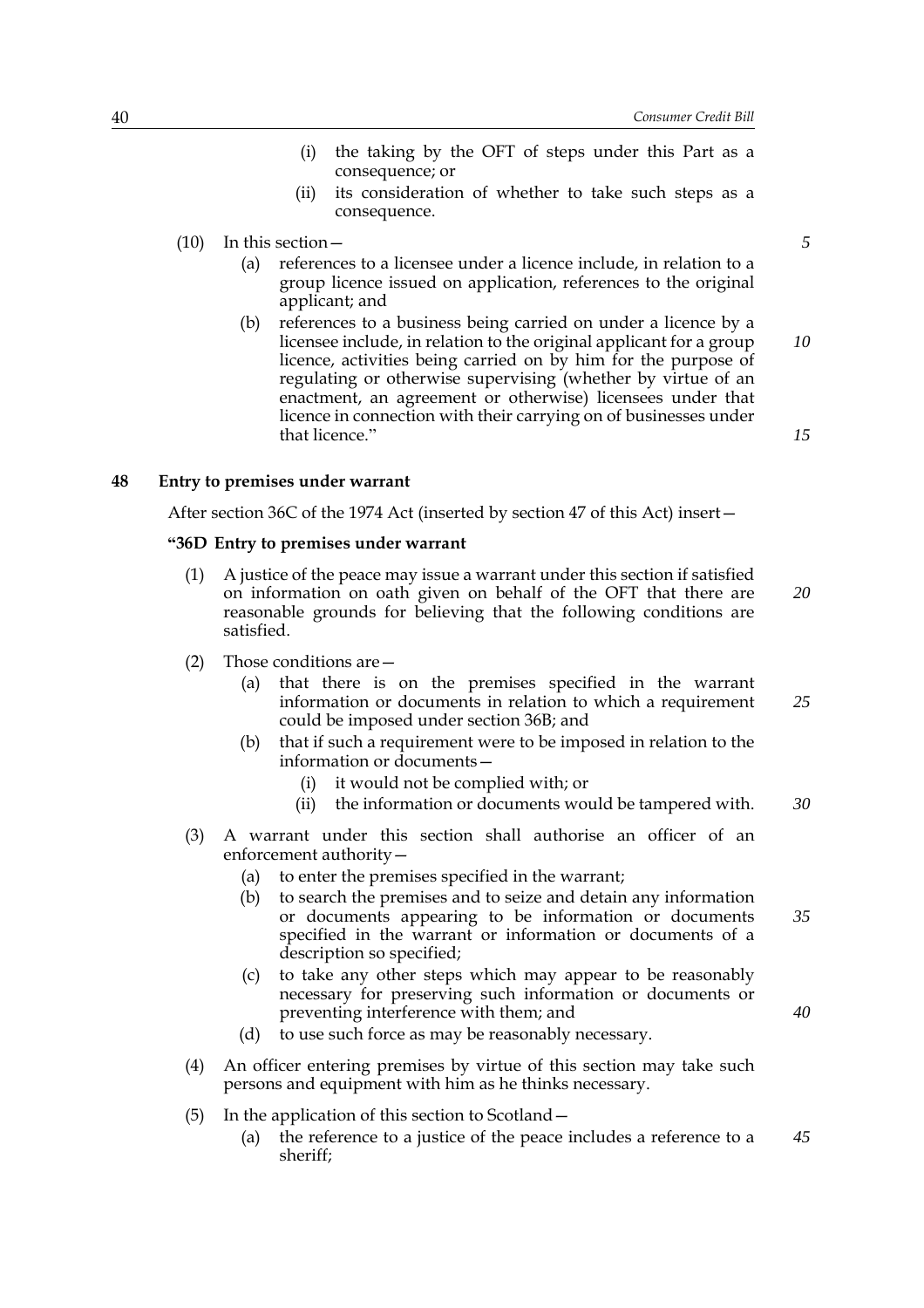(i) the taking by the OFT of steps under this Part as a consequence; or

(ii) its consideration of whether to take such steps as a consequence.

(10) In this section—

(a) references to a licensee under a licence include, in relation to a group licence issued on application, references to the original applicant; and

(b) references to a business being carried on under a licence by a licensee include, in relation to the original applicant for a group licence, activities being carried on by him for the purpose of regulating or otherwise supervising (whether by virtue of an enactment, an agreement or otherwise) licensees under that licence in connection with their carrying on of businesses under that licence."

## 48 Entry to premises under warrant

After section 36C of the 1974 Act (inserted by section 47 of this Act) insert—

### "36D Entry to premises under warrant

(1) A justice of the peace may issue a warrant under this section if satisfied on information on oath given on behalf of the OFT that there are reasonable grounds for believing that the following conditions are satisfied.

(2) Those conditions are—

(a) that there is on the premises specified in the warrant information or documents in relation to which a requirement could be imposed under section 36B; and

(b) that if such a requirement were to be imposed in relation to the information or documents—

(i) it would not be complied with; or

(ii) the information or documents would be tampered with.

(3) A warrant under this section shall authorise an officer of an enforcement authority—

(a) to enter the premises specified in the warrant;

(b) to search the premises and to seize and detain any information or documents appearing to be information or documents specified in the warrant or information or documents of a description so specified;

(c) to take any other steps which may appear to be reasonably necessary for preserving such information or documents or preventing interference with them; and

(d) to use such force as may be reasonably necessary.

(4) An officer entering premises by virtue of this section may take such persons and equipment with him as he thinks necessary.

(5) In the application of this section to Scotland—

(a) the reference to a justice of the peace includes a reference to a sheriff;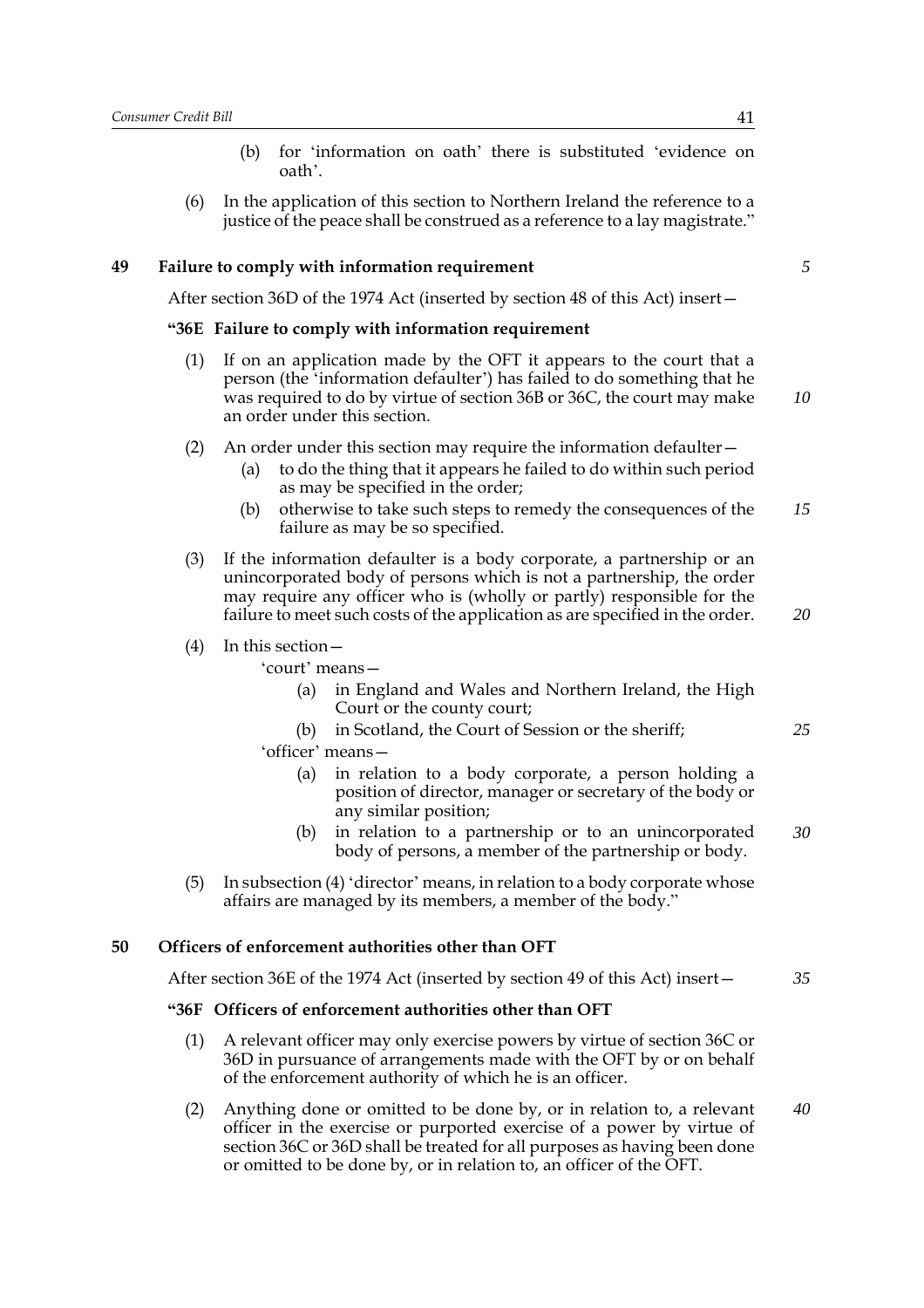(b) for 'information on oath' there is substituted 'evidence on oath'.

(6) In the application of this section to Northern Ireland the reference to a justice of the peace shall be construed as a reference to a lay magistrate."

### 49 Failure to comply with information requirement

After section 36D of the 1974 Act (inserted by section 48 of this Act) insert—

**"36E Failure to comply with information requirement**

(1) If on an application made by the OFT it appears to the court that a person (the 'information defaulter') has failed to do something that he was required to do by virtue of section 36B or 36C, the court may make an order under this section.

(2) An order under this section may require the information defaulter—

(a) to do the thing that it appears he failed to do within such period as may be specified in the order;

(b) otherwise to take such steps to remedy the consequences of the failure as may be so specified.

(3) If the information defaulter is a body corporate, a partnership or an unincorporated body of persons which is not a partnership, the order may require any officer who is (wholly or partly) responsible for the failure to meet such costs of the application as are specified in the order.

(4) In this section—

'court' means—

(a) in England and Wales and Northern Ireland, the High Court or the county court;

(b) in Scotland, the Court of Session or the sheriff;

'officer' means—

(a) in relation to a body corporate, a person holding a position of director, manager or secretary of the body or any similar position;

(b) in relation to a partnership or to an unincorporated body of persons, a member of the partnership or body.

(5) In subsection (4) 'director' means, in relation to a body corporate whose affairs are managed by its members, a member of the body."

### 50 Officers of enforcement authorities other than OFT

After section 36E of the 1974 Act (inserted by section 49 of this Act) insert—

**"36F Officers of enforcement authorities other than OFT**

(1) A relevant officer may only exercise powers by virtue of section 36C or 36D in pursuance of arrangements made with the OFT by or on behalf of the enforcement authority of which he is an officer.

(2) Anything done or omitted to be done by, or in relation to, a relevant officer in the exercise or purported exercise of a power by virtue of section 36C or 36D shall be treated for all purposes as having been done or omitted to be done by, or in relation to, an officer of the OFT.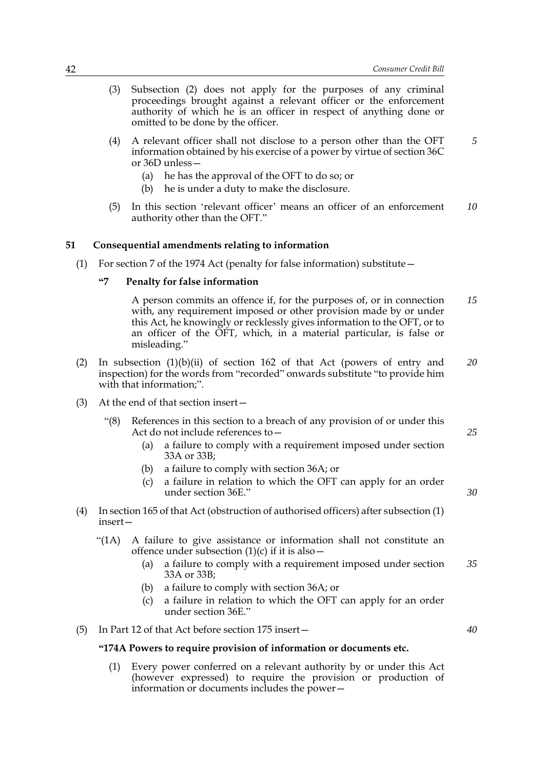(3) Subsection (2) does not apply for the purposes of any criminal proceedings brought against a relevant officer or the enforcement authority of which he is an officer in respect of anything done or omitted to be done by the officer.

(4) A relevant officer shall not disclose to a person other than the OFT information obtained by his exercise of a power by virtue of section 36C or 36D unless—

(a) he has the approval of the OFT to do so; or

(b) he is under a duty to make the disclosure.

(5) In this section 'relevant officer' means an officer of an enforcement authority other than the OFT."

**51 Consequential amendments relating to information**

(1) For section 7 of the 1974 Act (penalty for false information) substitute—

**"7 Penalty for false information**

A person commits an offence if, for the purposes of, or in connection with, any requirement imposed or other provision made by or under this Act, he knowingly or recklessly gives information to the OFT, or to an officer of the OFT, which, in a material particular, is false or misleading."

(2) In subsection (1)(b)(ii) of section 162 of that Act (powers of entry and inspection) for the words from "recorded" onwards substitute "to provide him with that information;".

(3) At the end of that section insert—

"(8) References in this section to a breach of any provision of or under this Act do not include references to—

(a) a failure to comply with a requirement imposed under section 33A or 33B;

(b) a failure to comply with section 36A; or

(c) a failure in relation to which the OFT can apply for an order under section 36E."

(4) In section 165 of that Act (obstruction of authorised officers) after subsection (1) insert—

"(1A) A failure to give assistance or information shall not constitute an offence under subsection (1)(c) if it is also—

(a) a failure to comply with a requirement imposed under section 33A or 33B;

(b) a failure to comply with section 36A; or

(c) a failure in relation to which the OFT can apply for an order under section 36E."

(5) In Part 12 of that Act before section 175 insert—

**"174A Powers to require provision of information or documents etc.**

(1) Every power conferred on a relevant authority by or under this Act (however expressed) to require the provision or production of information or documents includes the power—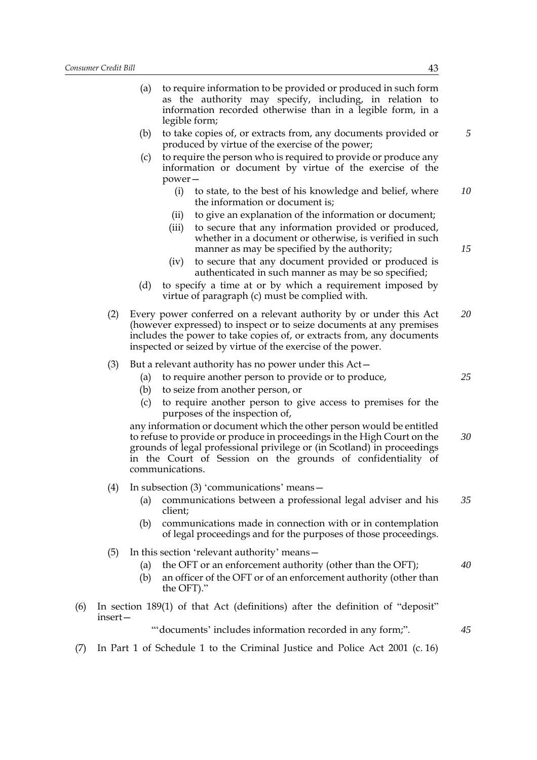(a) to require information to be provided or produced in such form as the authority may specify, including, in relation to information recorded otherwise than in a legible form, in a legible form;

(b) to take copies of, or extracts from, any documents provided or produced by virtue of the exercise of the power;

(c) to require the person who is required to provide or produce any information or document by virtue of the exercise of the power—

(i) to state, to the best of his knowledge and belief, where the information or document is;

(ii) to give an explanation of the information or document;

(iii) to secure that any information provided or produced, whether in a document or otherwise, is verified in such manner as may be specified by the authority;

(iv) to secure that any document provided or produced is authenticated in such manner as may be so specified;

(d) to specify a time at or by which a requirement imposed by virtue of paragraph (c) must be complied with.

(2) Every power conferred on a relevant authority by or under this Act (however expressed) to inspect or to seize documents at any premises includes the power to take copies of, or extracts from, any documents inspected or seized by virtue of the exercise of the power.

(3) But a relevant authority has no power under this Act—

(a) to require another person to provide or to produce,

(b) to seize from another person, or

(c) to require another person to give access to premises for the purposes of the inspection of,

any information or document which the other person would be entitled to refuse to provide or produce in proceedings in the High Court on the grounds of legal professional privilege or (in Scotland) in proceedings in the Court of Session on the grounds of confidentiality of communications.

(4) In subsection (3) 'communications' means—

(a) communications between a professional legal adviser and his client;

(b) communications made in connection with or in contemplation of legal proceedings and for the purposes of those proceedings.

(5) In this section 'relevant authority' means—

(a) the OFT or an enforcement authority (other than the OFT);

(b) an officer of the OFT or of an enforcement authority (other than the OFT)."

(6) In section 189(1) of that Act (definitions) after the definition of "deposit" insert—

"'documents' includes information recorded in any form;".

(7) In Part 1 of Schedule 1 to the Criminal Justice and Police Act 2001 (c. 16)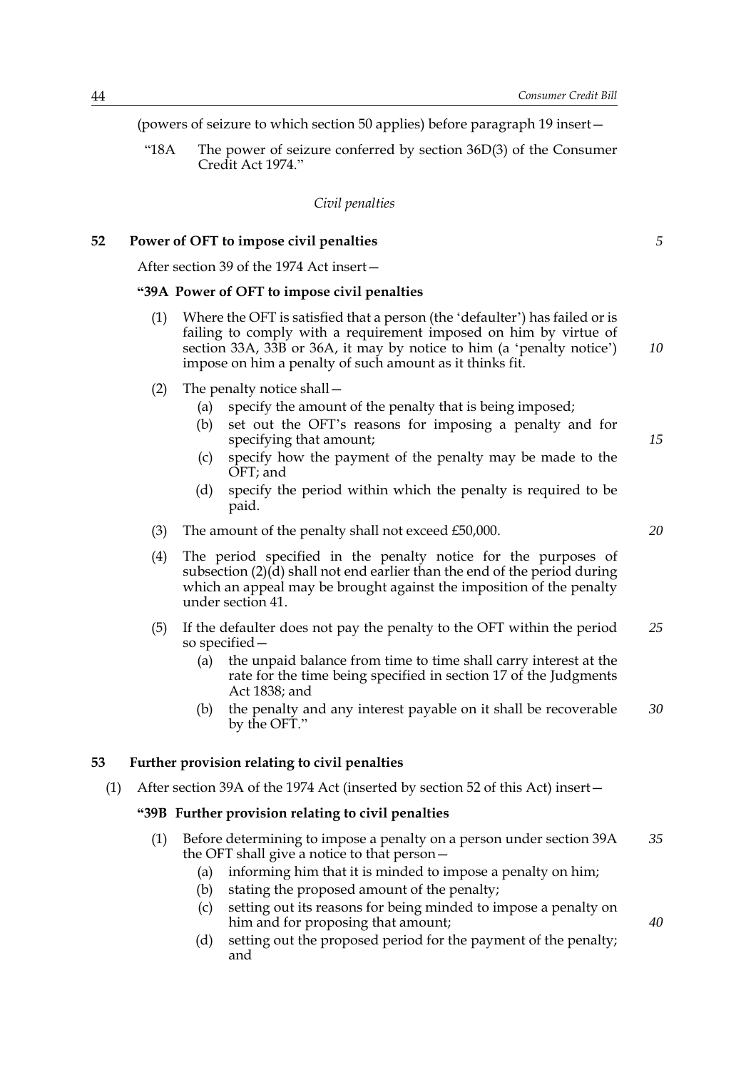(powers of seizure to which section 50 applies) before paragraph 19 insert—

"18A The power of seizure conferred by section 36D(3) of the Consumer Credit Act 1974."

*Civil penalties*

### 52 Power of OFT to impose civil penalties

After section 39 of the 1974 Act insert—

**"39A Power of OFT to impose civil penalties**

(1) Where the OFT is satisfied that a person (the 'defaulter') has failed or is failing to comply with a requirement imposed on him by virtue of section 33A, 33B or 36A, it may by notice to him (a 'penalty notice') impose on him a penalty of such amount as it thinks fit.

(2) The penalty notice shall—

- (a) specify the amount of the penalty that is being imposed;
- (b) set out the OFT's reasons for imposing a penalty and for specifying that amount;
- (c) specify how the payment of the penalty may be made to the OFT; and
- (d) specify the period within which the penalty is required to be paid.

(3) The amount of the penalty shall not exceed £50,000.

(4) The period specified in the penalty notice for the purposes of subsection (2)(d) shall not end earlier than the end of the period during which an appeal may be brought against the imposition of the penalty under section 41.

(5) If the defaulter does not pay the penalty to the OFT within the period so specified—

- (a) the unpaid balance from time to time shall carry interest at the rate for the time being specified in section 17 of the Judgments Act 1838; and
- (b) the penalty and any interest payable on it shall be recoverable by the OFT."

### 53 Further provision relating to civil penalties

(1) After section 39A of the 1974 Act (inserted by section 52 of this Act) insert—

**"39B Further provision relating to civil penalties**

(1) Before determining to impose a penalty on a person under section 39A the OFT shall give a notice to that person—

- (a) informing him that it is minded to impose a penalty on him;
- (b) stating the proposed amount of the penalty;
- (c) setting out its reasons for being minded to impose a penalty on him and for proposing that amount;
- (d) setting out the proposed period for the payment of the penalty; and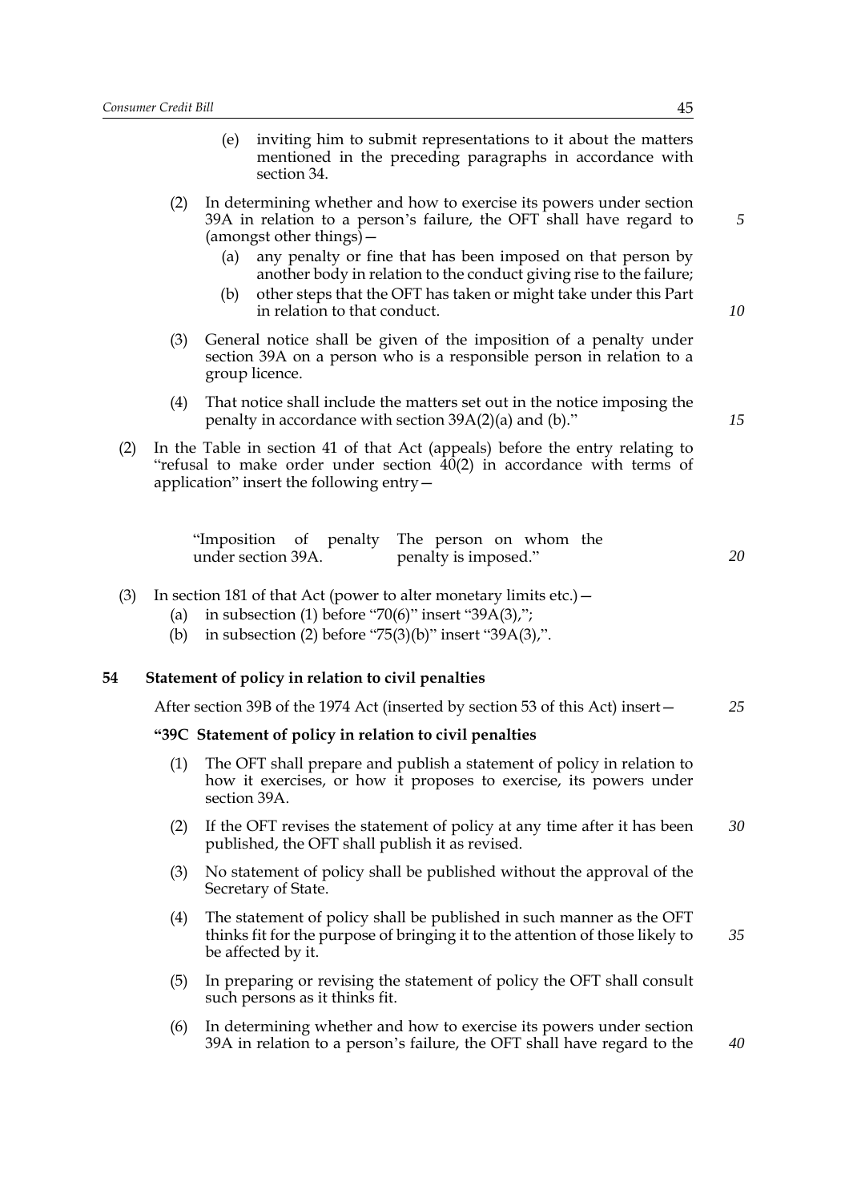(e) inviting him to submit representations to it about the matters mentioned in the preceding paragraphs in accordance with section 34.

(2) In determining whether and how to exercise its powers under section 39A in relation to a person's failure, the OFT shall have regard to (amongst other things)—

(a) any penalty or fine that has been imposed on that person by another body in relation to the conduct giving rise to the failure;

(b) other steps that the OFT has taken or might take under this Part in relation to that conduct.

(3) General notice shall be given of the imposition of a penalty under section 39A on a person who is a responsible person in relation to a group licence.

(4) That notice shall include the matters set out in the notice imposing the penalty in accordance with section 39A(2)(a) and (b)."

(2) In the Table in section 41 of that Act (appeals) before the entry relating to "refusal to make order under section 40(2) in accordance with terms of application" insert the following entry—

| | |
|---|---|
| "Imposition of penalty under section 39A. | The person on whom the penalty is imposed." |

(3) In section 181 of that Act (power to alter monetary limits etc.)—

(a) in subsection (1) before "70(6)" insert "39A(3),";

(b) in subsection (2) before "75(3)(b)" insert "39A(3),".

**54 Statement of policy in relation to civil penalties**

After section 39B of the 1974 Act (inserted by section 53 of this Act) insert—

**"39C Statement of policy in relation to civil penalties**

(1) The OFT shall prepare and publish a statement of policy in relation to how it exercises, or how it proposes to exercise, its powers under section 39A.

(2) If the OFT revises the statement of policy at any time after it has been published, the OFT shall publish it as revised.

(3) No statement of policy shall be published without the approval of the Secretary of State.

(4) The statement of policy shall be published in such manner as the OFT thinks fit for the purpose of bringing it to the attention of those likely to be affected by it.

(5) In preparing or revising the statement of policy the OFT shall consult such persons as it thinks fit.

(6) In determining whether and how to exercise its powers under section 39A in relation to a person's failure, the OFT shall have regard to the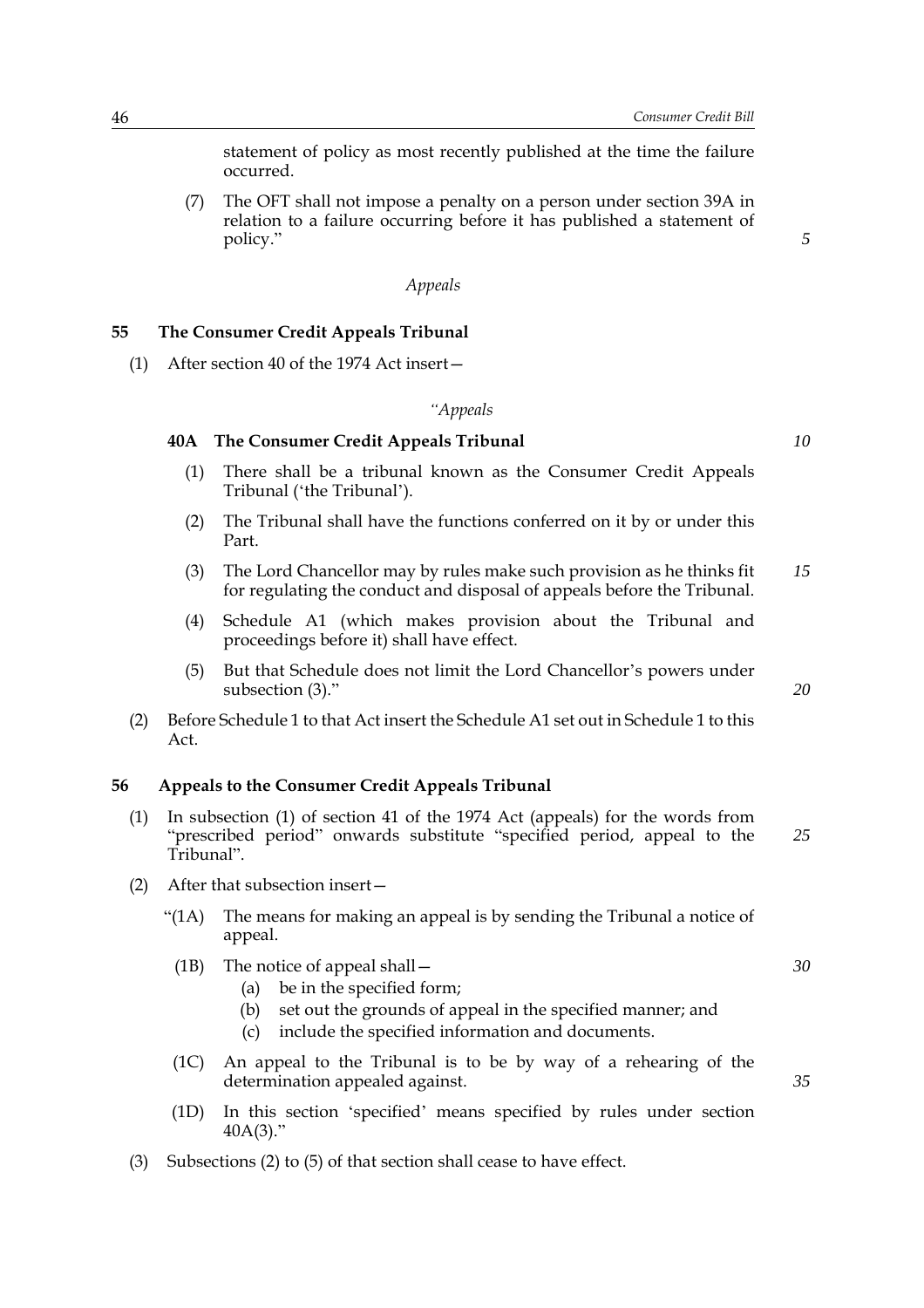statement of policy as most recently published at the time the failure occurred.

(7) The OFT shall not impose a penalty on a person under section 39A in relation to a failure occurring before it has published a statement of policy."

*Appeals*

**55 The Consumer Credit Appeals Tribunal**

(1) After section 40 of the 1974 Act insert—

*"Appeals*

**40A The Consumer Credit Appeals Tribunal**

(1) There shall be a tribunal known as the Consumer Credit Appeals Tribunal ('the Tribunal').

(2) The Tribunal shall have the functions conferred on it by or under this Part.

(3) The Lord Chancellor may by rules make such provision as he thinks fit for regulating the conduct and disposal of appeals before the Tribunal.

(4) Schedule A1 (which makes provision about the Tribunal and proceedings before it) shall have effect.

(5) But that Schedule does not limit the Lord Chancellor's powers under subsection (3)."

(2) Before Schedule 1 to that Act insert the Schedule A1 set out in Schedule 1 to this Act.

**56 Appeals to the Consumer Credit Appeals Tribunal**

(1) In subsection (1) of section 41 of the 1974 Act (appeals) for the words from "prescribed period" onwards substitute "specified period, appeal to the Tribunal".

(2) After that subsection insert—

"(1A) The means for making an appeal is by sending the Tribunal a notice of appeal.

(1B) The notice of appeal shall—

(a) be in the specified form;

(b) set out the grounds of appeal in the specified manner; and

(c) include the specified information and documents.

(1C) An appeal to the Tribunal is to be by way of a rehearing of the determination appealed against.

(1D) In this section 'specified' means specified by rules under section 40A(3)."

(3) Subsections (2) to (5) of that section shall cease to have effect.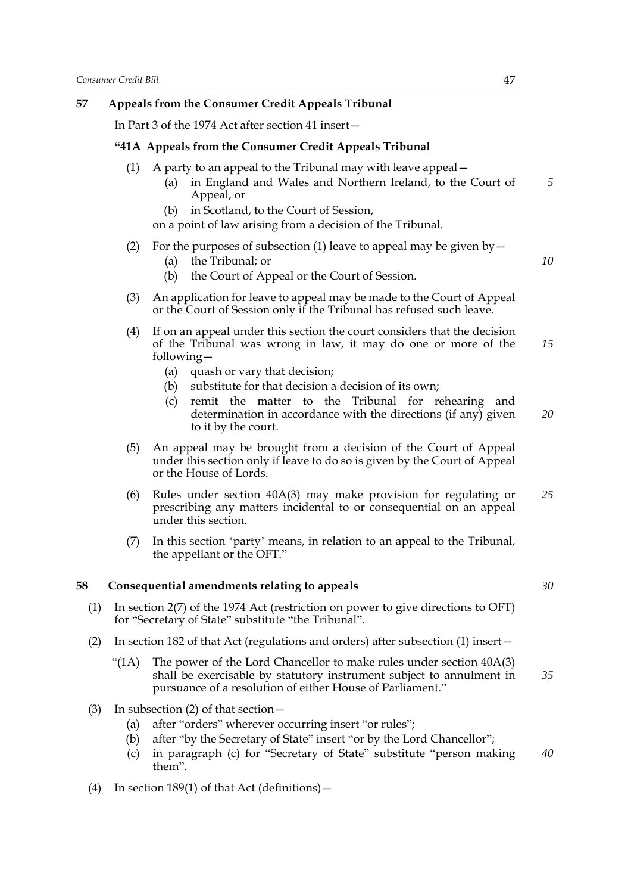**57 Appeals from the Consumer Credit Appeals Tribunal**

In Part 3 of the 1974 Act after section 41 insert—

**"41A Appeals from the Consumer Credit Appeals Tribunal**

(1) A party to an appeal to the Tribunal may with leave appeal—

(a) in England and Wales and Northern Ireland, to the Court of Appeal, or

(b) in Scotland, to the Court of Session,

on a point of law arising from a decision of the Tribunal.

(2) For the purposes of subsection (1) leave to appeal may be given by—

(a) the Tribunal; or

(b) the Court of Appeal or the Court of Session.

(3) An application for leave to appeal may be made to the Court of Appeal or the Court of Session only if the Tribunal has refused such leave.

(4) If on an appeal under this section the court considers that the decision of the Tribunal was wrong in law, it may do one or more of the following—

(a) quash or vary that decision;

(b) substitute for that decision a decision of its own;

(c) remit the matter to the Tribunal for rehearing and determination in accordance with the directions (if any) given to it by the court.

(5) An appeal may be brought from a decision of the Court of Appeal under this section only if leave to do so is given by the Court of Appeal or the House of Lords.

(6) Rules under section 40A(3) may make provision for regulating or prescribing any matters incidental to or consequential on an appeal under this section.

(7) In this section 'party' means, in relation to an appeal to the Tribunal, the appellant or the OFT."

**58 Consequential amendments relating to appeals**

(1) In section 2(7) of the 1974 Act (restriction on power to give directions to OFT) for "Secretary of State" substitute "the Tribunal".

(2) In section 182 of that Act (regulations and orders) after subsection (1) insert—

"(1A) The power of the Lord Chancellor to make rules under section 40A(3) shall be exercisable by statutory instrument subject to annulment in pursuance of a resolution of either House of Parliament."

(3) In subsection (2) of that section—

(a) after "orders" wherever occurring insert "or rules";

(b) after "by the Secretary of State" insert "or by the Lord Chancellor";

(c) in paragraph (c) for "Secretary of State" substitute "person making them".

(4) In section 189(1) of that Act (definitions)—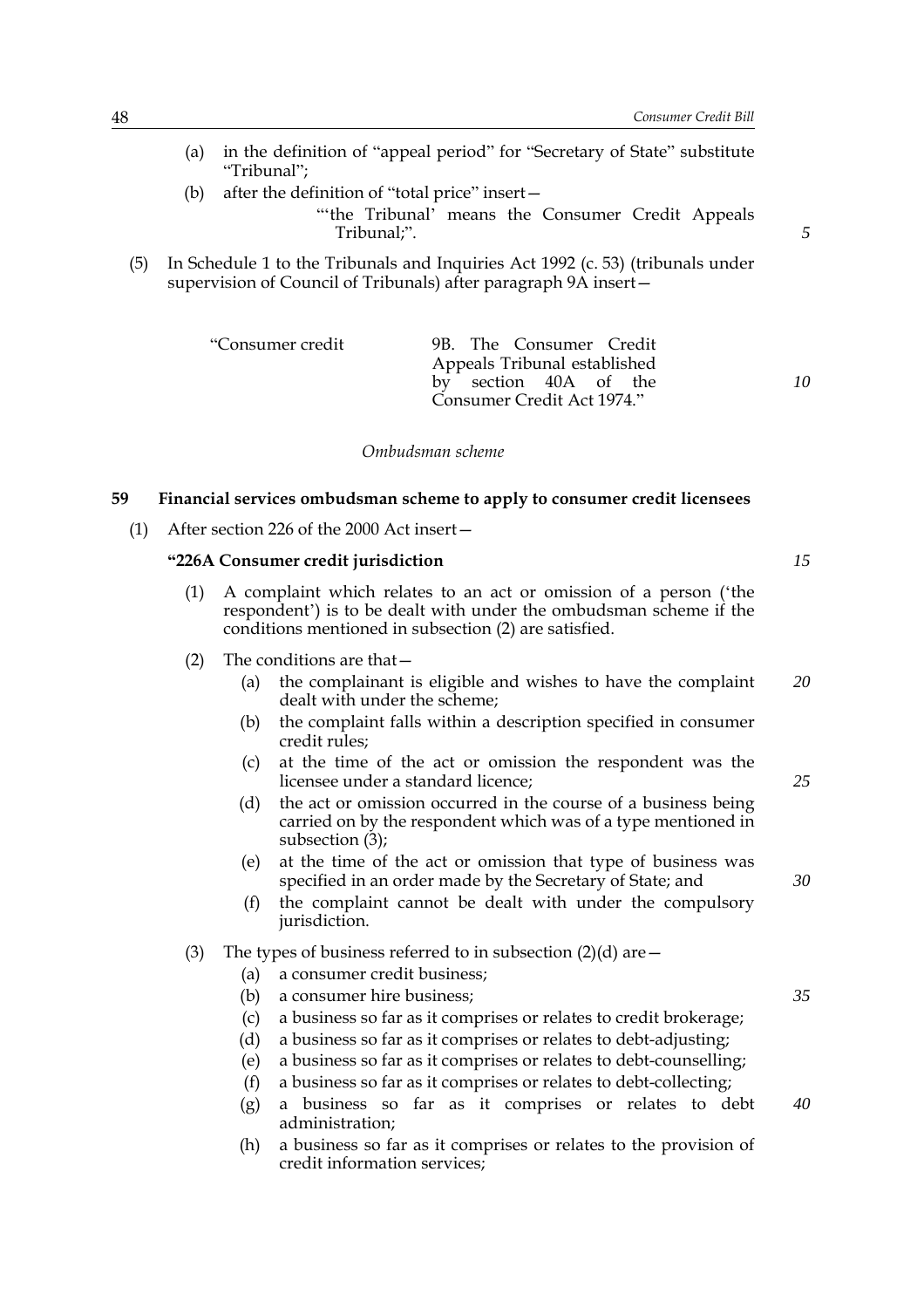(a) in the definition of "appeal period" for "Secretary of State" substitute "Tribunal";

(b) after the definition of "total price" insert—

"'the Tribunal' means the Consumer Credit Appeals Tribunal;".

(5) In Schedule 1 to the Tribunals and Inquiries Act 1992 (c. 53) (tribunals under supervision of Council of Tribunals) after paragraph 9A insert—

| | |
|---|---|
| "Consumer credit | 9B. The Consumer Credit Appeals Tribunal established by section 40A of the Consumer Credit Act 1974." |

*Ombudsman scheme*

### 59 Financial services ombudsman scheme to apply to consumer credit licensees

(1) After section 226 of the 2000 Act insert—

**"226A Consumer credit jurisdiction**

(1) A complaint which relates to an act or omission of a person ('the respondent') is to be dealt with under the ombudsman scheme if the conditions mentioned in subsection (2) are satisfied.

(2) The conditions are that—

(a) the complainant is eligible and wishes to have the complaint dealt with under the scheme;

(b) the complaint falls within a description specified in consumer credit rules;

(c) at the time of the act or omission the respondent was the licensee under a standard licence;

(d) the act or omission occurred in the course of a business being carried on by the respondent which was of a type mentioned in subsection (3);

(e) at the time of the act or omission that type of business was specified in an order made by the Secretary of State; and

(f) the complaint cannot be dealt with under the compulsory jurisdiction.

(3) The types of business referred to in subsection (2)(d) are—

(a) a consumer credit business;

(b) a consumer hire business;

(c) a business so far as it comprises or relates to credit brokerage;

(d) a business so far as it comprises or relates to debt-adjusting;

(e) a business so far as it comprises or relates to debt-counselling;

(f) a business so far as it comprises or relates to debt-collecting;

(g) a business so far as it comprises or relates to debt administration;

(h) a business so far as it comprises or relates to the provision of credit information services;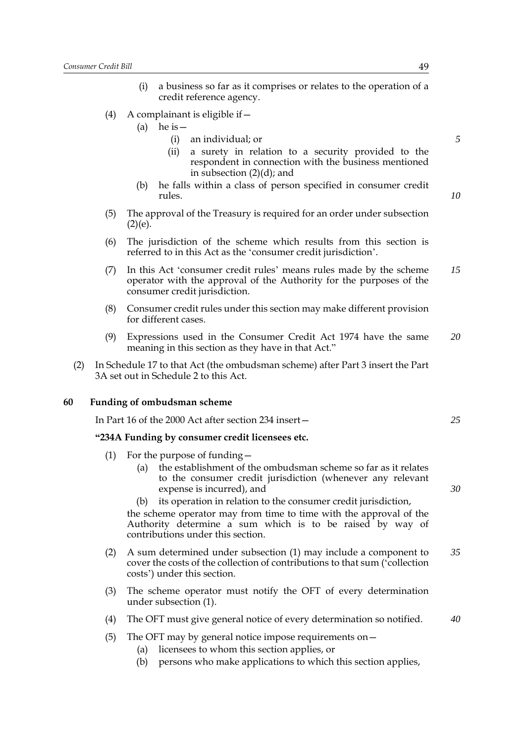(i) a business so far as it comprises or relates to the operation of a credit reference agency.

(4) A complainant is eligible if—

(a) he is—

(i) an individual; or

(ii) a surety in relation to a security provided to the respondent in connection with the business mentioned in subsection (2)(d); and

(b) he falls within a class of person specified in consumer credit rules.

(5) The approval of the Treasury is required for an order under subsection (2)(e).

(6) The jurisdiction of the scheme which results from this section is referred to in this Act as the 'consumer credit jurisdiction'.

(7) In this Act 'consumer credit rules' means rules made by the scheme operator with the approval of the Authority for the purposes of the consumer credit jurisdiction.

(8) Consumer credit rules under this section may make different provision for different cases.

(9) Expressions used in the Consumer Credit Act 1974 have the same meaning in this section as they have in that Act."

(2) In Schedule 17 to that Act (the ombudsman scheme) after Part 3 insert the Part 3A set out in Schedule 2 to this Act.

**60 Funding of ombudsman scheme**

In Part 16 of the 2000 Act after section 234 insert—

**"234A Funding by consumer credit licensees etc.**

(1) For the purpose of funding—

(a) the establishment of the ombudsman scheme so far as it relates to the consumer credit jurisdiction (whenever any relevant expense is incurred), and

(b) its operation in relation to the consumer credit jurisdiction,

the scheme operator may from time to time with the approval of the Authority determine a sum which is to be raised by way of contributions under this section.

(2) A sum determined under subsection (1) may include a component to cover the costs of the collection of contributions to that sum ('collection costs') under this section.

(3) The scheme operator must notify the OFT of every determination under subsection (1).

(4) The OFT must give general notice of every determination so notified.

(5) The OFT may by general notice impose requirements on—

(a) licensees to whom this section applies, or

(b) persons who make applications to which this section applies,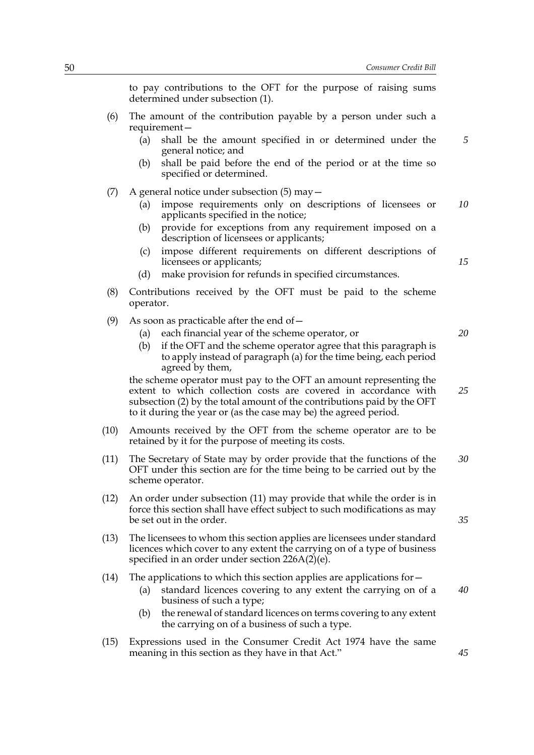to pay contributions to the OFT for the purpose of raising sums determined under subsection (1).

(6) The amount of the contribution payable by a person under such a requirement—

(a) shall be the amount specified in or determined under the general notice; and

(b) shall be paid before the end of the period or at the time so specified or determined.

(7) A general notice under subsection (5) may—

(a) impose requirements only on descriptions of licensees or applicants specified in the notice;

(b) provide for exceptions from any requirement imposed on a description of licensees or applicants;

(c) impose different requirements on different descriptions of licensees or applicants;

(d) make provision for refunds in specified circumstances.

(8) Contributions received by the OFT must be paid to the scheme operator.

(9) As soon as practicable after the end of—

(a) each financial year of the scheme operator, or

(b) if the OFT and the scheme operator agree that this paragraph is to apply instead of paragraph (a) for the time being, each period agreed by them,

the scheme operator must pay to the OFT an amount representing the extent to which collection costs are covered in accordance with subsection (2) by the total amount of the contributions paid by the OFT to it during the year or (as the case may be) the agreed period.

(10) Amounts received by the OFT from the scheme operator are to be retained by it for the purpose of meeting its costs.

(11) The Secretary of State may by order provide that the functions of the OFT under this section are for the time being to be carried out by the scheme operator.

(12) An order under subsection (11) may provide that while the order is in force this section shall have effect subject to such modifications as may be set out in the order.

(13) The licensees to whom this section applies are licensees under standard licences which cover to any extent the carrying on of a type of business specified in an order under section 226A(2)(e).

(14) The applications to which this section applies are applications for—

(a) standard licences covering to any extent the carrying on of a business of such a type;

(b) the renewal of standard licences on terms covering to any extent the carrying on of a business of such a type.

(15) Expressions used in the Consumer Credit Act 1974 have the same meaning in this section as they have in that Act."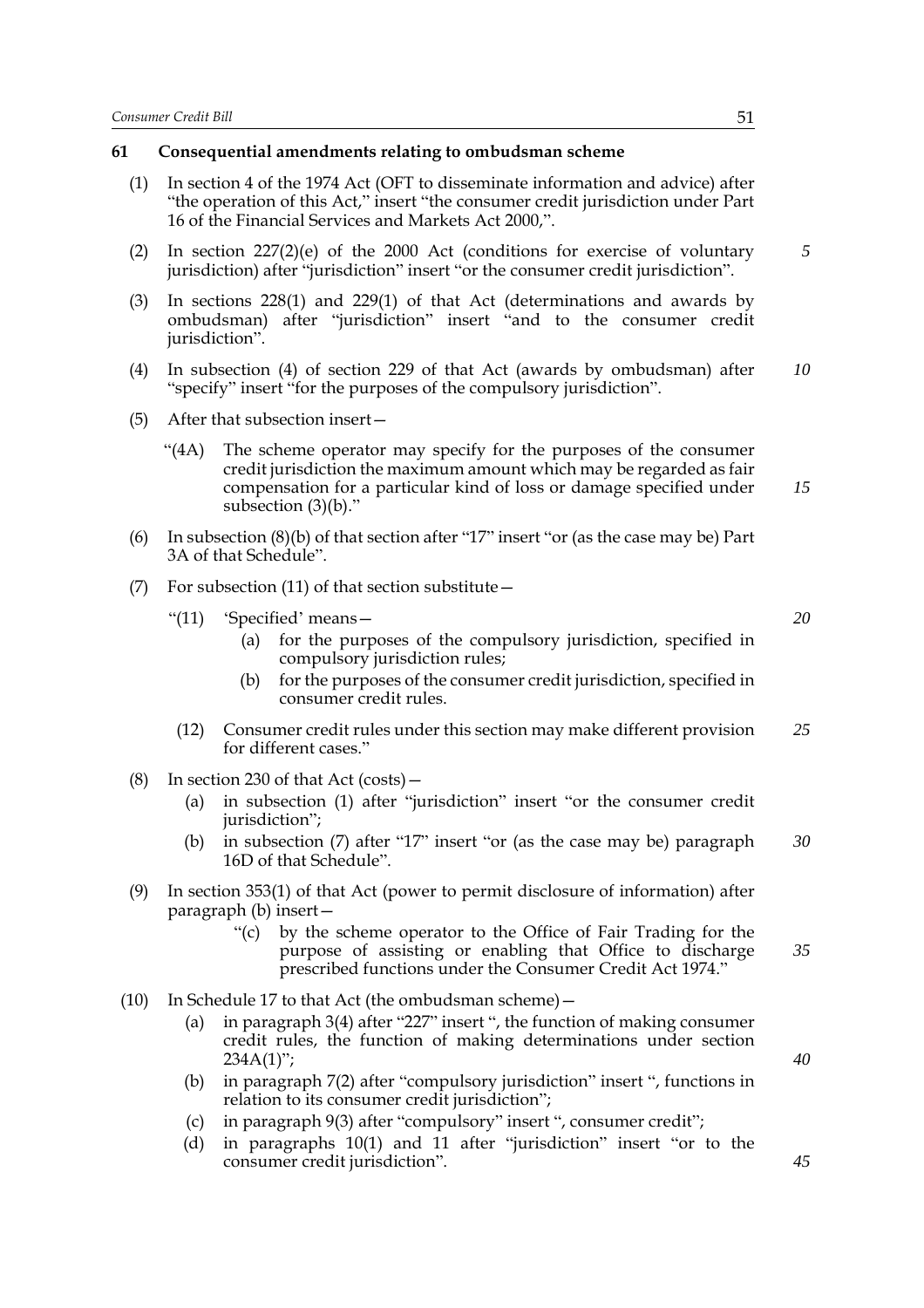**61 Consequential amendments relating to ombudsman scheme**

(1) In section 4 of the 1974 Act (OFT to disseminate information and advice) after "the operation of this Act," insert "the consumer credit jurisdiction under Part 16 of the Financial Services and Markets Act 2000,".

(2) In section 227(2)(e) of the 2000 Act (conditions for exercise of voluntary jurisdiction) after "jurisdiction" insert "or the consumer credit jurisdiction".

(3) In sections 228(1) and 229(1) of that Act (determinations and awards by ombudsman) after "jurisdiction" insert "and to the consumer credit jurisdiction".

(4) In subsection (4) of section 229 of that Act (awards by ombudsman) after "specify" insert "for the purposes of the compulsory jurisdiction".

(5) After that subsection insert—

> "(4A) The scheme operator may specify for the purposes of the consumer credit jurisdiction the maximum amount which may be regarded as fair compensation for a particular kind of loss or damage specified under subsection (3)(b)."

(6) In subsection (8)(b) of that section after "17" insert "or (as the case may be) Part 3A of that Schedule".

(7) For subsection (11) of that section substitute—

> "(11) 'Specified' means—
>
> (a) for the purposes of the compulsory jurisdiction, specified in compulsory jurisdiction rules;
>
> (b) for the purposes of the consumer credit jurisdiction, specified in consumer credit rules.
>
> (12) Consumer credit rules under this section may make different provision for different cases."

(8) In section 230 of that Act (costs)—

(a) in subsection (1) after "jurisdiction" insert "or the consumer credit jurisdiction";

(b) in subsection (7) after "17" insert "or (as the case may be) paragraph 16D of that Schedule".

(9) In section 353(1) of that Act (power to permit disclosure of information) after paragraph (b) insert—

> "(c) by the scheme operator to the Office of Fair Trading for the purpose of assisting or enabling that Office to discharge prescribed functions under the Consumer Credit Act 1974."

(10) In Schedule 17 to that Act (the ombudsman scheme)—

(a) in paragraph 3(4) after "227" insert ", the function of making consumer credit rules, the function of making determinations under section 234A(1)";

(b) in paragraph 7(2) after "compulsory jurisdiction" insert ", functions in relation to its consumer credit jurisdiction";

(c) in paragraph 9(3) after "compulsory" insert ", consumer credit";

(d) in paragraphs 10(1) and 11 after "jurisdiction" insert "or to the consumer credit jurisdiction".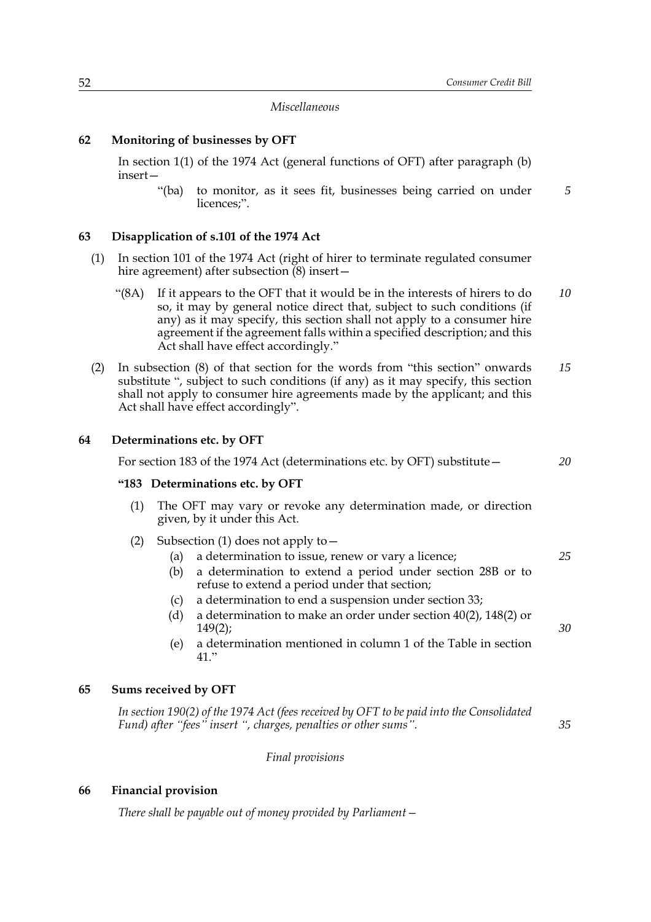*Miscellaneous*

### 62 Monitoring of businesses by OFT

In section 1(1) of the 1974 Act (general functions of OFT) after paragraph (b) insert—

> "(ba) to monitor, as it sees fit, businesses being carried on under licences;".

### 63 Disapplication of s.101 of the 1974 Act

(1) In section 101 of the 1974 Act (right of hirer to terminate regulated consumer hire agreement) after subsection (8) insert—

> "(8A) If it appears to the OFT that it would be in the interests of hirers to do so, it may by general notice direct that, subject to such conditions (if any) as it may specify, this section shall not apply to a consumer hire agreement if the agreement falls within a specified description; and this Act shall have effect accordingly."

(2) In subsection (8) of that section for the words from "this section" onwards substitute ", subject to such conditions (if any) as it may specify, this section shall not apply to consumer hire agreements made by the applicant; and this Act shall have effect accordingly".

### 64 Determinations etc. by OFT

For section 183 of the 1974 Act (determinations etc. by OFT) substitute—

> **"183 Determinations etc. by OFT**
>
> (1) The OFT may vary or revoke any determination made, or direction given, by it under this Act.
>
> (2) Subsection (1) does not apply to—
>
> (a) a determination to issue, renew or vary a licence;
>
> (b) a determination to extend a period under section 28B or to refuse to extend a period under that section;
>
> (c) a determination to end a suspension under section 33;
>
> (d) a determination to make an order under section 40(2), 148(2) or 149(2);
>
> (e) a determination mentioned in column 1 of the Table in section 41."

### 65 Sums received by OFT

*In section 190(2) of the 1974 Act (fees received by OFT to be paid into the Consolidated Fund) after "fees" insert ", charges, penalties or other sums".*

*Final provisions*

### 66 Financial provision

*There shall be payable out of money provided by Parliament—*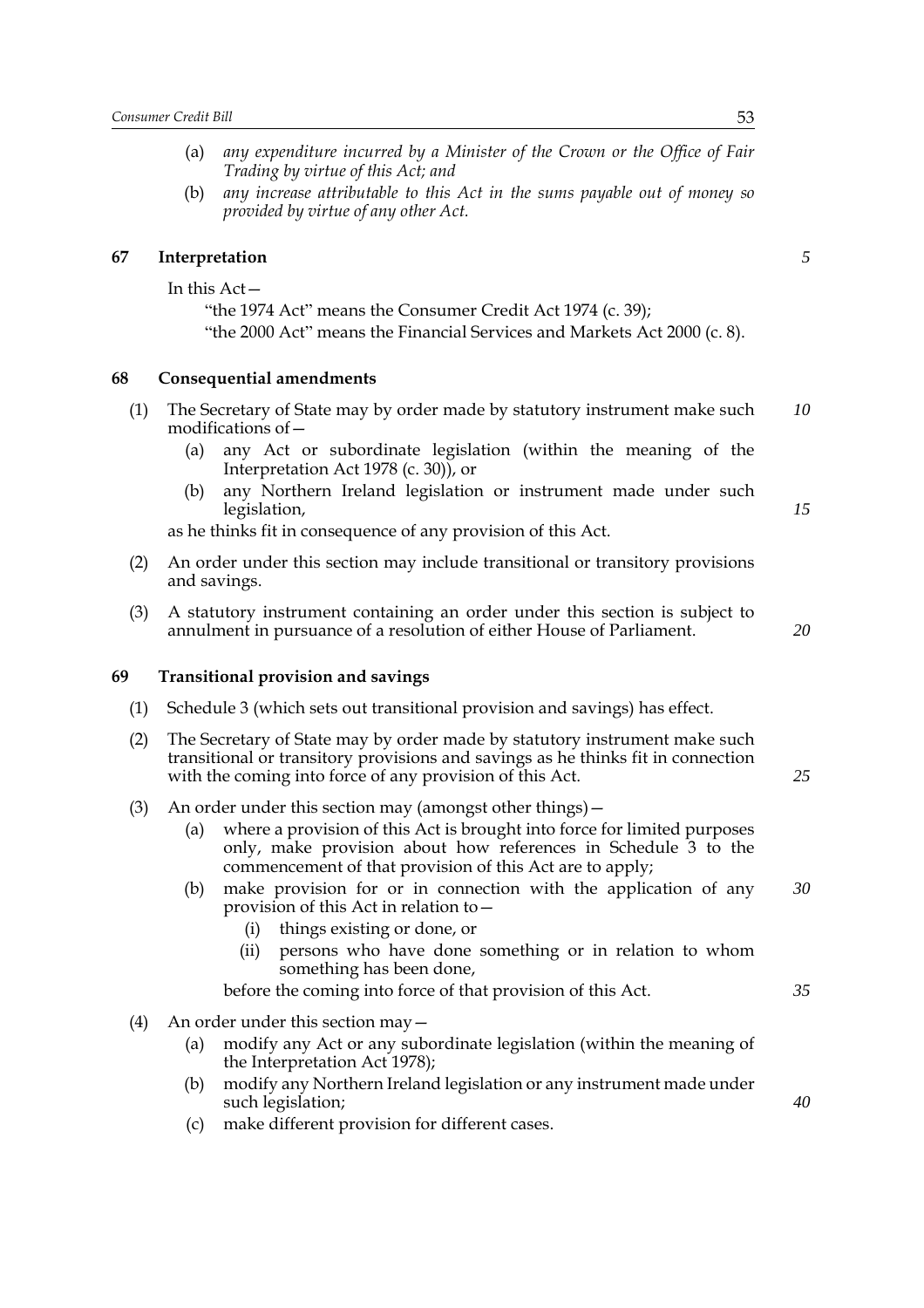(a) *any expenditure incurred by a Minister of the Crown or the Office of Fair Trading by virtue of this Act; and*

(b) *any increase attributable to this Act in the sums payable out of money so provided by virtue of any other Act.*

## 67 Interpretation

In this Act—

"the 1974 Act" means the Consumer Credit Act 1974 (c. 39);

"the 2000 Act" means the Financial Services and Markets Act 2000 (c. 8).

## 68 Consequential amendments

(1) The Secretary of State may by order made by statutory instrument make such modifications of—

(a) any Act or subordinate legislation (within the meaning of the Interpretation Act 1978 (c. 30)), or

(b) any Northern Ireland legislation or instrument made under such legislation,

as he thinks fit in consequence of any provision of this Act.

(2) An order under this section may include transitional or transitory provisions and savings.

(3) A statutory instrument containing an order under this section is subject to annulment in pursuance of a resolution of either House of Parliament.

## 69 Transitional provision and savings

(1) Schedule 3 (which sets out transitional provision and savings) has effect.

(2) The Secretary of State may by order made by statutory instrument make such transitional or transitory provisions and savings as he thinks fit in connection with the coming into force of any provision of this Act.

(3) An order under this section may (amongst other things)—

(a) where a provision of this Act is brought into force for limited purposes only, make provision about how references in Schedule 3 to the commencement of that provision of this Act are to apply;

(b) make provision for or in connection with the application of any provision of this Act in relation to—

(i) things existing or done, or

(ii) persons who have done something or in relation to whom something has been done,

before the coming into force of that provision of this Act.

(4) An order under this section may—

(a) modify any Act or any subordinate legislation (within the meaning of the Interpretation Act 1978);

(b) modify any Northern Ireland legislation or any instrument made under such legislation;

(c) make different provision for different cases.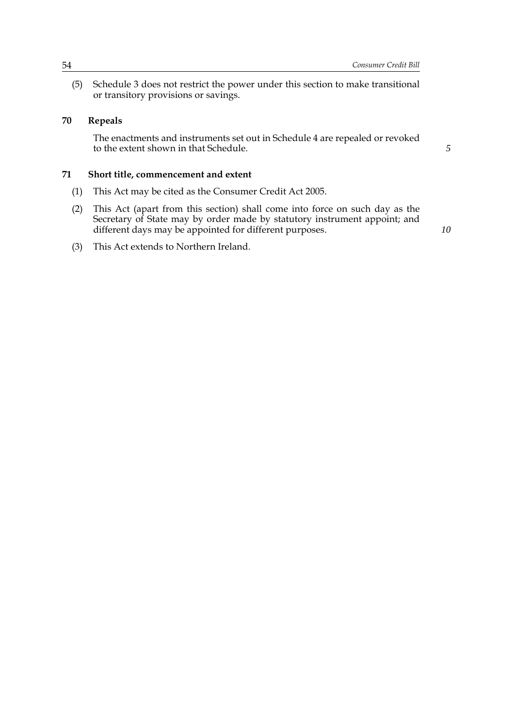(5) Schedule 3 does not restrict the power under this section to make transitional or transitory provisions or savings.

### 70 Repeals

The enactments and instruments set out in Schedule 4 are repealed or revoked to the extent shown in that Schedule.

### 71 Short title, commencement and extent

(1) This Act may be cited as the Consumer Credit Act 2005.

(2) This Act (apart from this section) shall come into force on such day as the Secretary of State may by order made by statutory instrument appoint; and different days may be appointed for different purposes.

(3) This Act extends to Northern Ireland.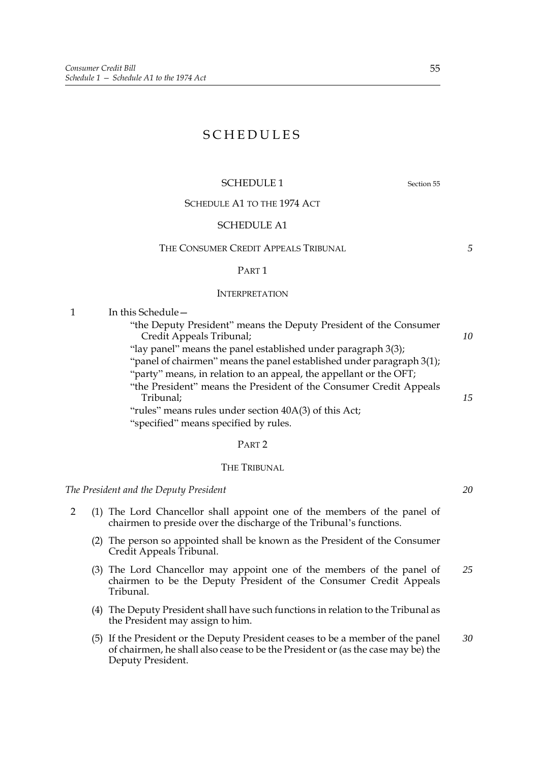# SCHEDULES

## SCHEDULE 1

Section 55

SCHEDULE A1 TO THE 1974 ACT

SCHEDULE A1

THE CONSUMER CREDIT APPEALS TRIBUNAL

### PART 1

INTERPRETATION

1 In this Schedule—

"the Deputy President" means the Deputy President of the Consumer Credit Appeals Tribunal;

"lay panel" means the panel established under paragraph 3(3);

"panel of chairmen" means the panel established under paragraph 3(1);

"party" means, in relation to an appeal, the appellant or the OFT;

"the President" means the President of the Consumer Credit Appeals Tribunal;

"rules" means rules under section 40A(3) of this Act;

"specified" means specified by rules.

### PART 2

THE TRIBUNAL

*The President and the Deputy President*

2 (1) The Lord Chancellor shall appoint one of the members of the panel of chairmen to preside over the discharge of the Tribunal's functions.

(2) The person so appointed shall be known as the President of the Consumer Credit Appeals Tribunal.

(3) The Lord Chancellor may appoint one of the members of the panel of chairmen to be the Deputy President of the Consumer Credit Appeals Tribunal.

(4) The Deputy President shall have such functions in relation to the Tribunal as the President may assign to him.

(5) If the President or the Deputy President ceases to be a member of the panel of chairmen, he shall also cease to be the President or (as the case may be) the Deputy President.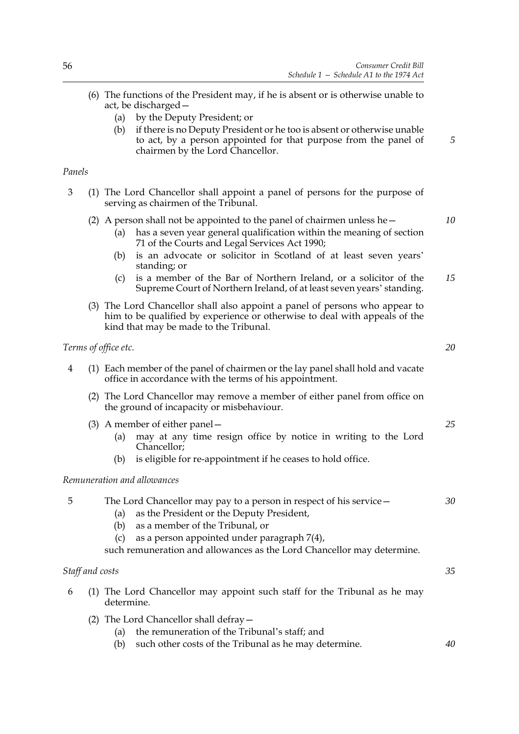(6) The functions of the President may, if he is absent or is otherwise unable to act, be discharged—

   (a) by the Deputy President; or

   (b) if there is no Deputy President or he too is absent or otherwise unable to act, by a person appointed for that purpose from the panel of chairmen by the Lord Chancellor.

*Panels*

3 (1) The Lord Chancellor shall appoint a panel of persons for the purpose of serving as chairmen of the Tribunal.

(2) A person shall not be appointed to the panel of chairmen unless he—

   (a) has a seven year general qualification within the meaning of section 71 of the Courts and Legal Services Act 1990;

   (b) is an advocate or solicitor in Scotland of at least seven years' standing; or

   (c) is a member of the Bar of Northern Ireland, or a solicitor of the Supreme Court of Northern Ireland, of at least seven years' standing.

(3) The Lord Chancellor shall also appoint a panel of persons who appear to him to be qualified by experience or otherwise to deal with appeals of the kind that may be made to the Tribunal.

*Terms of office etc.*

4 (1) Each member of the panel of chairmen or the lay panel shall hold and vacate office in accordance with the terms of his appointment.

(2) The Lord Chancellor may remove a member of either panel from office on the ground of incapacity or misbehaviour.

(3) A member of either panel—

   (a) may at any time resign office by notice in writing to the Lord Chancellor;

   (b) is eligible for re-appointment if he ceases to hold office.

*Remuneration and allowances*

5 The Lord Chancellor may pay to a person in respect of his service—

   (a) as the President or the Deputy President,

   (b) as a member of the Tribunal, or

   (c) as a person appointed under paragraph 7(4),

such remuneration and allowances as the Lord Chancellor may determine.

*Staff and costs*

6 (1) The Lord Chancellor may appoint such staff for the Tribunal as he may determine.

(2) The Lord Chancellor shall defray—

   (a) the remuneration of the Tribunal's staff; and

   (b) such other costs of the Tribunal as he may determine.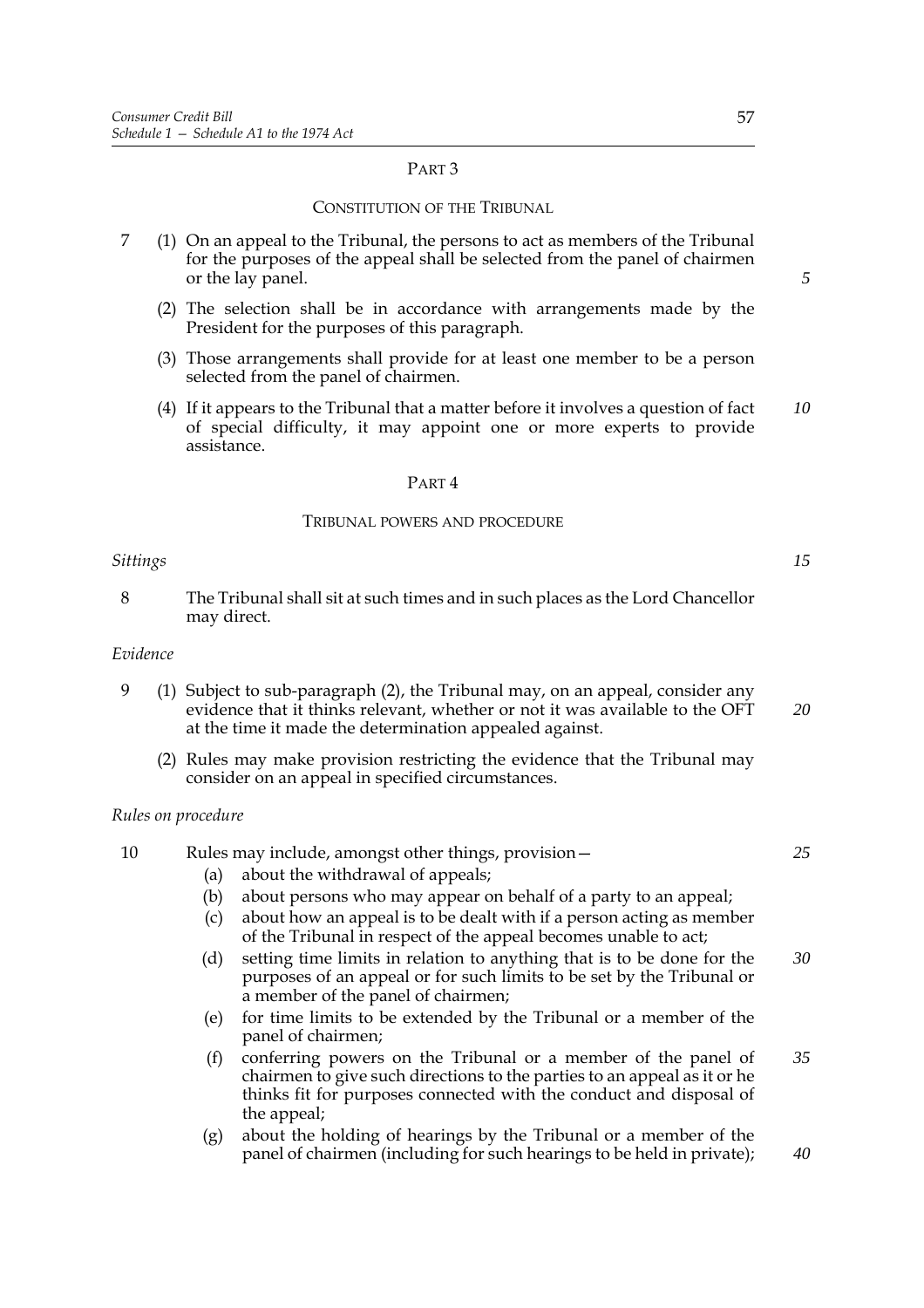## PART 3

### CONSTITUTION OF THE TRIBUNAL

7 (1) On an appeal to the Tribunal, the persons to act as members of the Tribunal for the purposes of the appeal shall be selected from the panel of chairmen or the lay panel.

(2) The selection shall be in accordance with arrangements made by the President for the purposes of this paragraph.

(3) Those arrangements shall provide for at least one member to be a person selected from the panel of chairmen.

(4) If it appears to the Tribunal that a matter before it involves a question of fact of special difficulty, it may appoint one or more experts to provide assistance.

## PART 4

### TRIBUNAL POWERS AND PROCEDURE

*Sittings*

8 The Tribunal shall sit at such times and in such places as the Lord Chancellor may direct.

*Evidence*

9 (1) Subject to sub-paragraph (2), the Tribunal may, on an appeal, consider any evidence that it thinks relevant, whether or not it was available to the OFT at the time it made the determination appealed against.

(2) Rules may make provision restricting the evidence that the Tribunal may consider on an appeal in specified circumstances.

*Rules on procedure*

10 Rules may include, amongst other things, provision—

(a) about the withdrawal of appeals;

(b) about persons who may appear on behalf of a party to an appeal;

(c) about how an appeal is to be dealt with if a person acting as member of the Tribunal in respect of the appeal becomes unable to act;

(d) setting time limits in relation to anything that is to be done for the purposes of an appeal or for such limits to be set by the Tribunal or a member of the panel of chairmen;

(e) for time limits to be extended by the Tribunal or a member of the panel of chairmen;

(f) conferring powers on the Tribunal or a member of the panel of chairmen to give such directions to the parties to an appeal as it or he thinks fit for purposes connected with the conduct and disposal of the appeal;

(g) about the holding of hearings by the Tribunal or a member of the panel of chairmen (including for such hearings to be held in private);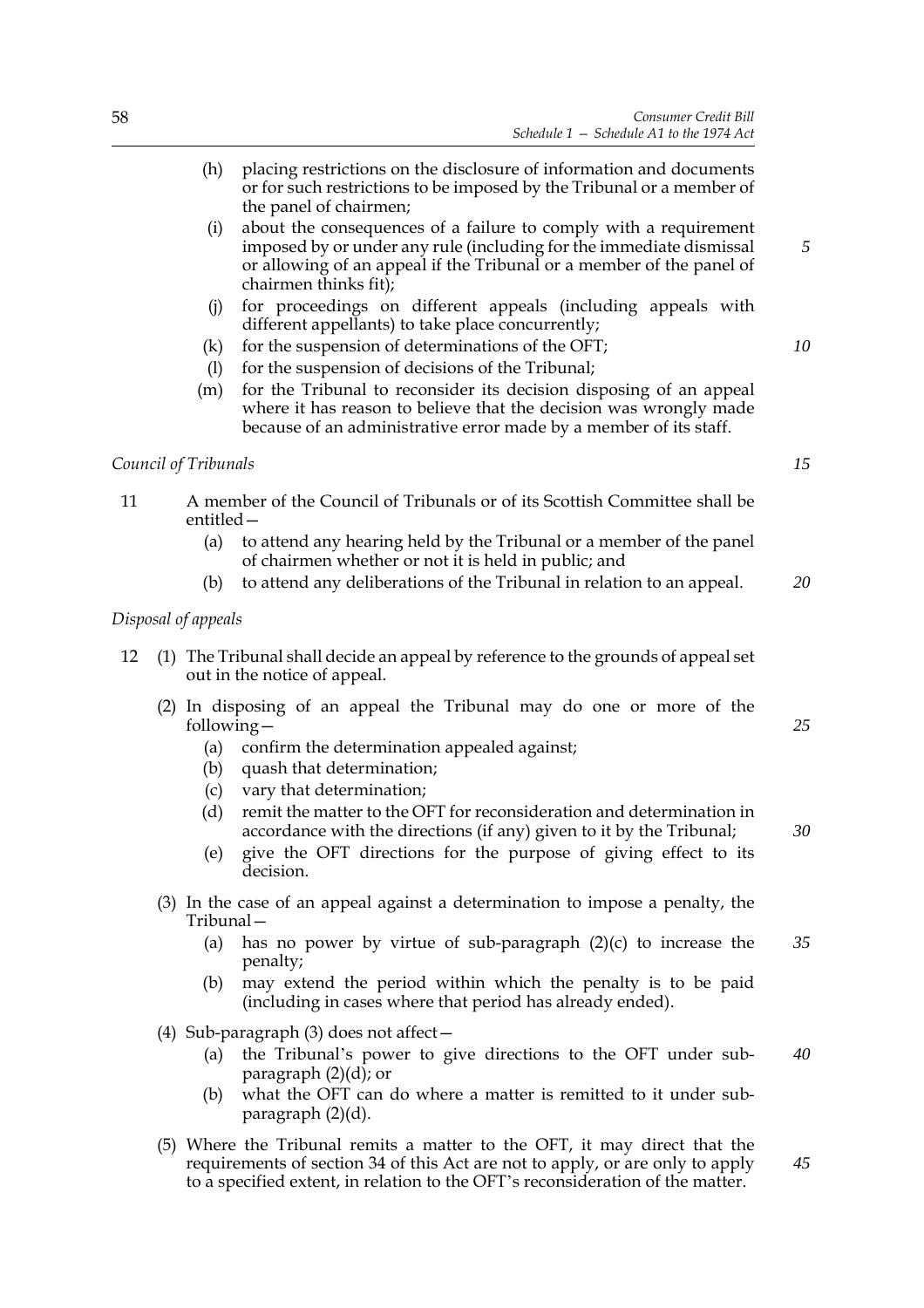(h) placing restrictions on the disclosure of information and documents or for such restrictions to be imposed by the Tribunal or a member of the panel of chairmen;

(i) about the consequences of a failure to comply with a requirement imposed by or under any rule (including for the immediate dismissal or allowing of an appeal if the Tribunal or a member of the panel of chairmen thinks fit);

(j) for proceedings on different appeals (including appeals with different appellants) to take place concurrently;

(k) for the suspension of determinations of the OFT;

(l) for the suspension of decisions of the Tribunal;

(m) for the Tribunal to reconsider its decision disposing of an appeal where it has reason to believe that the decision was wrongly made because of an administrative error made by a member of its staff.

*Council of Tribunals*

11 A member of the Council of Tribunals or of its Scottish Committee shall be entitled—

(a) to attend any hearing held by the Tribunal or a member of the panel of chairmen whether or not it is held in public; and

(b) to attend any deliberations of the Tribunal in relation to an appeal.

*Disposal of appeals*

12 (1) The Tribunal shall decide an appeal by reference to the grounds of appeal set out in the notice of appeal.

(2) In disposing of an appeal the Tribunal may do one or more of the following—

(a) confirm the determination appealed against;

(b) quash that determination;

(c) vary that determination;

(d) remit the matter to the OFT for reconsideration and determination in accordance with the directions (if any) given to it by the Tribunal;

(e) give the OFT directions for the purpose of giving effect to its decision.

(3) In the case of an appeal against a determination to impose a penalty, the Tribunal—

(a) has no power by virtue of sub-paragraph (2)(c) to increase the penalty;

(b) may extend the period within which the penalty is to be paid (including in cases where that period has already ended).

(4) Sub-paragraph (3) does not affect—

(a) the Tribunal's power to give directions to the OFT under sub-paragraph (2)(d); or

(b) what the OFT can do where a matter is remitted to it under sub-paragraph (2)(d).

(5) Where the Tribunal remits a matter to the OFT, it may direct that the requirements of section 34 of this Act are not to apply, or are only to apply to a specified extent, in relation to the OFT's reconsideration of the matter.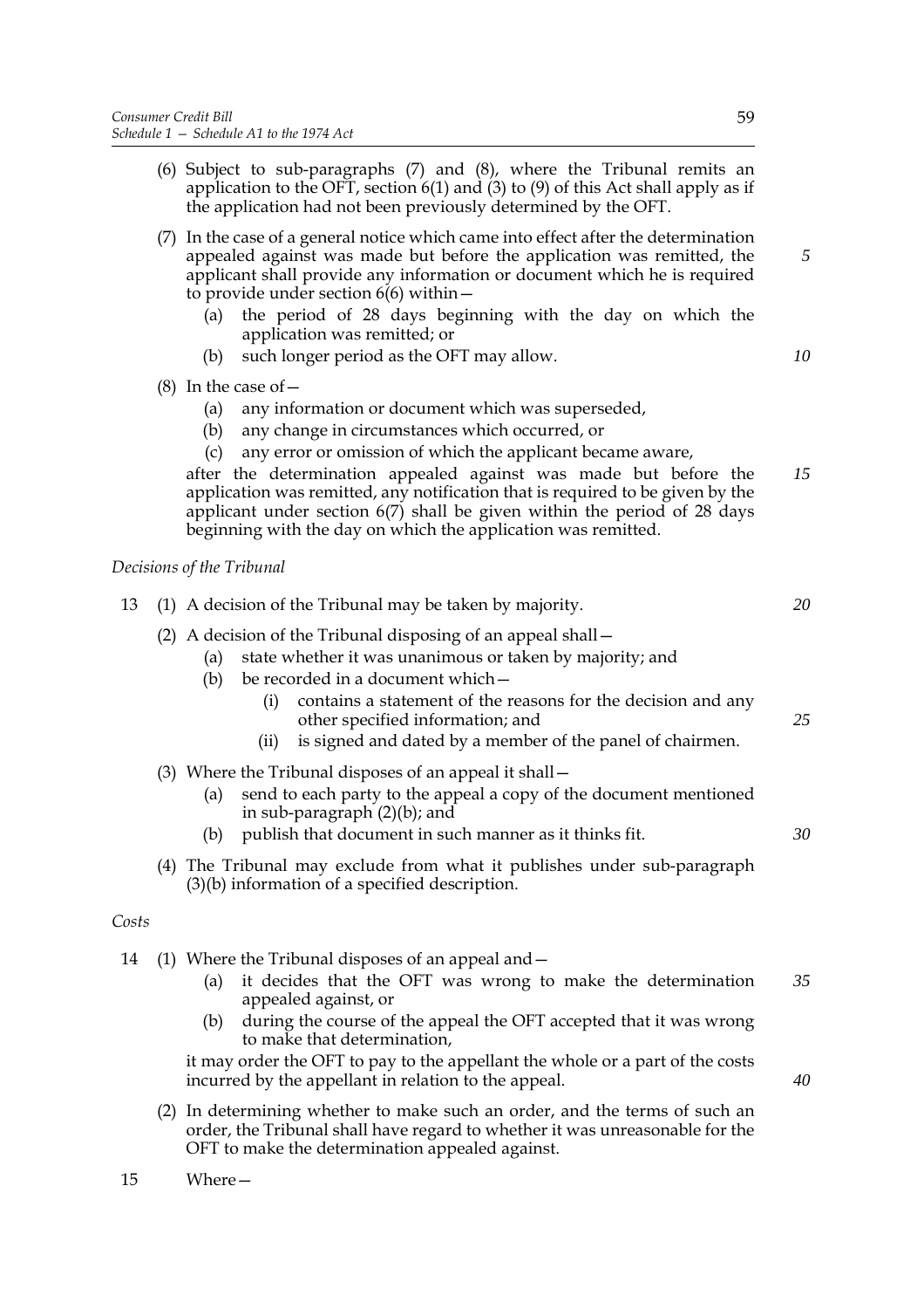(6) Subject to sub-paragraphs (7) and (8), where the Tribunal remits an application to the OFT, section 6(1) and (3) to (9) of this Act shall apply as if the application had not been previously determined by the OFT.

(7) In the case of a general notice which came into effect after the determination appealed against was made but before the application was remitted, the applicant shall provide any information or document which he is required to provide under section 6(6) within—

- (a) the period of 28 days beginning with the day on which the application was remitted; or
- (b) such longer period as the OFT may allow.

(8) In the case of—

- (a) any information or document which was superseded,
- (b) any change in circumstances which occurred, or
- (c) any error or omission of which the applicant became aware,

after the determination appealed against was made but before the application was remitted, any notification that is required to be given by the applicant under section 6(7) shall be given within the period of 28 days beginning with the day on which the application was remitted.

*Decisions of the Tribunal*

13 (1) A decision of the Tribunal may be taken by majority.

(2) A decision of the Tribunal disposing of an appeal shall—

- (a) state whether it was unanimous or taken by majority; and
- (b) be recorded in a document which—
  - (i) contains a statement of the reasons for the decision and any other specified information; and
  - (ii) is signed and dated by a member of the panel of chairmen.

(3) Where the Tribunal disposes of an appeal it shall—

- (a) send to each party to the appeal a copy of the document mentioned in sub-paragraph (2)(b); and
- (b) publish that document in such manner as it thinks fit.

(4) The Tribunal may exclude from what it publishes under sub-paragraph (3)(b) information of a specified description.

*Costs*

14 (1) Where the Tribunal disposes of an appeal and—

- (a) it decides that the OFT was wrong to make the determination appealed against, or
- (b) during the course of the appeal the OFT accepted that it was wrong to make that determination,

it may order the OFT to pay to the appellant the whole or a part of the costs incurred by the appellant in relation to the appeal.

(2) In determining whether to make such an order, and the terms of such an order, the Tribunal shall have regard to whether it was unreasonable for the OFT to make the determination appealed against.

15 Where—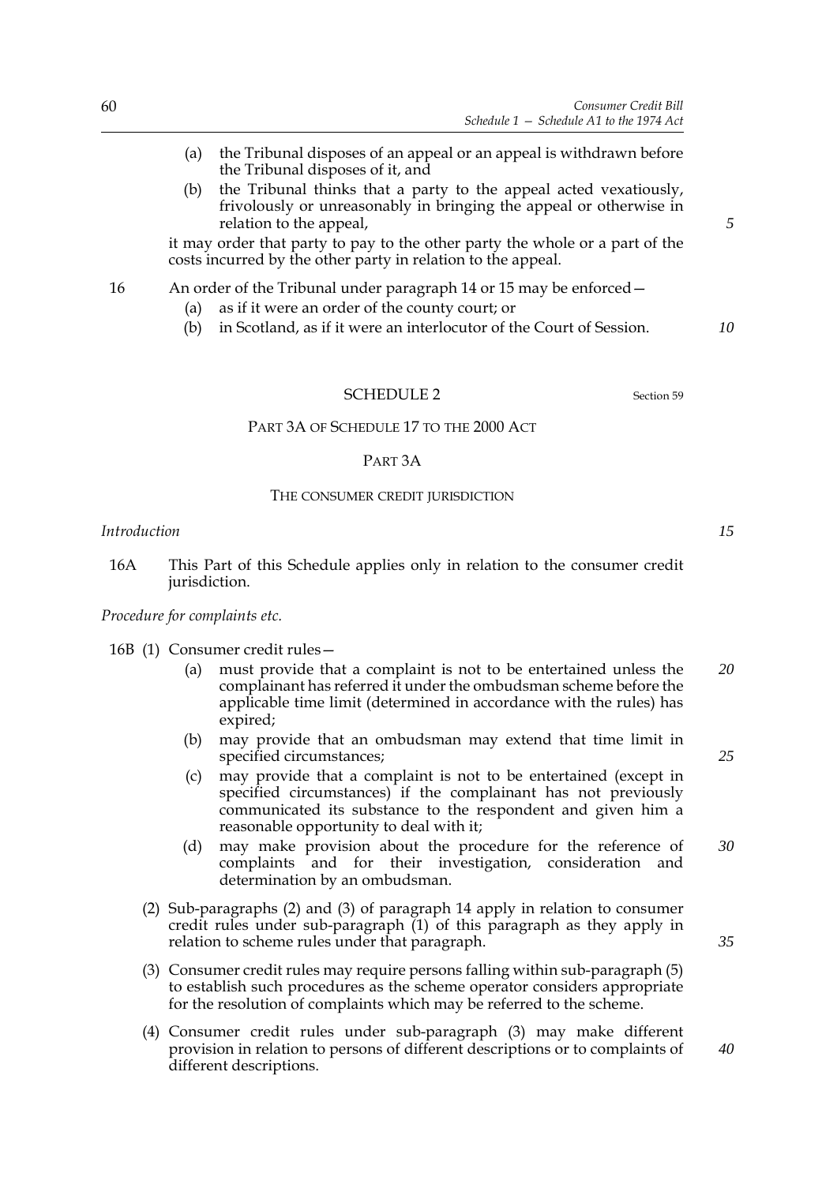(a) the Tribunal disposes of an appeal or an appeal is withdrawn before the Tribunal disposes of it, and

(b) the Tribunal thinks that a party to the appeal acted vexatiously, frivolously or unreasonably in bringing the appeal or otherwise in relation to the appeal,

it may order that party to pay to the other party the whole or a part of the costs incurred by the other party in relation to the appeal.

16 An order of the Tribunal under paragraph 14 or 15 may be enforced—

(a) as if it were an order of the county court; or

(b) in Scotland, as if it were an interlocutor of the Court of Session.

## SCHEDULE 2

Section 59

### PART 3A OF SCHEDULE 17 TO THE 2000 ACT

### PART 3A

### THE CONSUMER CREDIT JURISDICTION

*Introduction*

16A This Part of this Schedule applies only in relation to the consumer credit jurisdiction.

*Procedure for complaints etc.*

16B (1) Consumer credit rules—

(a) must provide that a complaint is not to be entertained unless the complainant has referred it under the ombudsman scheme before the applicable time limit (determined in accordance with the rules) has expired;

(b) may provide that an ombudsman may extend that time limit in specified circumstances;

(c) may provide that a complaint is not to be entertained (except in specified circumstances) if the complainant has not previously communicated its substance to the respondent and given him a reasonable opportunity to deal with it;

(d) may make provision about the procedure for the reference of complaints and for their investigation, consideration and determination by an ombudsman.

(2) Sub-paragraphs (2) and (3) of paragraph 14 apply in relation to consumer credit rules under sub-paragraph (1) of this paragraph as they apply in relation to scheme rules under that paragraph.

(3) Consumer credit rules may require persons falling within sub-paragraph (5) to establish such procedures as the scheme operator considers appropriate for the resolution of complaints which may be referred to the scheme.

(4) Consumer credit rules under sub-paragraph (3) may make different provision in relation to persons of different descriptions or to complaints of different descriptions.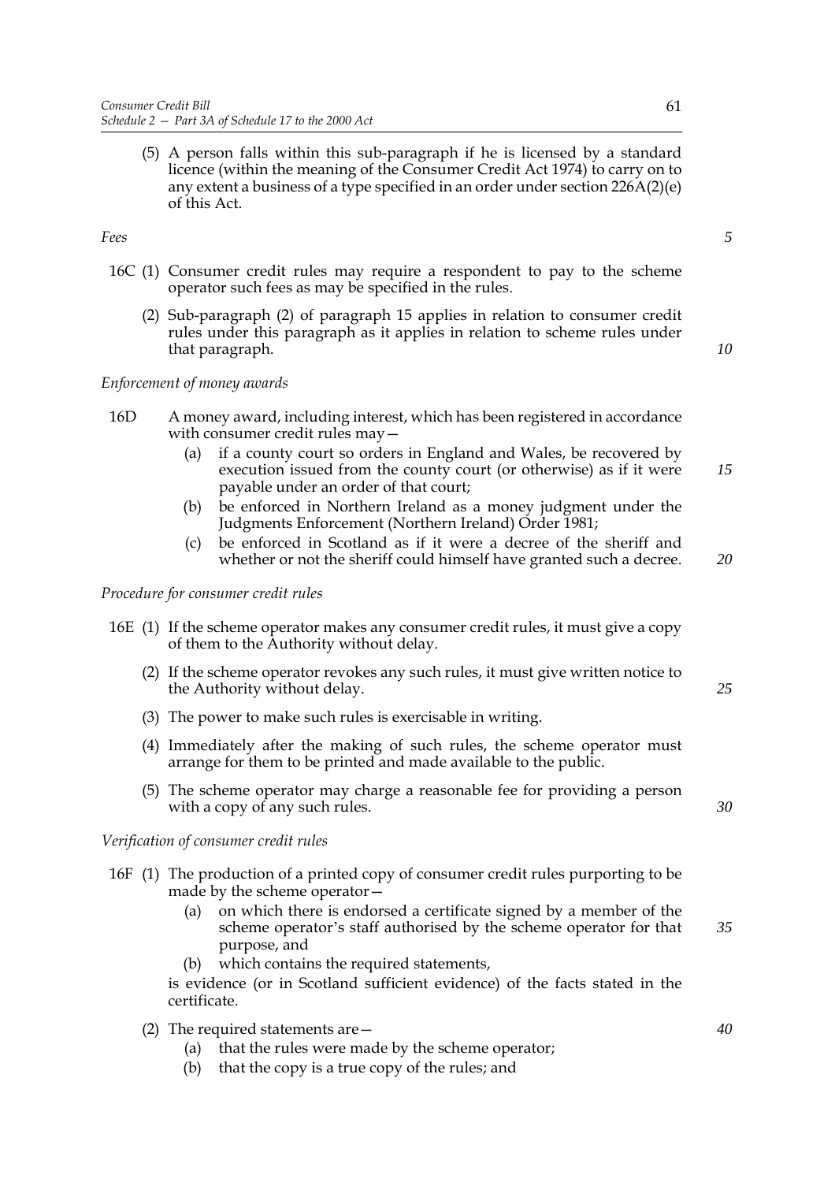(5) A person falls within this sub-paragraph if he is licensed by a standard licence (within the meaning of the Consumer Credit Act 1974) to carry on to any extent a business of a type specified in an order under section 226A(2)(e) of this Act.

*Fees*

16C (1) Consumer credit rules may require a respondent to pay to the scheme operator such fees as may be specified in the rules.

(2) Sub-paragraph (2) of paragraph 15 applies in relation to consumer credit rules under this paragraph as it applies in relation to scheme rules under that paragraph.

*Enforcement of money awards*

16D A money award, including interest, which has been registered in accordance with consumer credit rules may—

(a) if a county court so orders in England and Wales, be recovered by execution issued from the county court (or otherwise) as if it were payable under an order of that court;

(b) be enforced in Northern Ireland as a money judgment under the Judgments Enforcement (Northern Ireland) Order 1981;

(c) be enforced in Scotland as if it were a decree of the sheriff and whether or not the sheriff could himself have granted such a decree.

*Procedure for consumer credit rules*

16E (1) If the scheme operator makes any consumer credit rules, it must give a copy of them to the Authority without delay.

(2) If the scheme operator revokes any such rules, it must give written notice to the Authority without delay.

(3) The power to make such rules is exercisable in writing.

(4) Immediately after the making of such rules, the scheme operator must arrange for them to be printed and made available to the public.

(5) The scheme operator may charge a reasonable fee for providing a person with a copy of any such rules.

*Verification of consumer credit rules*

16F (1) The production of a printed copy of consumer credit rules purporting to be made by the scheme operator—

(a) on which there is endorsed a certificate signed by a member of the scheme operator's staff authorised by the scheme operator for that purpose, and

(b) which contains the required statements,

is evidence (or in Scotland sufficient evidence) of the facts stated in the certificate.

(2) The required statements are—

(a) that the rules were made by the scheme operator;

(b) that the copy is a true copy of the rules; and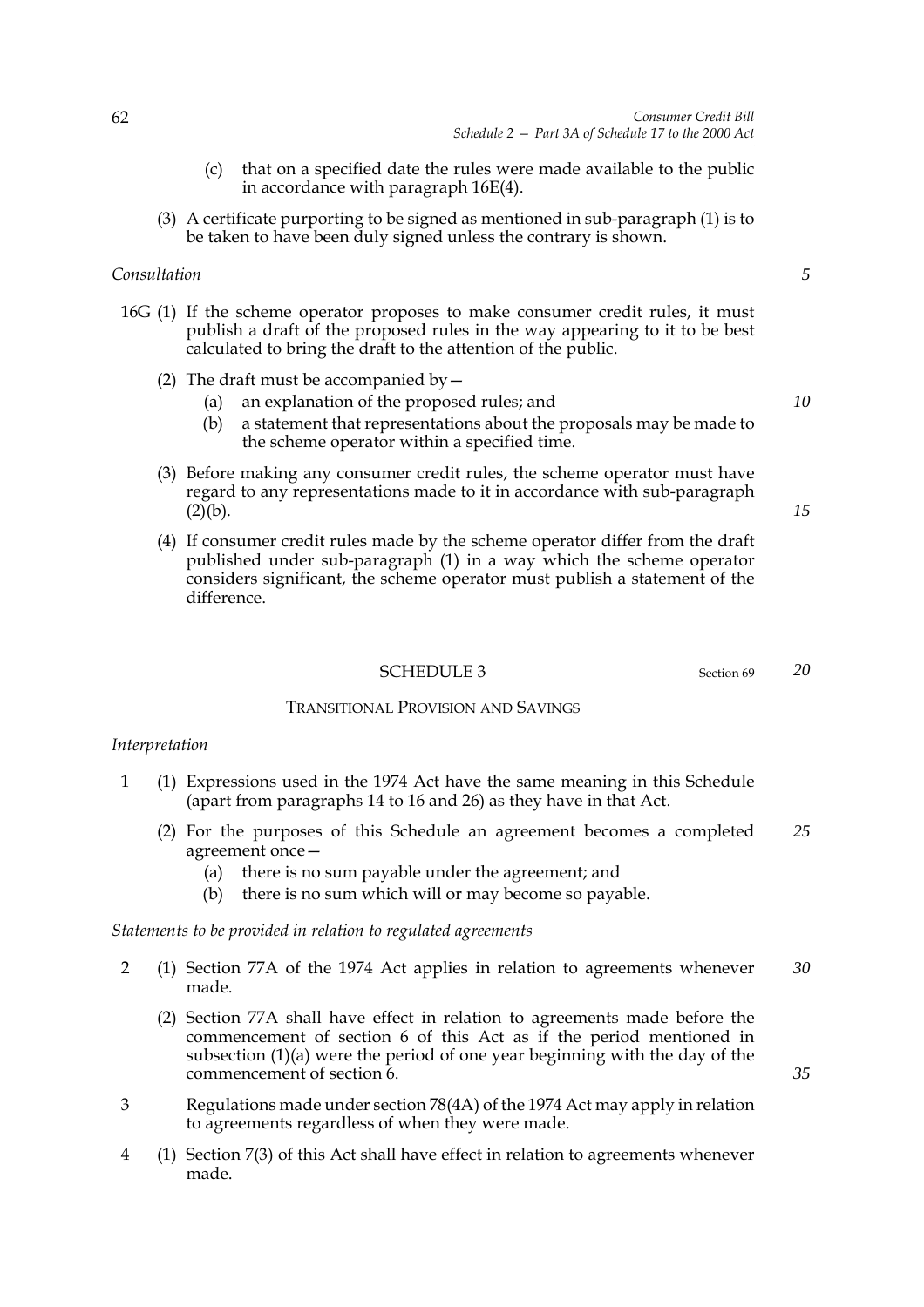(c) that on a specified date the rules were made available to the public in accordance with paragraph 16E(4).

(3) A certificate purporting to be signed as mentioned in sub-paragraph (1) is to be taken to have been duly signed unless the contrary is shown.

*Consultation*

16G (1) If the scheme operator proposes to make consumer credit rules, it must publish a draft of the proposed rules in the way appearing to it to be best calculated to bring the draft to the attention of the public.

(2) The draft must be accompanied by—

(a) an explanation of the proposed rules; and

(b) a statement that representations about the proposals may be made to the scheme operator within a specified time.

(3) Before making any consumer credit rules, the scheme operator must have regard to any representations made to it in accordance with sub-paragraph (2)(b).

(4) If consumer credit rules made by the scheme operator differ from the draft published under sub-paragraph (1) in a way which the scheme operator considers significant, the scheme operator must publish a statement of the difference.

## SCHEDULE 3

Section 69

### TRANSITIONAL PROVISION AND SAVINGS

*Interpretation*

1 (1) Expressions used in the 1974 Act have the same meaning in this Schedule (apart from paragraphs 14 to 16 and 26) as they have in that Act.

(2) For the purposes of this Schedule an agreement becomes a completed agreement once—

(a) there is no sum payable under the agreement; and

(b) there is no sum which will or may become so payable.

*Statements to be provided in relation to regulated agreements*

2 (1) Section 77A of the 1974 Act applies in relation to agreements whenever made.

(2) Section 77A shall have effect in relation to agreements made before the commencement of section 6 of this Act as if the period mentioned in subsection (1)(a) were the period of one year beginning with the day of the commencement of section 6.

3 Regulations made under section 78(4A) of the 1974 Act may apply in relation to agreements regardless of when they were made.

4 (1) Section 7(3) of this Act shall have effect in relation to agreements whenever made.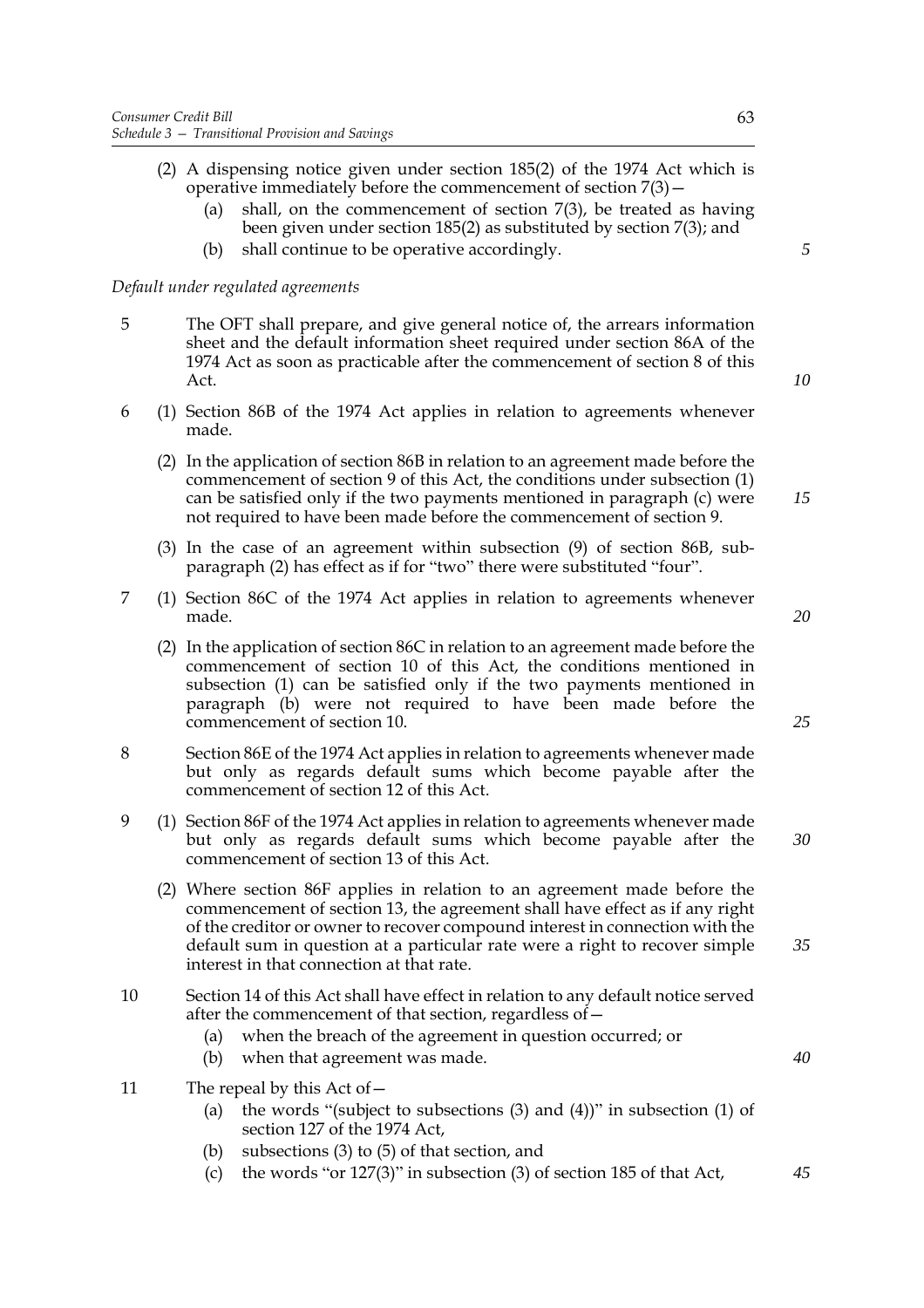(2) A dispensing notice given under section 185(2) of the 1974 Act which is operative immediately before the commencement of section 7(3)—

(a) shall, on the commencement of section 7(3), be treated as having been given under section 185(2) as substituted by section 7(3); and

(b) shall continue to be operative accordingly.

*Default under regulated agreements*

5 The OFT shall prepare, and give general notice of, the arrears information sheet and the default information sheet required under section 86A of the 1974 Act as soon as practicable after the commencement of section 8 of this Act.

6 (1) Section 86B of the 1974 Act applies in relation to agreements whenever made.

(2) In the application of section 86B in relation to an agreement made before the commencement of section 9 of this Act, the conditions under subsection (1) can be satisfied only if the two payments mentioned in paragraph (c) were not required to have been made before the commencement of section 9.

(3) In the case of an agreement within subsection (9) of section 86B, sub-paragraph (2) has effect as if for "two" there were substituted "four".

7 (1) Section 86C of the 1974 Act applies in relation to agreements whenever made.

(2) In the application of section 86C in relation to an agreement made before the commencement of section 10 of this Act, the conditions mentioned in subsection (1) can be satisfied only if the two payments mentioned in paragraph (b) were not required to have been made before the commencement of section 10.

8 Section 86E of the 1974 Act applies in relation to agreements whenever made but only as regards default sums which become payable after the commencement of section 12 of this Act.

9 (1) Section 86F of the 1974 Act applies in relation to agreements whenever made but only as regards default sums which become payable after the commencement of section 13 of this Act.

(2) Where section 86F applies in relation to an agreement made before the commencement of section 13, the agreement shall have effect as if any right of the creditor or owner to recover compound interest in connection with the default sum in question at a particular rate were a right to recover simple interest in that connection at that rate.

10 Section 14 of this Act shall have effect in relation to any default notice served after the commencement of that section, regardless of—

(a) when the breach of the agreement in question occurred; or

(b) when that agreement was made.

11 The repeal by this Act of—

(a) the words "(subject to subsections (3) and (4))" in subsection (1) of section 127 of the 1974 Act,

(b) subsections (3) to (5) of that section, and

(c) the words "or 127(3)" in subsection (3) of section 185 of that Act,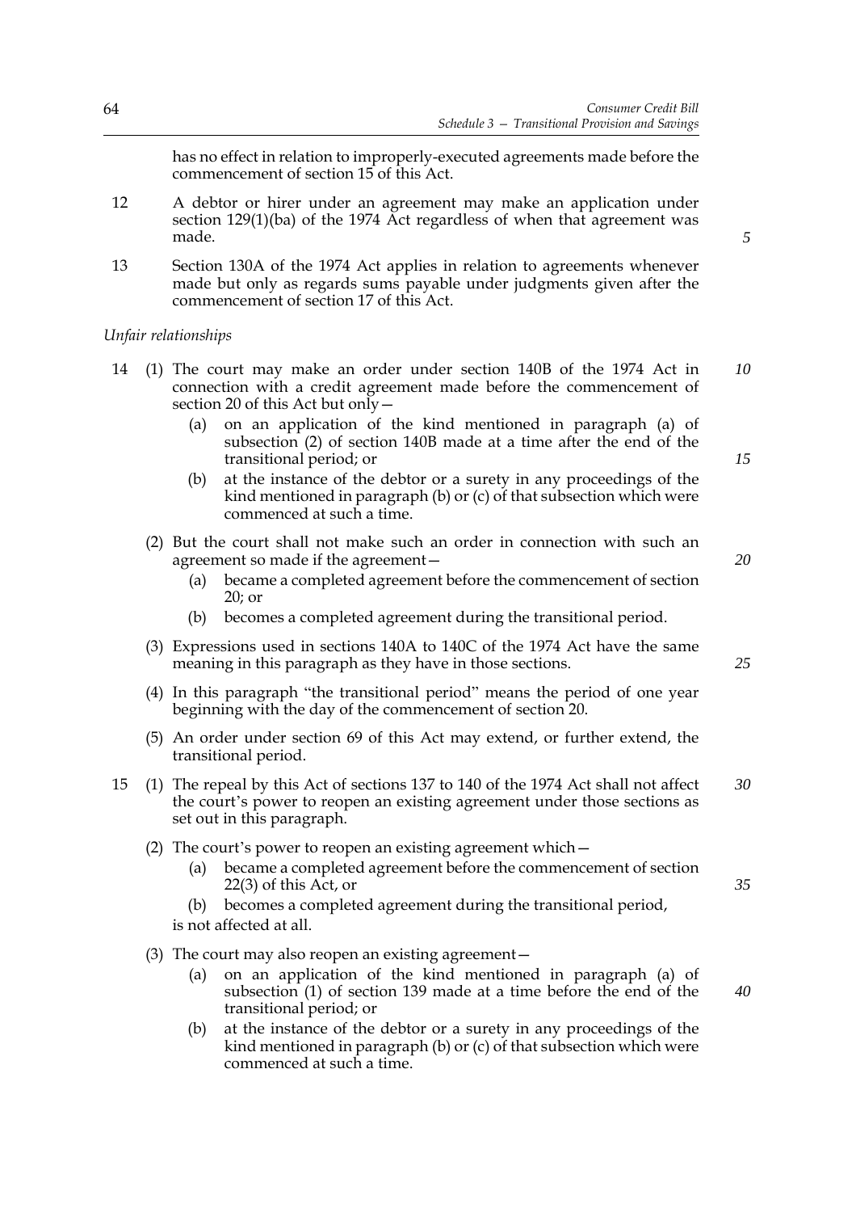has no effect in relation to improperly-executed agreements made before the commencement of section 15 of this Act.

12 A debtor or hirer under an agreement may make an application under section 129(1)(ba) of the 1974 Act regardless of when that agreement was made.

13 Section 130A of the 1974 Act applies in relation to agreements whenever made but only as regards sums payable under judgments given after the commencement of section 17 of this Act.

*Unfair relationships*

14 (1) The court may make an order under section 140B of the 1974 Act in connection with a credit agreement made before the commencement of section 20 of this Act but only—

(a) on an application of the kind mentioned in paragraph (a) of subsection (2) of section 140B made at a time after the end of the transitional period; or

(b) at the instance of the debtor or a surety in any proceedings of the kind mentioned in paragraph (b) or (c) of that subsection which were commenced at such a time.

(2) But the court shall not make such an order in connection with such an agreement so made if the agreement—

(a) became a completed agreement before the commencement of section 20; or

(b) becomes a completed agreement during the transitional period.

(3) Expressions used in sections 140A to 140C of the 1974 Act have the same meaning in this paragraph as they have in those sections.

(4) In this paragraph "the transitional period" means the period of one year beginning with the day of the commencement of section 20.

(5) An order under section 69 of this Act may extend, or further extend, the transitional period.

15 (1) The repeal by this Act of sections 137 to 140 of the 1974 Act shall not affect the court's power to reopen an existing agreement under those sections as set out in this paragraph.

(2) The court's power to reopen an existing agreement which—

(a) became a completed agreement before the commencement of section 22(3) of this Act, or

(b) becomes a completed agreement during the transitional period,

is not affected at all.

(3) The court may also reopen an existing agreement—

(a) on an application of the kind mentioned in paragraph (a) of subsection (1) of section 139 made at a time before the end of the transitional period; or

(b) at the instance of the debtor or a surety in any proceedings of the kind mentioned in paragraph (b) or (c) of that subsection which were commenced at such a time.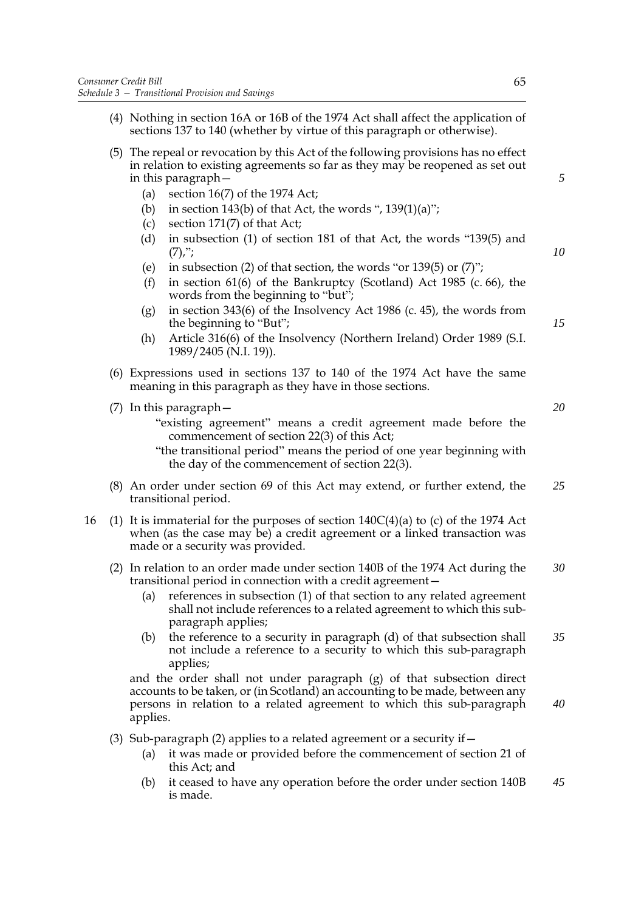(4) Nothing in section 16A or 16B of the 1974 Act shall affect the application of sections 137 to 140 (whether by virtue of this paragraph or otherwise).

(5) The repeal or revocation by this Act of the following provisions has no effect in relation to existing agreements so far as they may be reopened as set out in this paragraph—

  (a) section 16(7) of the 1974 Act;

  (b) in section 143(b) of that Act, the words ", 139(1)(a)";

  (c) section 171(7) of that Act;

  (d) in subsection (1) of section 181 of that Act, the words "139(5) and (7),";

  (e) in subsection (2) of that section, the words "or 139(5) or (7)";

  (f) in section 61(6) of the Bankruptcy (Scotland) Act 1985 (c. 66), the words from the beginning to "but";

  (g) in section 343(6) of the Insolvency Act 1986 (c. 45), the words from the beginning to "But";

  (h) Article 316(6) of the Insolvency (Northern Ireland) Order 1989 (S.I. 1989/2405 (N.I. 19)).

(6) Expressions used in sections 137 to 140 of the 1974 Act have the same meaning in this paragraph as they have in those sections.

(7) In this paragraph—

"existing agreement" means a credit agreement made before the commencement of section 22(3) of this Act;

"the transitional period" means the period of one year beginning with the day of the commencement of section 22(3).

(8) An order under section 69 of this Act may extend, or further extend, the transitional period.

16 (1) It is immaterial for the purposes of section 140C(4)(a) to (c) of the 1974 Act when (as the case may be) a credit agreement or a linked transaction was made or a security was provided.

(2) In relation to an order made under section 140B of the 1974 Act during the transitional period in connection with a credit agreement—

  (a) references in subsection (1) of that section to any related agreement shall not include references to a related agreement to which this sub-paragraph applies;

  (b) the reference to a security in paragraph (d) of that subsection shall not include a reference to a security to which this sub-paragraph applies;

and the order shall not under paragraph (g) of that subsection direct accounts to be taken, or (in Scotland) an accounting to be made, between any persons in relation to a related agreement to which this sub-paragraph applies.

(3) Sub-paragraph (2) applies to a related agreement or a security if—

  (a) it was made or provided before the commencement of section 21 of this Act; and

  (b) it ceased to have any operation before the order under section 140B is made.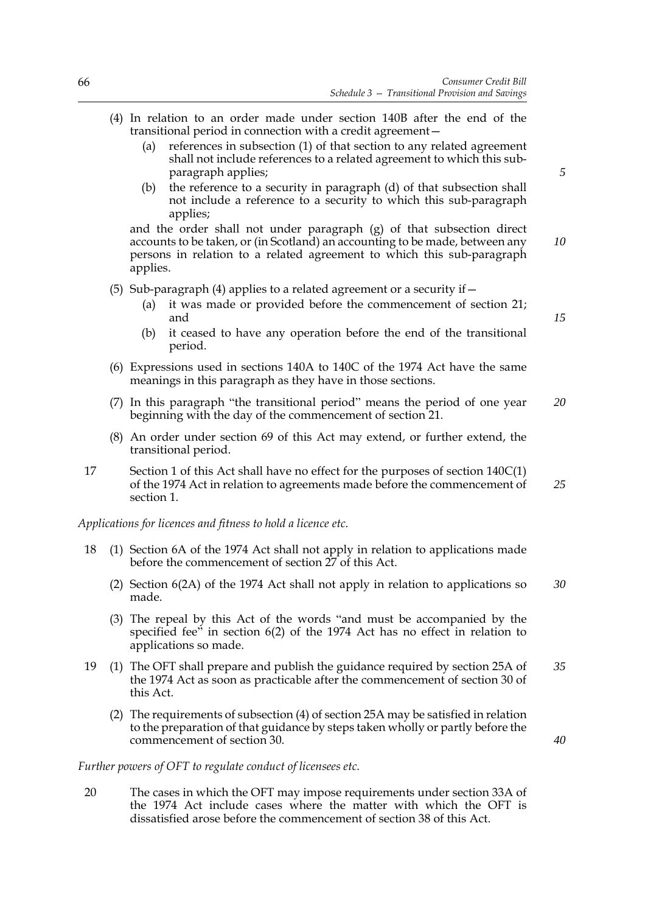(4) In relation to an order made under section 140B after the end of the transitional period in connection with a credit agreement—

   (a) references in subsection (1) of that section to any related agreement shall not include references to a related agreement to which this sub-paragraph applies;

   (b) the reference to a security in paragraph (d) of that subsection shall not include a reference to a security to which this sub-paragraph applies;

and the order shall not under paragraph (g) of that subsection direct accounts to be taken, or (in Scotland) an accounting to be made, between any persons in relation to a related agreement to which this sub-paragraph applies.

(5) Sub-paragraph (4) applies to a related agreement or a security if—

   (a) it was made or provided before the commencement of section 21; and

   (b) it ceased to have any operation before the end of the transitional period.

(6) Expressions used in sections 140A to 140C of the 1974 Act have the same meanings in this paragraph as they have in those sections.

(7) In this paragraph "the transitional period" means the period of one year beginning with the day of the commencement of section 21.

(8) An order under section 69 of this Act may extend, or further extend, the transitional period.

17 Section 1 of this Act shall have no effect for the purposes of section 140C(1) of the 1974 Act in relation to agreements made before the commencement of section 1.

*Applications for licences and fitness to hold a licence etc.*

18 (1) Section 6A of the 1974 Act shall not apply in relation to applications made before the commencement of section 27 of this Act.

(2) Section 6(2A) of the 1974 Act shall not apply in relation to applications so made.

(3) The repeal by this Act of the words "and must be accompanied by the specified fee" in section 6(2) of the 1974 Act has no effect in relation to applications so made.

19 (1) The OFT shall prepare and publish the guidance required by section 25A of the 1974 Act as soon as practicable after the commencement of section 30 of this Act.

(2) The requirements of subsection (4) of section 25A may be satisfied in relation to the preparation of that guidance by steps taken wholly or partly before the commencement of section 30.

*Further powers of OFT to regulate conduct of licensees etc.*

20 The cases in which the OFT may impose requirements under section 33A of the 1974 Act include cases where the matter with which the OFT is dissatisfied arose before the commencement of section 38 of this Act.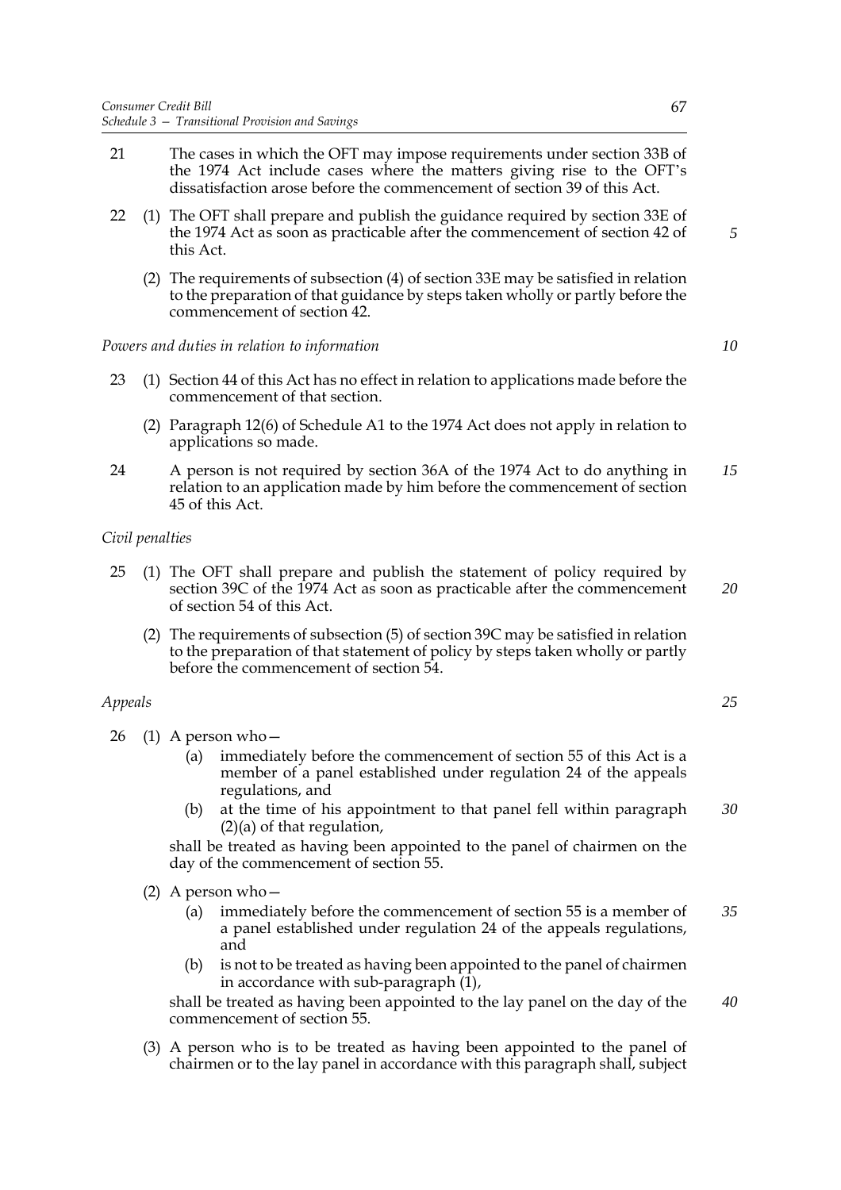21 The cases in which the OFT may impose requirements under section 33B of the 1974 Act include cases where the matters giving rise to the OFT's dissatisfaction arose before the commencement of section 39 of this Act.

22 (1) The OFT shall prepare and publish the guidance required by section 33E of the 1974 Act as soon as practicable after the commencement of section 42 of this Act.

(2) The requirements of subsection (4) of section 33E may be satisfied in relation to the preparation of that guidance by steps taken wholly or partly before the commencement of section 42.

*Powers and duties in relation to information*

23 (1) Section 44 of this Act has no effect in relation to applications made before the commencement of that section.

(2) Paragraph 12(6) of Schedule A1 to the 1974 Act does not apply in relation to applications so made.

24 A person is not required by section 36A of the 1974 Act to do anything in relation to an application made by him before the commencement of section 45 of this Act.

*Civil penalties*

25 (1) The OFT shall prepare and publish the statement of policy required by section 39C of the 1974 Act as soon as practicable after the commencement of section 54 of this Act.

(2) The requirements of subsection (5) of section 39C may be satisfied in relation to the preparation of that statement of policy by steps taken wholly or partly before the commencement of section 54.

*Appeals*

26 (1) A person who—

(a) immediately before the commencement of section 55 of this Act is a member of a panel established under regulation 24 of the appeals regulations, and

(b) at the time of his appointment to that panel fell within paragraph (2)(a) of that regulation,

shall be treated as having been appointed to the panel of chairmen on the day of the commencement of section 55.

(2) A person who—

(a) immediately before the commencement of section 55 is a member of a panel established under regulation 24 of the appeals regulations, and

(b) is not to be treated as having been appointed to the panel of chairmen in accordance with sub-paragraph (1),

shall be treated as having been appointed to the lay panel on the day of the commencement of section 55.

(3) A person who is to be treated as having been appointed to the panel of chairmen or to the lay panel in accordance with this paragraph shall, subject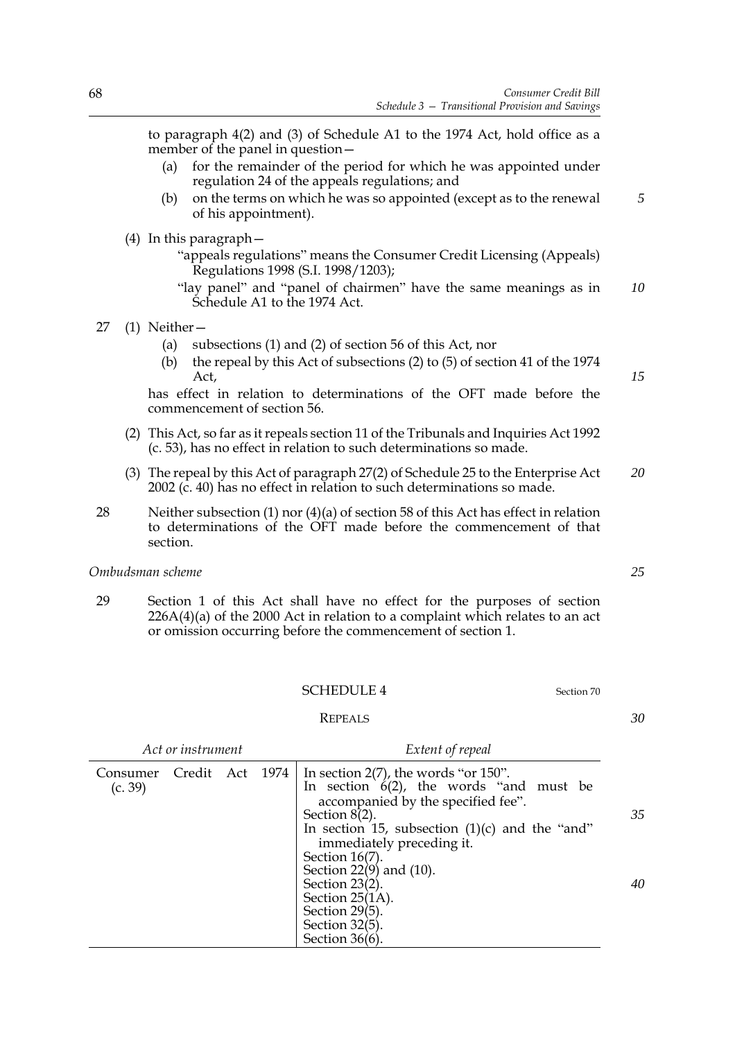to paragraph 4(2) and (3) of Schedule A1 to the 1974 Act, hold office as a member of the panel in question—

(a) for the remainder of the period for which he was appointed under regulation 24 of the appeals regulations; and

(b) on the terms on which he was so appointed (except as to the renewal of his appointment).

(4) In this paragraph—

"appeals regulations" means the Consumer Credit Licensing (Appeals) Regulations 1998 (S.I. 1998/1203);

"lay panel" and "panel of chairmen" have the same meanings as in Schedule A1 to the 1974 Act.

27 (1) Neither—

(a) subsections (1) and (2) of section 56 of this Act, nor

(b) the repeal by this Act of subsections (2) to (5) of section 41 of the 1974 Act,

has effect in relation to determinations of the OFT made before the commencement of section 56.

(2) This Act, so far as it repeals section 11 of the Tribunals and Inquiries Act 1992 (c. 53), has no effect in relation to such determinations so made.

(3) The repeal by this Act of paragraph 27(2) of Schedule 25 to the Enterprise Act 2002 (c. 40) has no effect in relation to such determinations so made.

28 Neither subsection (1) nor (4)(a) of section 58 of this Act has effect in relation to determinations of the OFT made before the commencement of that section.

*Ombudsman scheme*

29 Section 1 of this Act shall have no effect for the purposes of section 226A(4)(a) of the 2000 Act in relation to a complaint which relates to an act or omission occurring before the commencement of section 1.

## SCHEDULE 4

Section 70

### REPEALS

| *Act or instrument* | *Extent of repeal* |
|---|---|
| Consumer Credit Act 1974 (c. 39) | In section 2(7), the words "or 150".<br>In section 6(2), the words "and must be accompanied by the specified fee".<br>Section 8(2).<br>In section 15, subsection (1)(c) and the "and" immediately preceding it.<br>Section 16(7).<br>Section 22(9) and (10).<br>Section 23(2).<br>Section 25(1A).<br>Section 29(5).<br>Section 32(5).<br>Section 36(6). |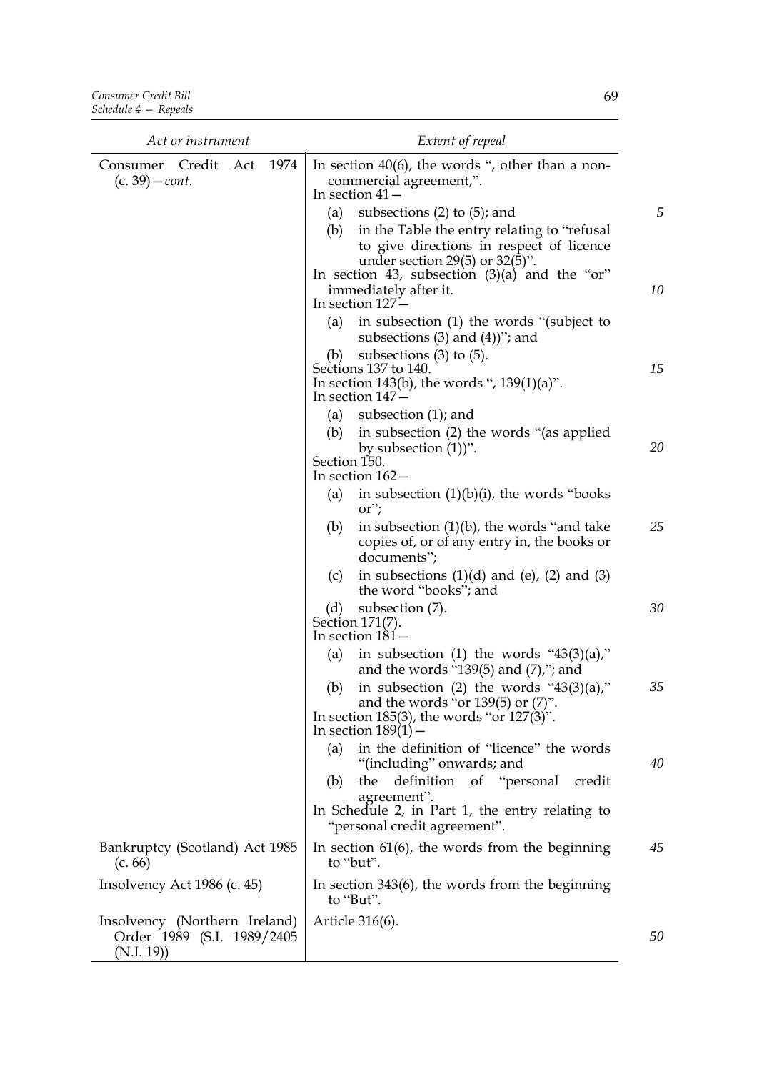| *Act or instrument* | *Extent of repeal* |
|---|---|
| Consumer Credit Act 1974 (c. 39)—*cont.* | In section 40(6), the words ", other than a non-commercial agreement,".<br>In section 41—<br>(a) subsections (2) to (5); and<br>(b) in the Table the entry relating to "refusal to give directions in respect of licence under section 29(5) or 32(5)".<br>In section 43, subsection (3)(a) and the "or" immediately after it.<br>In section 127—<br>(a) in subsection (1) the words "(subject to subsections (3) and (4))"; and<br>(b) subsections (3) to (5).<br>Sections 137 to 140.<br>In section 143(b), the words ", 139(1)(a)".<br>In section 147—<br>(a) subsection (1); and<br>(b) in subsection (2) the words "(as applied by subsection (1))".<br>Section 150.<br>In section 162—<br>(a) in subsection (1)(b)(i), the words "books or";<br>(b) in subsection (1)(b), the words "and take copies of, or of any entry in, the books or documents";<br>(c) in subsections (1)(d) and (e), (2) and (3) the word "books"; and<br>(d) subsection (7).<br>Section 171(7).<br>In section 181—<br>(a) in subsection (1) the words "43(3)(a)," and the words "139(5) and (7),"; and<br>(b) in subsection (2) the words "43(3)(a)," and the words "or 139(5) or (7)".<br>In section 185(3), the words "or 127(3)".<br>In section 189(1)—<br>(a) in the definition of "licence" the words "(including" onwards; and<br>(b) the definition of "personal credit agreement".<br>In Schedule 2, in Part 1, the entry relating to "personal credit agreement". |
| Bankruptcy (Scotland) Act 1985 (c. 66) | In section 61(6), the words from the beginning to "but". |
| Insolvency Act 1986 (c. 45) | In section 343(6), the words from the beginning to "But". |
| Insolvency (Northern Ireland) Order 1989 (S.I. 1989/2405 (N.I. 19)) | Article 316(6). |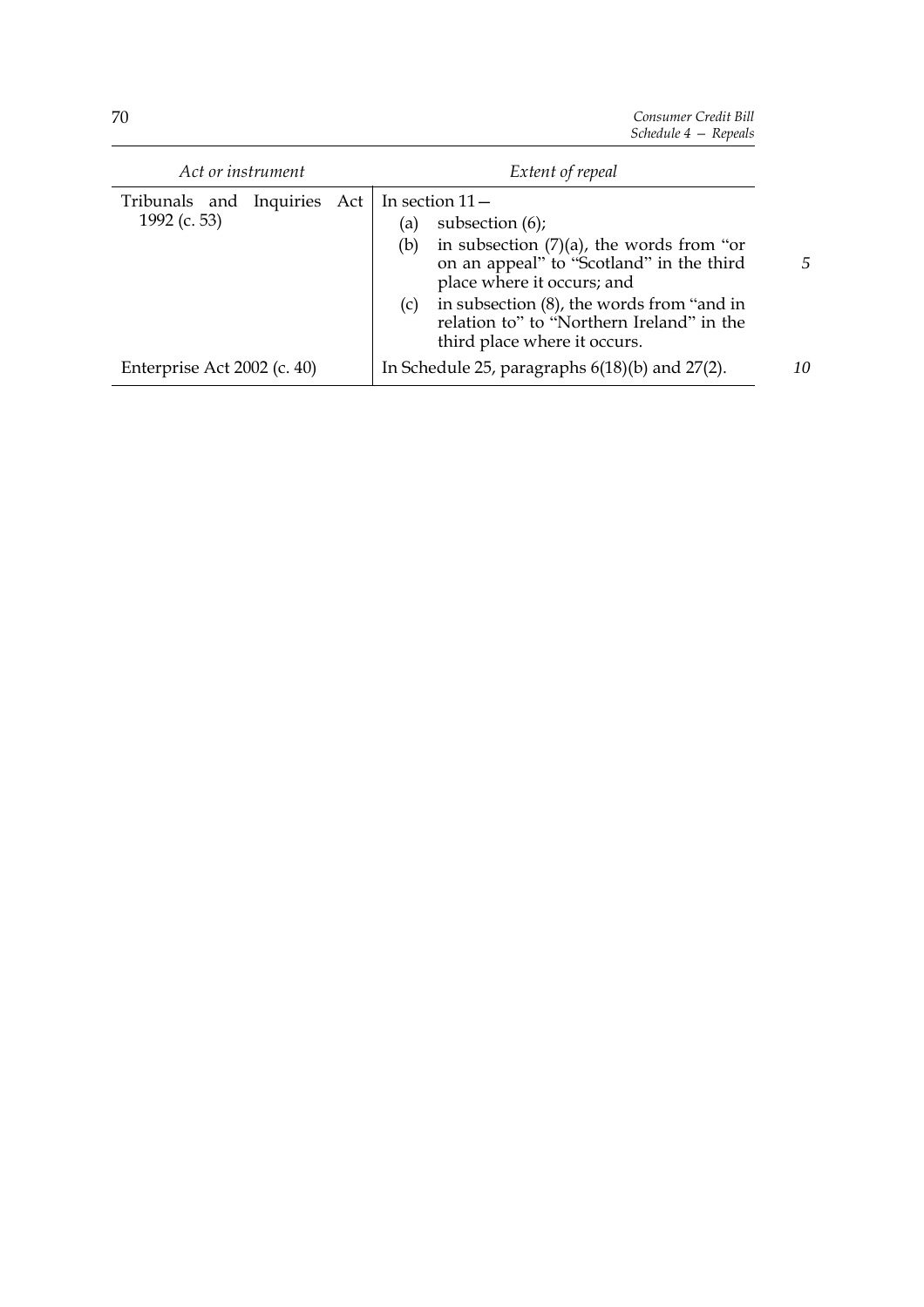| Act or instrument | Extent of repeal |
| --- | --- |
| Tribunals and Inquiries Act 1992 (c. 53) | In section 11— (a) subsection (6); (b) in subsection (7)(a), the words from "or on an appeal" to "Scotland" in the third place where it occurs; and (c) in subsection (8), the words from "and in relation to" to "Northern Ireland" in the third place where it occurs. |
| Enterprise Act 2002 (c. 40) | In Schedule 25, paragraphs 6(18)(b) and 27(2). |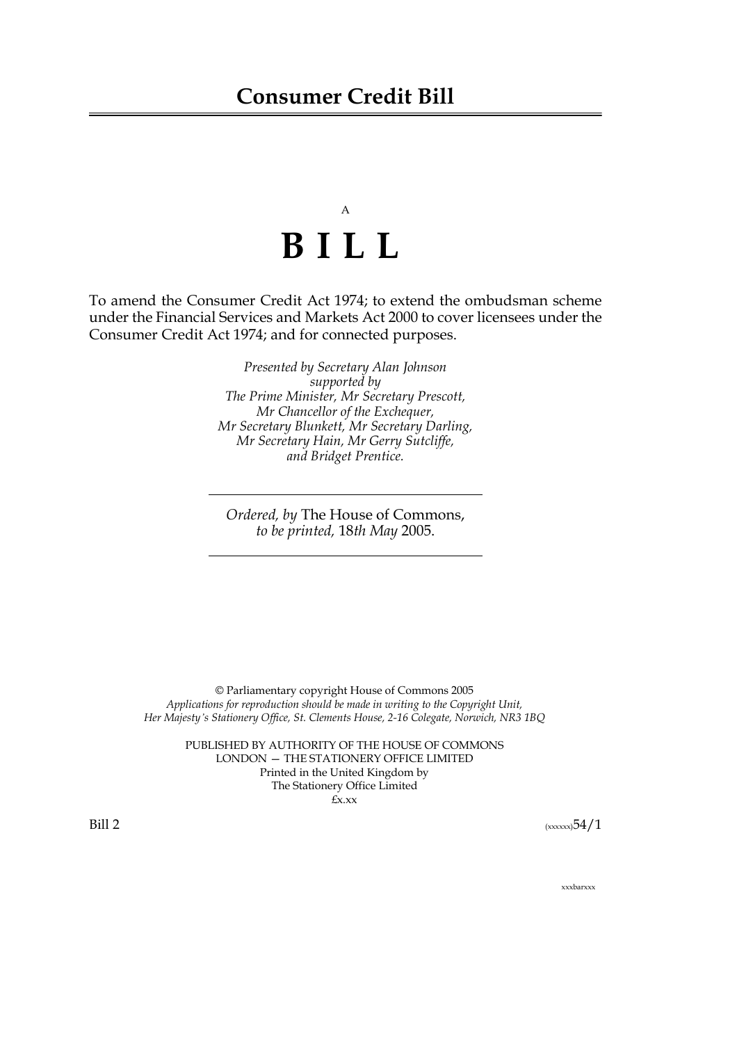# Consumer Credit Bill

A

# B I L L

To amend the Consumer Credit Act 1974; to extend the ombudsman scheme under the Financial Services and Markets Act 2000 to cover licensees under the Consumer Credit Act 1974; and for connected purposes.

*Presented by Secretary Alan Johnson*
*supported by*
*The Prime Minister, Mr Secretary Prescott,*
*Mr Chancellor of the Exchequer,*
*Mr Secretary Blunkett, Mr Secretary Darling,*
*Mr Secretary Hain, Mr Gerry Sutcliffe,*
*and Bridget Prentice.*

---

*Ordered, by* The House of Commons, *to be printed,* 18*th May* 2005.

---

© Parliamentary copyright House of Commons 2005
*Applications for reproduction should be made in writing to the Copyright Unit, Her Majesty's Stationery Office, St. Clements House, 2-16 Colegate, Norwich, NR3 1BQ*

PUBLISHED BY AUTHORITY OF THE HOUSE OF COMMONS
LONDON — THE STATIONERY OFFICE LIMITED
Printed in the United Kingdom by
The Stationery Office Limited
£x.xx

Bill 2 (xxxxxx)54/1

xxxbarxxx